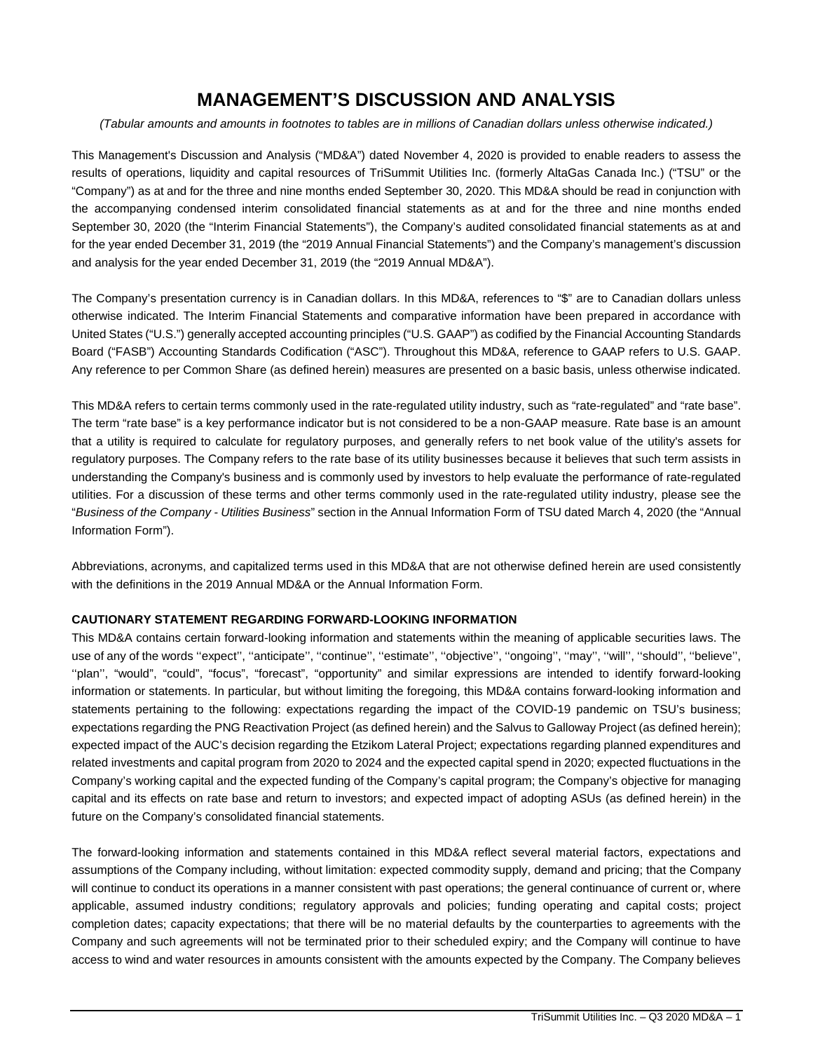# MANAGEMENT'S DISCUSSION AND ANALYSIS

*(Tabular amounts and amounts in footnotes to tables are in millions of Canadian dollars unless otherwise indicated.)*

This Management's Discussion and Analysis ("MD&A") dated November 4, 2020 is provided to enable readers to assess the results of operations, liquidity and capital resources of TriSummit Utilities Inc. (formerly AltaGas Canada Inc.) ("TSU" or the "Company") as at and for the three and nine months ended September 30, 2020. This MD&A should be read in conjunction with the accompanying condensed interim consolidated financial statements as at and for the three and nine months ended September 30, 2020 (the "Interim Financial Statements"), the Company's audited consolidated financial statements as at and for the year ended December 31, 2019 (the "2019 Annual Financial Statements") and the Company's management's discussion and analysis for the year ended December 31, 2019 (the "2019 Annual MD&A").

The Company's presentation currency is in Canadian dollars. In this MD&A, references to "$" are to Canadian dollars unless otherwise indicated. The Interim Financial Statements and comparative information have been prepared in accordance with United States ("U.S.") generally accepted accounting principles ("U.S. GAAP") as codified by the Financial Accounting Standards Board ("FASB") Accounting Standards Codification ("ASC"). Throughout this MD&A, reference to GAAP refers to U.S. GAAP. Any reference to per Common Share (as defined herein) measures are presented on a basic basis, unless otherwise indicated.

This MD&A refers to certain terms commonly used in the rate-regulated utility industry, such as "rate-regulated" and "rate base". The term "rate base" is a key performance indicator but is not considered to be a non-GAAP measure. Rate base is an amount that a utility is required to calculate for regulatory purposes, and generally refers to net book value of the utility's assets for regulatory purposes. The Company refers to the rate base of its utility businesses because it believes that such term assists in understanding the Company's business and is commonly used by investors to help evaluate the performance of rate-regulated utilities. For a discussion of these terms and other terms commonly used in the rate-regulated utility industry, please see the "*Business of the Company - Utilities Business*" section in the Annual Information Form of TSU dated March 4, 2020 (the "Annual Information Form").

Abbreviations, acronyms, and capitalized terms used in this MD&A that are not otherwise defined herein are used consistently with the definitions in the 2019 Annual MD&A or the Annual Information Form.

**CAUTIONARY STATEMENT REGARDING FORWARD-LOOKING INFORMATION**

This MD&A contains certain forward-looking information and statements within the meaning of applicable securities laws. The use of any of the words ''expect'', ''anticipate'', ''continue'', ''estimate'', ''objective'', ''ongoing'', ''may'', ''will'', ''should'', ''believe'', ''plan'', "would", "could", "focus", "forecast", "opportunity" and similar expressions are intended to identify forward-looking information or statements. In particular, but without limiting the foregoing, this MD&A contains forward-looking information and statements pertaining to the following: expectations regarding the impact of the COVID-19 pandemic on TSU's business; expectations regarding the PNG Reactivation Project (as defined herein) and the Salvus to Galloway Project (as defined herein); expected impact of the AUC's decision regarding the Etzikom Lateral Project; expectations regarding planned expenditures and related investments and capital program from 2020 to 2024 and the expected capital spend in 2020; expected fluctuations in the Company's working capital and the expected funding of the Company's capital program; the Company's objective for managing capital and its effects on rate base and return to investors; and expected impact of adopting ASUs (as defined herein) in the future on the Company's consolidated financial statements.

The forward-looking information and statements contained in this MD&A reflect several material factors, expectations and assumptions of the Company including, without limitation: expected commodity supply, demand and pricing; that the Company will continue to conduct its operations in a manner consistent with past operations; the general continuance of current or, where applicable, assumed industry conditions; regulatory approvals and policies; funding operating and capital costs; project completion dates; capacity expectations; that there will be no material defaults by the counterparties to agreements with the Company and such agreements will not be terminated prior to their scheduled expiry; and the Company will continue to have access to wind and water resources in amounts consistent with the amounts expected by the Company. The Company believes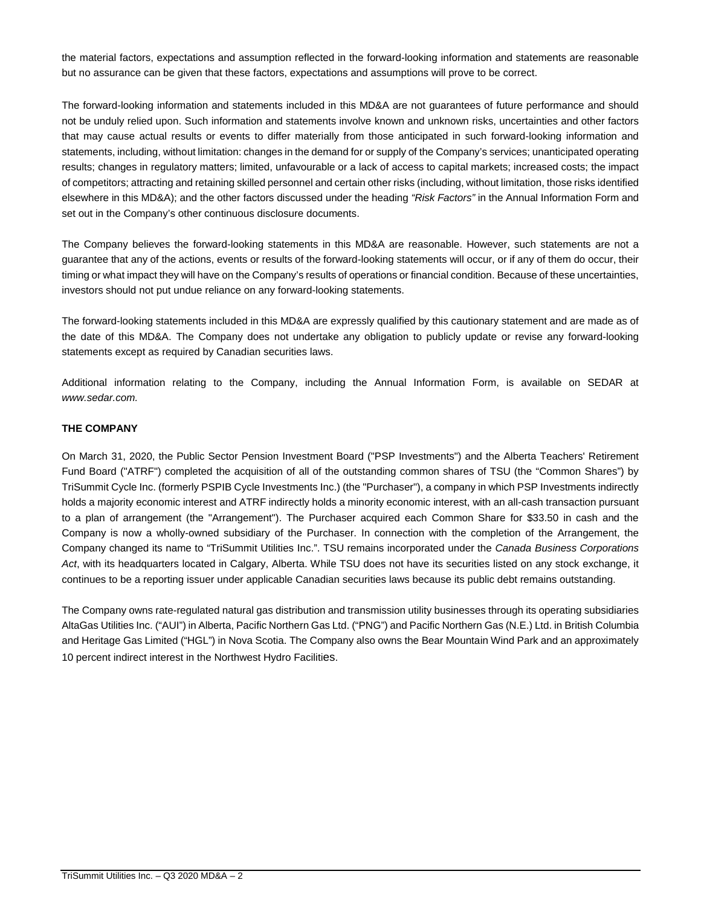the material factors, expectations and assumption reflected in the forward-looking information and statements are reasonable but no assurance can be given that these factors, expectations and assumptions will prove to be correct.

The forward-looking information and statements included in this MD&A are not guarantees of future performance and should not be unduly relied upon. Such information and statements involve known and unknown risks, uncertainties and other factors that may cause actual results or events to differ materially from those anticipated in such forward-looking information and statements, including, without limitation: changes in the demand for or supply of the Company's services; unanticipated operating results; changes in regulatory matters; limited, unfavourable or a lack of access to capital markets; increased costs; the impact of competitors; attracting and retaining skilled personnel and certain other risks (including, without limitation, those risks identified elsewhere in this MD&A); and the other factors discussed under the heading *"Risk Factors"* in the Annual Information Form and set out in the Company's other continuous disclosure documents.

The Company believes the forward-looking statements in this MD&A are reasonable. However, such statements are not a guarantee that any of the actions, events or results of the forward-looking statements will occur, or if any of them do occur, their timing or what impact they will have on the Company's results of operations or financial condition. Because of these uncertainties, investors should not put undue reliance on any forward-looking statements.

The forward-looking statements included in this MD&A are expressly qualified by this cautionary statement and are made as of the date of this MD&A. The Company does not undertake any obligation to publicly update or revise any forward-looking statements except as required by Canadian securities laws.

Additional information relating to the Company, including the Annual Information Form, is available on SEDAR at *www.sedar.com.*

**THE COMPANY**

On March 31, 2020, the Public Sector Pension Investment Board ("PSP Investments") and the Alberta Teachers' Retirement Fund Board ("ATRF") completed the acquisition of all of the outstanding common shares of TSU (the "Common Shares") by TriSummit Cycle Inc. (formerly PSPIB Cycle Investments Inc.) (the "Purchaser"), a company in which PSP Investments indirectly holds a majority economic interest and ATRF indirectly holds a minority economic interest, with an all-cash transaction pursuant to a plan of arrangement (the "Arrangement"). The Purchaser acquired each Common Share for $33.50 in cash and the Company is now a wholly-owned subsidiary of the Purchaser. In connection with the completion of the Arrangement, the Company changed its name to "TriSummit Utilities Inc.". TSU remains incorporated under the *Canada Business Corporations Act*, with its headquarters located in Calgary, Alberta. While TSU does not have its securities listed on any stock exchange, it continues to be a reporting issuer under applicable Canadian securities laws because its public debt remains outstanding.

The Company owns rate-regulated natural gas distribution and transmission utility businesses through its operating subsidiaries AltaGas Utilities Inc. ("AUI") in Alberta, Pacific Northern Gas Ltd. ("PNG") and Pacific Northern Gas (N.E.) Ltd. in British Columbia and Heritage Gas Limited ("HGL") in Nova Scotia. The Company also owns the Bear Mountain Wind Park and an approximately 10 percent indirect interest in the Northwest Hydro Facilities.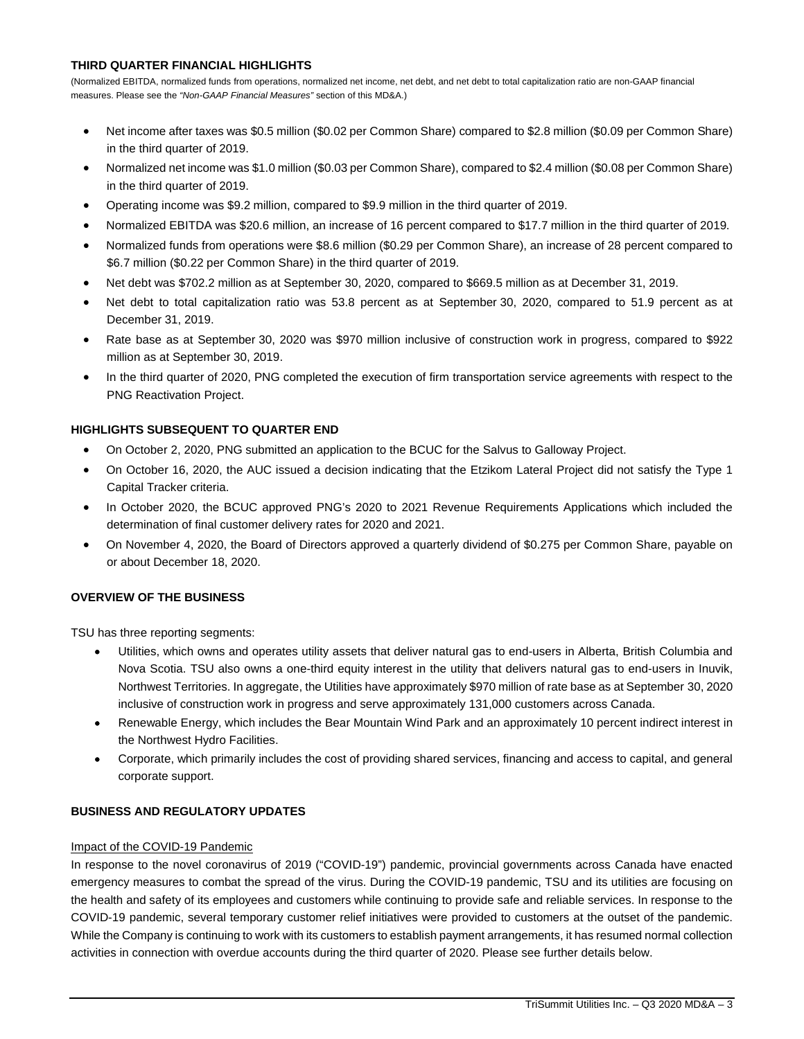## THIRD QUARTER FINANCIAL HIGHLIGHTS

(Normalized EBITDA, normalized funds from operations, normalized net income, net debt, and net debt to total capitalization ratio are non-GAAP financial measures. Please see the *"Non-GAAP Financial Measures"* section of this MD&A.)

- Net income after taxes was $0.5 million ($0.02 per Common Share) compared to $2.8 million ($0.09 per Common Share) in the third quarter of 2019.
- Normalized net income was $1.0 million ($0.03 per Common Share), compared to $2.4 million ($0.08 per Common Share) in the third quarter of 2019.
- Operating income was $9.2 million, compared to $9.9 million in the third quarter of 2019.
- Normalized EBITDA was $20.6 million, an increase of 16 percent compared to $17.7 million in the third quarter of 2019.
- Normalized funds from operations were $8.6 million ($0.29 per Common Share), an increase of 28 percent compared to $6.7 million ($0.22 per Common Share) in the third quarter of 2019.
- Net debt was $702.2 million as at September 30, 2020, compared to $669.5 million as at December 31, 2019.
- Net debt to total capitalization ratio was 53.8 percent as at September 30, 2020, compared to 51.9 percent as at December 31, 2019.
- Rate base as at September 30, 2020 was $970 million inclusive of construction work in progress, compared to $922 million as at September 30, 2019.
- In the third quarter of 2020, PNG completed the execution of firm transportation service agreements with respect to the PNG Reactivation Project.

## HIGHLIGHTS SUBSEQUENT TO QUARTER END

- On October 2, 2020, PNG submitted an application to the BCUC for the Salvus to Galloway Project.
- On October 16, 2020, the AUC issued a decision indicating that the Etzikom Lateral Project did not satisfy the Type 1 Capital Tracker criteria.
- In October 2020, the BCUC approved PNG's 2020 to 2021 Revenue Requirements Applications which included the determination of final customer delivery rates for 2020 and 2021.
- On November 4, 2020, the Board of Directors approved a quarterly dividend of $0.275 per Common Share, payable on or about December 18, 2020.

## OVERVIEW OF THE BUSINESS

TSU has three reporting segments:

- Utilities, which owns and operates utility assets that deliver natural gas to end-users in Alberta, British Columbia and Nova Scotia. TSU also owns a one-third equity interest in the utility that delivers natural gas to end-users in Inuvik, Northwest Territories. In aggregate, the Utilities have approximately $970 million of rate base as at September 30, 2020 inclusive of construction work in progress and serve approximately 131,000 customers across Canada.
- Renewable Energy, which includes the Bear Mountain Wind Park and an approximately 10 percent indirect interest in the Northwest Hydro Facilities.
- Corporate, which primarily includes the cost of providing shared services, financing and access to capital, and general corporate support.

## BUSINESS AND REGULATORY UPDATES

Impact of the COVID-19 Pandemic

In response to the novel coronavirus of 2019 ("COVID-19") pandemic, provincial governments across Canada have enacted emergency measures to combat the spread of the virus. During the COVID-19 pandemic, TSU and its utilities are focusing on the health and safety of its employees and customers while continuing to provide safe and reliable services. In response to the COVID-19 pandemic, several temporary customer relief initiatives were provided to customers at the outset of the pandemic. While the Company is continuing to work with its customers to establish payment arrangements, it has resumed normal collection activities in connection with overdue accounts during the third quarter of 2020. Please see further details below.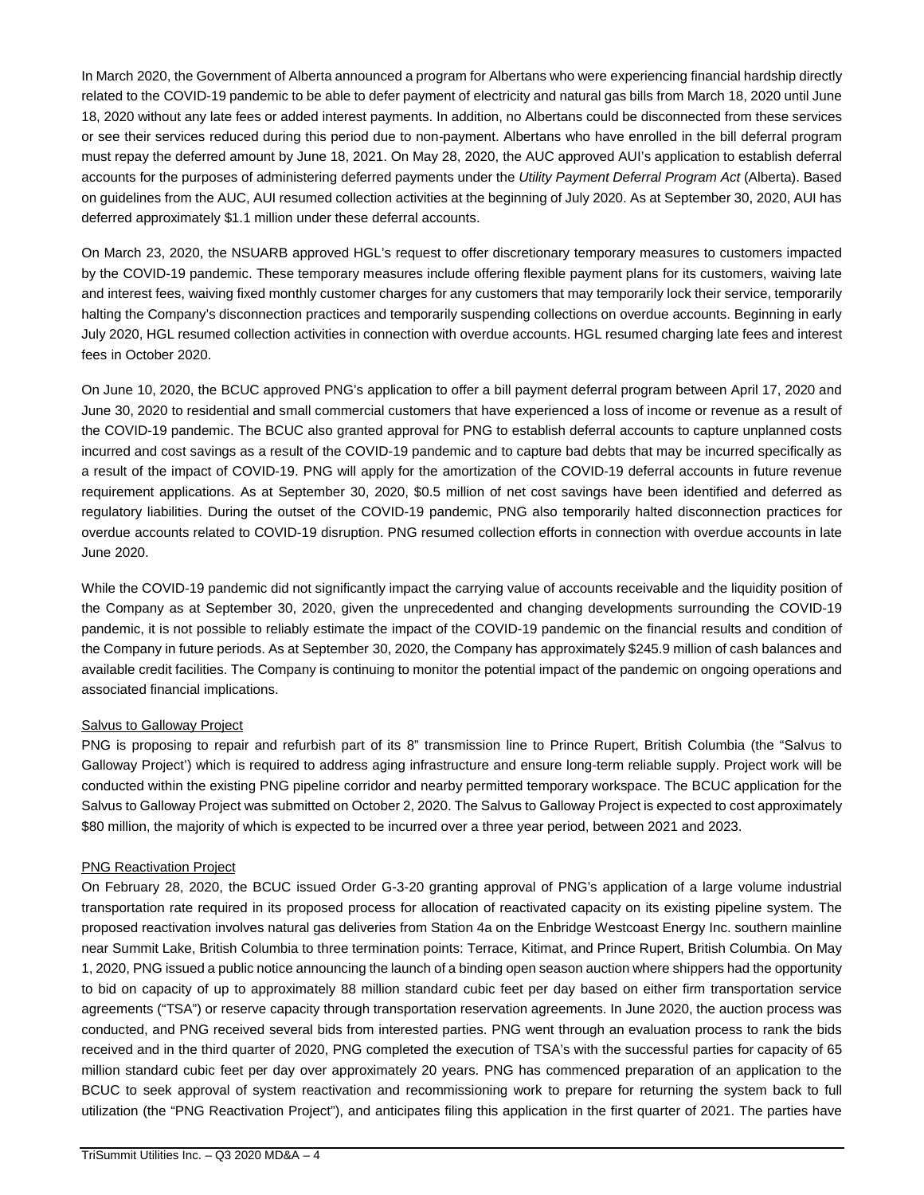In March 2020, the Government of Alberta announced a program for Albertans who were experiencing financial hardship directly related to the COVID-19 pandemic to be able to defer payment of electricity and natural gas bills from March 18, 2020 until June 18, 2020 without any late fees or added interest payments. In addition, no Albertans could be disconnected from these services or see their services reduced during this period due to non-payment. Albertans who have enrolled in the bill deferral program must repay the deferred amount by June 18, 2021. On May 28, 2020, the AUC approved AUI's application to establish deferral accounts for the purposes of administering deferred payments under the *Utility Payment Deferral Program Act* (Alberta). Based on guidelines from the AUC, AUI resumed collection activities at the beginning of July 2020. As at September 30, 2020, AUI has deferred approximately $1.1 million under these deferral accounts.

On March 23, 2020, the NSUARB approved HGL's request to offer discretionary temporary measures to customers impacted by the COVID-19 pandemic. These temporary measures include offering flexible payment plans for its customers, waiving late and interest fees, waiving fixed monthly customer charges for any customers that may temporarily lock their service, temporarily halting the Company's disconnection practices and temporarily suspending collections on overdue accounts. Beginning in early July 2020, HGL resumed collection activities in connection with overdue accounts. HGL resumed charging late fees and interest fees in October 2020.

On June 10, 2020, the BCUC approved PNG's application to offer a bill payment deferral program between April 17, 2020 and June 30, 2020 to residential and small commercial customers that have experienced a loss of income or revenue as a result of the COVID-19 pandemic. The BCUC also granted approval for PNG to establish deferral accounts to capture unplanned costs incurred and cost savings as a result of the COVID-19 pandemic and to capture bad debts that may be incurred specifically as a result of the impact of COVID-19. PNG will apply for the amortization of the COVID-19 deferral accounts in future revenue requirement applications. As at September 30, 2020, $0.5 million of net cost savings have been identified and deferred as regulatory liabilities. During the outset of the COVID-19 pandemic, PNG also temporarily halted disconnection practices for overdue accounts related to COVID-19 disruption. PNG resumed collection efforts in connection with overdue accounts in late June 2020.

While the COVID-19 pandemic did not significantly impact the carrying value of accounts receivable and the liquidity position of the Company as at September 30, 2020, given the unprecedented and changing developments surrounding the COVID-19 pandemic, it is not possible to reliably estimate the impact of the COVID-19 pandemic on the financial results and condition of the Company in future periods. As at September 30, 2020, the Company has approximately $245.9 million of cash balances and available credit facilities. The Company is continuing to monitor the potential impact of the pandemic on ongoing operations and associated financial implications.

### Salvus to Galloway Project

PNG is proposing to repair and refurbish part of its 8" transmission line to Prince Rupert, British Columbia (the "Salvus to Galloway Project') which is required to address aging infrastructure and ensure long-term reliable supply. Project work will be conducted within the existing PNG pipeline corridor and nearby permitted temporary workspace. The BCUC application for the Salvus to Galloway Project was submitted on October 2, 2020. The Salvus to Galloway Project is expected to cost approximately $80 million, the majority of which is expected to be incurred over a three year period, between 2021 and 2023.

### PNG Reactivation Project

On February 28, 2020, the BCUC issued Order G-3-20 granting approval of PNG's application of a large volume industrial transportation rate required in its proposed process for allocation of reactivated capacity on its existing pipeline system. The proposed reactivation involves natural gas deliveries from Station 4a on the Enbridge Westcoast Energy Inc. southern mainline near Summit Lake, British Columbia to three termination points: Terrace, Kitimat, and Prince Rupert, British Columbia. On May 1, 2020, PNG issued a public notice announcing the launch of a binding open season auction where shippers had the opportunity to bid on capacity of up to approximately 88 million standard cubic feet per day based on either firm transportation service agreements ("TSA") or reserve capacity through transportation reservation agreements. In June 2020, the auction process was conducted, and PNG received several bids from interested parties. PNG went through an evaluation process to rank the bids received and in the third quarter of 2020, PNG completed the execution of TSA's with the successful parties for capacity of 65 million standard cubic feet per day over approximately 20 years. PNG has commenced preparation of an application to the BCUC to seek approval of system reactivation and recommissioning work to prepare for returning the system back to full utilization (the "PNG Reactivation Project"), and anticipates filing this application in the first quarter of 2021. The parties have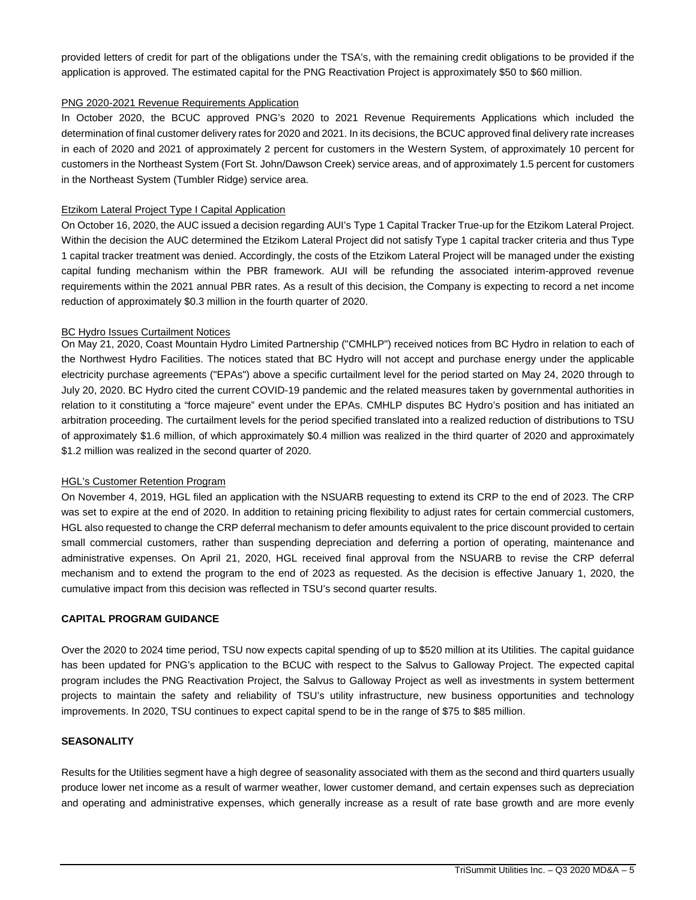provided letters of credit for part of the obligations under the TSA's, with the remaining credit obligations to be provided if the application is approved. The estimated capital for the PNG Reactivation Project is approximately $50 to $60 million.

PNG 2020-2021 Revenue Requirements Application

In October 2020, the BCUC approved PNG's 2020 to 2021 Revenue Requirements Applications which included the determination of final customer delivery rates for 2020 and 2021. In its decisions, the BCUC approved final delivery rate increases in each of 2020 and 2021 of approximately 2 percent for customers in the Western System, of approximately 10 percent for customers in the Northeast System (Fort St. John/Dawson Creek) service areas, and of approximately 1.5 percent for customers in the Northeast System (Tumbler Ridge) service area.

Etzikom Lateral Project Type I Capital Application

On October 16, 2020, the AUC issued a decision regarding AUI's Type 1 Capital Tracker True-up for the Etzikom Lateral Project. Within the decision the AUC determined the Etzikom Lateral Project did not satisfy Type 1 capital tracker criteria and thus Type 1 capital tracker treatment was denied. Accordingly, the costs of the Etzikom Lateral Project will be managed under the existing capital funding mechanism within the PBR framework. AUI will be refunding the associated interim-approved revenue requirements within the 2021 annual PBR rates. As a result of this decision, the Company is expecting to record a net income reduction of approximately $0.3 million in the fourth quarter of 2020.

BC Hydro Issues Curtailment Notices

On May 21, 2020, Coast Mountain Hydro Limited Partnership ("CMHLP") received notices from BC Hydro in relation to each of the Northwest Hydro Facilities. The notices stated that BC Hydro will not accept and purchase energy under the applicable electricity purchase agreements ("EPAs") above a specific curtailment level for the period started on May 24, 2020 through to July 20, 2020. BC Hydro cited the current COVID-19 pandemic and the related measures taken by governmental authorities in relation to it constituting a "force majeure" event under the EPAs. CMHLP disputes BC Hydro's position and has initiated an arbitration proceeding. The curtailment levels for the period specified translated into a realized reduction of distributions to TSU of approximately $1.6 million, of which approximately $0.4 million was realized in the third quarter of 2020 and approximately $1.2 million was realized in the second quarter of 2020.

HGL's Customer Retention Program

On November 4, 2019, HGL filed an application with the NSUARB requesting to extend its CRP to the end of 2023. The CRP was set to expire at the end of 2020. In addition to retaining pricing flexibility to adjust rates for certain commercial customers, HGL also requested to change the CRP deferral mechanism to defer amounts equivalent to the price discount provided to certain small commercial customers, rather than suspending depreciation and deferring a portion of operating, maintenance and administrative expenses. On April 21, 2020, HGL received final approval from the NSUARB to revise the CRP deferral mechanism and to extend the program to the end of 2023 as requested. As the decision is effective January 1, 2020, the cumulative impact from this decision was reflected in TSU's second quarter results.

## CAPITAL PROGRAM GUIDANCE

Over the 2020 to 2024 time period, TSU now expects capital spending of up to $520 million at its Utilities. The capital guidance has been updated for PNG's application to the BCUC with respect to the Salvus to Galloway Project. The expected capital program includes the PNG Reactivation Project, the Salvus to Galloway Project as well as investments in system betterment projects to maintain the safety and reliability of TSU's utility infrastructure, new business opportunities and technology improvements. In 2020, TSU continues to expect capital spend to be in the range of $75 to $85 million.

## SEASONALITY

Results for the Utilities segment have a high degree of seasonality associated with them as the second and third quarters usually produce lower net income as a result of warmer weather, lower customer demand, and certain expenses such as depreciation and operating and administrative expenses, which generally increase as a result of rate base growth and are more evenly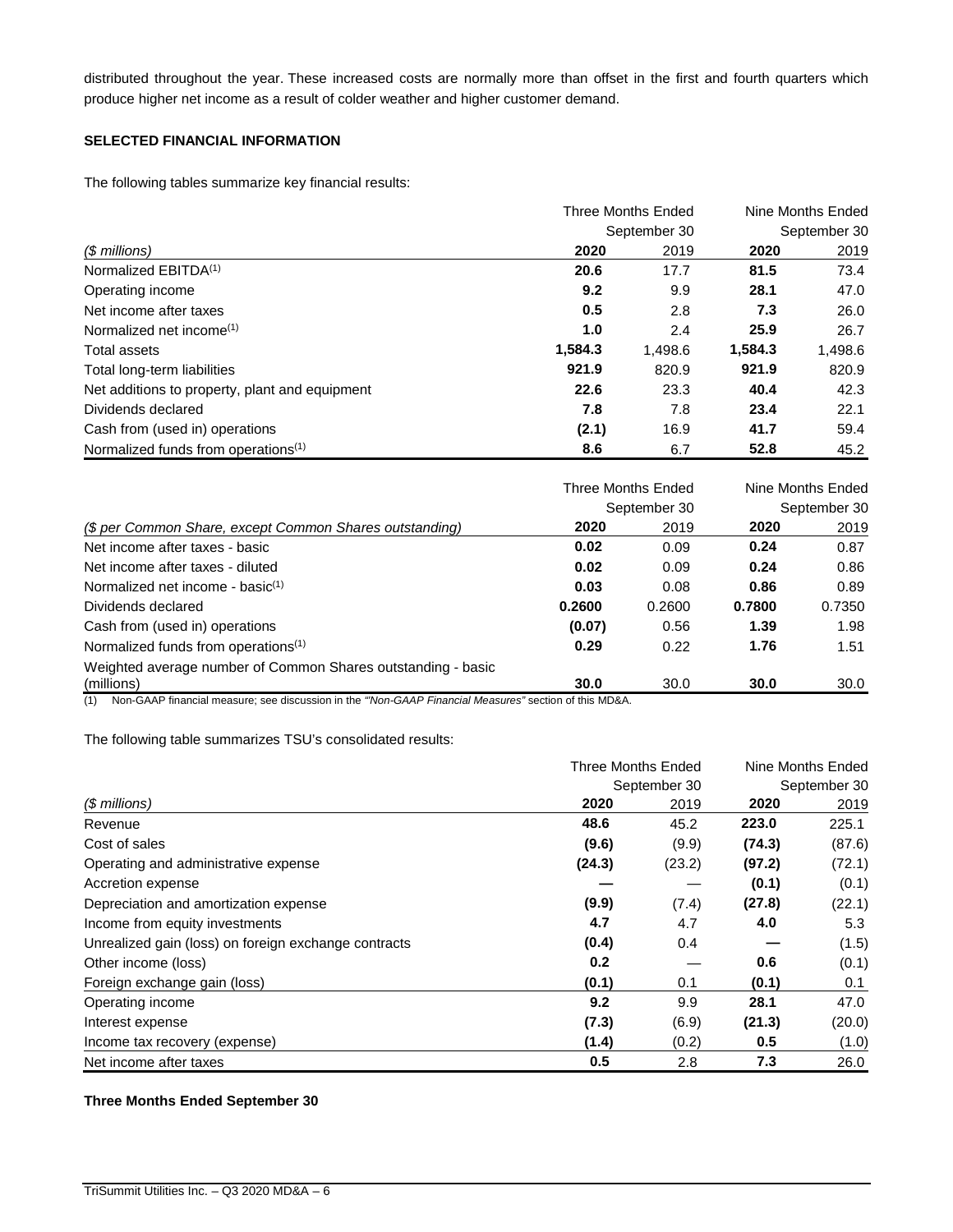distributed throughout the year. These increased costs are normally more than offset in the first and fourth quarters which produce higher net income as a result of colder weather and higher customer demand.

**SELECTED FINANCIAL INFORMATION**

The following tables summarize key financial results:

| | Three Months Ended September 30 | | Nine Months Ended September 30 | |
|---|---|---|---|---|
| *($ millions)* | **2020** | 2019 | **2020** | 2019 |
| Normalized EBITDA(1) | **20.6** | 17.7 | **81.5** | 73.4 |
| Operating income | **9.2** | 9.9 | **28.1** | 47.0 |
| Net income after taxes | **0.5** | 2.8 | **7.3** | 26.0 |
| Normalized net income(1) | **1.0** | 2.4 | **25.9** | 26.7 |
| Total assets | **1,584.3** | 1,498.6 | **1,584.3** | 1,498.6 |
| Total long-term liabilities | **921.9** | 820.9 | **921.9** | 820.9 |
| Net additions to property, plant and equipment | **22.6** | 23.3 | **40.4** | 42.3 |
| Dividends declared | **7.8** | 7.8 | **23.4** | 22.1 |
| Cash from (used in) operations | **(2.1)** | 16.9 | **41.7** | 59.4 |
| Normalized funds from operations(1) | **8.6** | 6.7 | **52.8** | 45.2 |

| | Three Months Ended September 30 | | Nine Months Ended September 30 | |
|---|---|---|---|---|
| *($ per Common Share, except Common Shares outstanding)* | **2020** | 2019 | **2020** | 2019 |
| Net income after taxes - basic | **0.02** | 0.09 | **0.24** | 0.87 |
| Net income after taxes - diluted | **0.02** | 0.09 | **0.24** | 0.86 |
| Normalized net income - basic(1) | **0.03** | 0.08 | **0.86** | 0.89 |
| Dividends declared | **0.2600** | 0.2600 | **0.7800** | 0.7350 |
| Cash from (used in) operations | **(0.07)** | 0.56 | **1.39** | 1.98 |
| Normalized funds from operations(1) | **0.29** | 0.22 | **1.76** | 1.51 |
| Weighted average number of Common Shares outstanding - basic (millions) | **30.0** | 30.0 | **30.0** | 30.0 |

(1) Non-GAAP financial measure; see discussion in the *"Non-GAAP Financial Measures"* section of this MD&A.

The following table summarizes TSU's consolidated results:

| | Three Months Ended September 30 | | Nine Months Ended September 30 | |
|---|---|---|---|---|
| *($ millions)* | **2020** | 2019 | **2020** | 2019 |
| Revenue | **48.6** | 45.2 | **223.0** | 225.1 |
| Cost of sales | **(9.6)** | (9.9) | **(74.3)** | (87.6) |
| Operating and administrative expense | **(24.3)** | (23.2) | **(97.2)** | (72.1) |
| Accretion expense | **—** | — | **(0.1)** | (0.1) |
| Depreciation and amortization expense | **(9.9)** | (7.4) | **(27.8)** | (22.1) |
| Income from equity investments | **4.7** | 4.7 | **4.0** | 5.3 |
| Unrealized gain (loss) on foreign exchange contracts | **(0.4)** | 0.4 | **—** | (1.5) |
| Other income (loss) | **0.2** | — | **0.6** | (0.1) |
| Foreign exchange gain (loss) | **(0.1)** | 0.1 | **(0.1)** | 0.1 |
| Operating income | **9.2** | 9.9 | **28.1** | 47.0 |
| Interest expense | **(7.3)** | (6.9) | **(21.3)** | (20.0) |
| Income tax recovery (expense) | **(1.4)** | (0.2) | **0.5** | (1.0) |
| Net income after taxes | **0.5** | 2.8 | **7.3** | 26.0 |

**Three Months Ended September 30**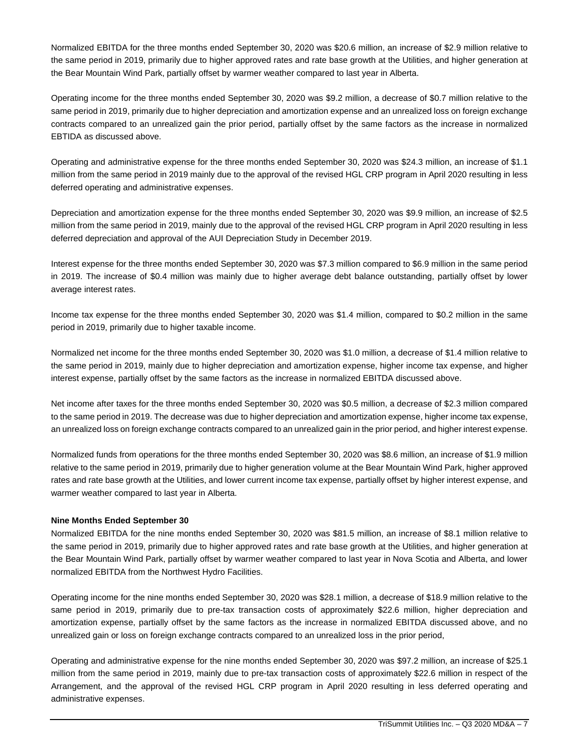Normalized EBITDA for the three months ended September 30, 2020 was $20.6 million, an increase of $2.9 million relative to the same period in 2019, primarily due to higher approved rates and rate base growth at the Utilities, and higher generation at the Bear Mountain Wind Park, partially offset by warmer weather compared to last year in Alberta.

Operating income for the three months ended September 30, 2020 was $9.2 million, a decrease of $0.7 million relative to the same period in 2019, primarily due to higher depreciation and amortization expense and an unrealized loss on foreign exchange contracts compared to an unrealized gain the prior period, partially offset by the same factors as the increase in normalized EBTIDA as discussed above.

Operating and administrative expense for the three months ended September 30, 2020 was $24.3 million, an increase of $1.1 million from the same period in 2019 mainly due to the approval of the revised HGL CRP program in April 2020 resulting in less deferred operating and administrative expenses.

Depreciation and amortization expense for the three months ended September 30, 2020 was $9.9 million, an increase of $2.5 million from the same period in 2019, mainly due to the approval of the revised HGL CRP program in April 2020 resulting in less deferred depreciation and approval of the AUI Depreciation Study in December 2019.

Interest expense for the three months ended September 30, 2020 was $7.3 million compared to $6.9 million in the same period in 2019. The increase of $0.4 million was mainly due to higher average debt balance outstanding, partially offset by lower average interest rates.

Income tax expense for the three months ended September 30, 2020 was $1.4 million, compared to $0.2 million in the same period in 2019, primarily due to higher taxable income.

Normalized net income for the three months ended September 30, 2020 was $1.0 million, a decrease of $1.4 million relative to the same period in 2019, mainly due to higher depreciation and amortization expense, higher income tax expense, and higher interest expense, partially offset by the same factors as the increase in normalized EBITDA discussed above.

Net income after taxes for the three months ended September 30, 2020 was $0.5 million, a decrease of $2.3 million compared to the same period in 2019. The decrease was due to higher depreciation and amortization expense, higher income tax expense, an unrealized loss on foreign exchange contracts compared to an unrealized gain in the prior period, and higher interest expense.

Normalized funds from operations for the three months ended September 30, 2020 was $8.6 million, an increase of $1.9 million relative to the same period in 2019, primarily due to higher generation volume at the Bear Mountain Wind Park, higher approved rates and rate base growth at the Utilities, and lower current income tax expense, partially offset by higher interest expense, and warmer weather compared to last year in Alberta.

**Nine Months Ended September 30**

Normalized EBITDA for the nine months ended September 30, 2020 was $81.5 million, an increase of $8.1 million relative to the same period in 2019, primarily due to higher approved rates and rate base growth at the Utilities, and higher generation at the Bear Mountain Wind Park, partially offset by warmer weather compared to last year in Nova Scotia and Alberta, and lower normalized EBITDA from the Northwest Hydro Facilities.

Operating income for the nine months ended September 30, 2020 was $28.1 million, a decrease of $18.9 million relative to the same period in 2019, primarily due to pre-tax transaction costs of approximately $22.6 million, higher depreciation and amortization expense, partially offset by the same factors as the increase in normalized EBITDA discussed above, and no unrealized gain or loss on foreign exchange contracts compared to an unrealized loss in the prior period,

Operating and administrative expense for the nine months ended September 30, 2020 was $97.2 million, an increase of $25.1 million from the same period in 2019, mainly due to pre-tax transaction costs of approximately $22.6 million in respect of the Arrangement, and the approval of the revised HGL CRP program in April 2020 resulting in less deferred operating and administrative expenses.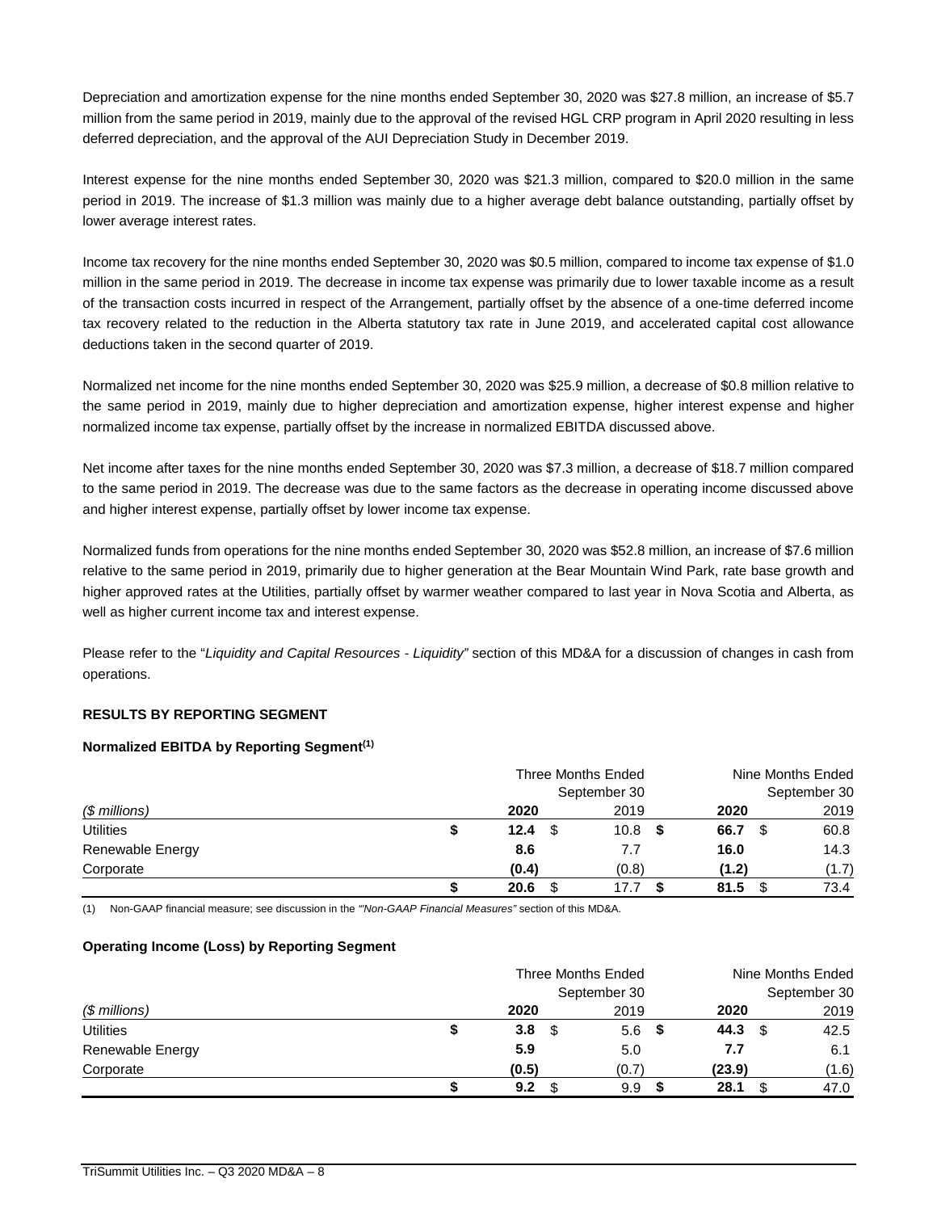Depreciation and amortization expense for the nine months ended September 30, 2020 was $27.8 million, an increase of $5.7 million from the same period in 2019, mainly due to the approval of the revised HGL CRP program in April 2020 resulting in less deferred depreciation, and the approval of the AUI Depreciation Study in December 2019.

Interest expense for the nine months ended September 30, 2020 was $21.3 million, compared to $20.0 million in the same period in 2019. The increase of $1.3 million was mainly due to a higher average debt balance outstanding, partially offset by lower average interest rates.

Income tax recovery for the nine months ended September 30, 2020 was $0.5 million, compared to income tax expense of $1.0 million in the same period in 2019. The decrease in income tax expense was primarily due to lower taxable income as a result of the transaction costs incurred in respect of the Arrangement, partially offset by the absence of a one-time deferred income tax recovery related to the reduction in the Alberta statutory tax rate in June 2019, and accelerated capital cost allowance deductions taken in the second quarter of 2019.

Normalized net income for the nine months ended September 30, 2020 was $25.9 million, a decrease of $0.8 million relative to the same period in 2019, mainly due to higher depreciation and amortization expense, higher interest expense and higher normalized income tax expense, partially offset by the increase in normalized EBITDA discussed above.

Net income after taxes for the nine months ended September 30, 2020 was $7.3 million, a decrease of $18.7 million compared to the same period in 2019. The decrease was due to the same factors as the decrease in operating income discussed above and higher interest expense, partially offset by lower income tax expense.

Normalized funds from operations for the nine months ended September 30, 2020 was $52.8 million, an increase of $7.6 million relative to the same period in 2019, primarily due to higher generation at the Bear Mountain Wind Park, rate base growth and higher approved rates at the Utilities, partially offset by warmer weather compared to last year in Nova Scotia and Alberta, as well as higher current income tax and interest expense.

Please refer to the "*Liquidity and Capital Resources - Liquidity*" section of this MD&A for a discussion of changes in cash from operations.

## RESULTS BY REPORTING SEGMENT

### Normalized EBITDA by Reporting Segment[(1)]

| | Three Months Ended September 30 | | Nine Months Ended September 30 | |
|---|---|---|---|---|
| *($ millions)* | **2020** | 2019 | **2020** | 2019 |
| Utilities | **$ 12.4** | $ 10.8 | **$ 66.7** | $ 60.8 |
| Renewable Energy | **8.6** | 7.7 | **16.0** | 14.3 |
| Corporate | **(0.4)** | (0.8) | **(1.2)** | (1.7) |
| | **$ 20.6** | $ 17.7 | **$ 81.5** | $ 73.4 |

(1) Non-GAAP financial measure; see discussion in the *"Non-GAAP Financial Measures"* section of this MD&A.

### Operating Income (Loss) by Reporting Segment

| | Three Months Ended September 30 | | Nine Months Ended September 30 | |
|---|---|---|---|---|
| *($ millions)* | **2020** | 2019 | **2020** | 2019 |
| Utilities | **$ 3.8** | $ 5.6 | **$ 44.3** | $ 42.5 |
| Renewable Energy | **5.9** | 5.0 | **7.7** | 6.1 |
| Corporate | **(0.5)** | (0.7) | **(23.9)** | (1.6) |
| | **$ 9.2** | $ 9.9 | **$ 28.1** | $ 47.0 |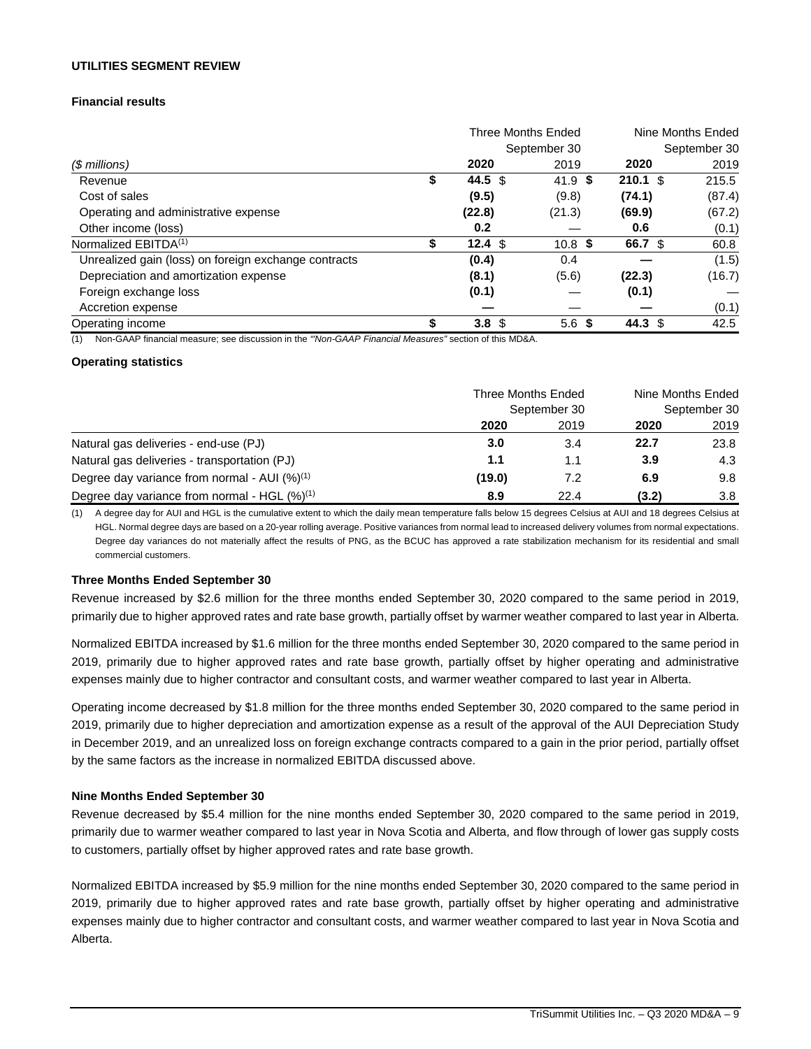**UTILITIES SEGMENT REVIEW**

**Financial results**

| | Three Months Ended September 30 | | Nine Months Ended September 30 | |
|---|---|---|---|---|
| *($ millions)* | **2020** | 2019 | **2020** | 2019 |
| Revenue | **$ 44.5** | $ 41.9 | **$ 210.1** | $ 215.5 |
| Cost of sales | **(9.5)** | (9.8) | **(74.1)** | (87.4) |
| Operating and administrative expense | **(22.8)** | (21.3) | **(69.9)** | (67.2) |
| Other income (loss) | **0.2** | — | **0.6** | (0.1) |
| Normalized EBITDA[(1)] | **$ 12.4** | $ 10.8 | **$ 66.7** | $ 60.8 |
| Unrealized gain (loss) on foreign exchange contracts | **(0.4)** | 0.4 | **—** | (1.5) |
| Depreciation and amortization expense | **(8.1)** | (5.6) | **(22.3)** | (16.7) |
| Foreign exchange loss | **(0.1)** | — | **(0.1)** | — |
| Accretion expense | **—** | — | **—** | (0.1) |
| Operating income | **$ 3.8** | $ 5.6 | **$ 44.3** | $ 42.5 |

(1) Non-GAAP financial measure; see discussion in the *"Non-GAAP Financial Measures"* section of this MD&A.

**Operating statistics**

| | Three Months Ended September 30 | | Nine Months Ended September 30 | |
|---|---|---|---|---|
| | **2020** | 2019 | **2020** | 2019 |
| Natural gas deliveries - end-use (PJ) | **3.0** | 3.4 | **22.7** | 23.8 |
| Natural gas deliveries - transportation (PJ) | **1.1** | 1.1 | **3.9** | 4.3 |
| Degree day variance from normal - AUI (%)[(1)] | **(19.0)** | 7.2 | **6.9** | 9.8 |
| Degree day variance from normal - HGL (%)[(1)] | **8.9** | 22.4 | **(3.2)** | 3.8 |

(1) A degree day for AUI and HGL is the cumulative extent to which the daily mean temperature falls below 15 degrees Celsius at AUI and 18 degrees Celsius at HGL. Normal degree days are based on a 20-year rolling average. Positive variances from normal lead to increased delivery volumes from normal expectations. Degree day variances do not materially affect the results of PNG, as the BCUC has approved a rate stabilization mechanism for its residential and small commercial customers.

**Three Months Ended September 30**

Revenue increased by $2.6 million for the three months ended September 30, 2020 compared to the same period in 2019, primarily due to higher approved rates and rate base growth, partially offset by warmer weather compared to last year in Alberta.

Normalized EBITDA increased by $1.6 million for the three months ended September 30, 2020 compared to the same period in 2019, primarily due to higher approved rates and rate base growth, partially offset by higher operating and administrative expenses mainly due to higher contractor and consultant costs, and warmer weather compared to last year in Alberta.

Operating income decreased by $1.8 million for the three months ended September 30, 2020 compared to the same period in 2019, primarily due to higher depreciation and amortization expense as a result of the approval of the AUI Depreciation Study in December 2019, and an unrealized loss on foreign exchange contracts compared to a gain in the prior period, partially offset by the same factors as the increase in normalized EBITDA discussed above.

**Nine Months Ended September 30**

Revenue decreased by $5.4 million for the nine months ended September 30, 2020 compared to the same period in 2019, primarily due to warmer weather compared to last year in Nova Scotia and Alberta, and flow through of lower gas supply costs to customers, partially offset by higher approved rates and rate base growth.

Normalized EBITDA increased by $5.9 million for the nine months ended September 30, 2020 compared to the same period in 2019, primarily due to higher approved rates and rate base growth, partially offset by higher operating and administrative expenses mainly due to higher contractor and consultant costs, and warmer weather compared to last year in Nova Scotia and Alberta.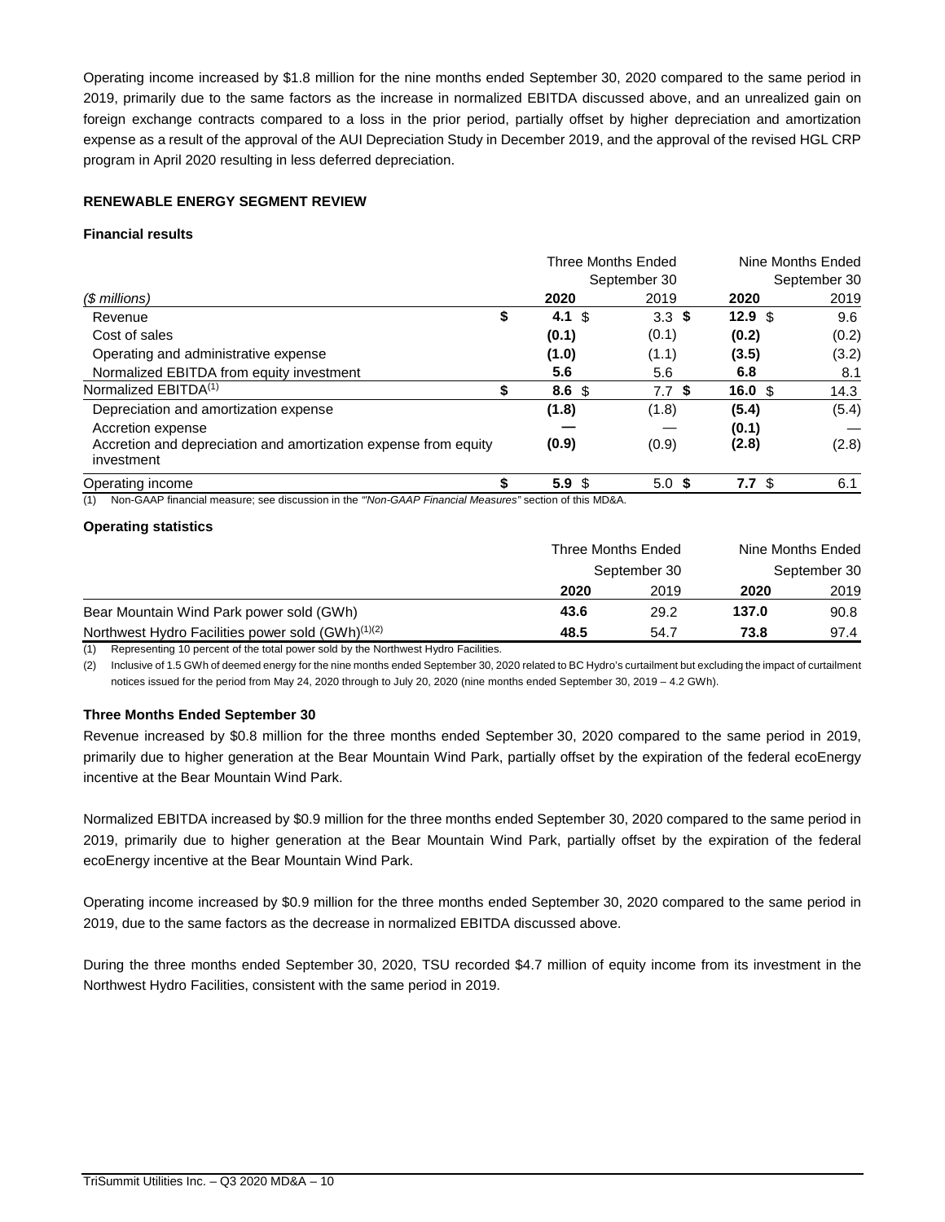Operating income increased by $1.8 million for the nine months ended September 30, 2020 compared to the same period in 2019, primarily due to the same factors as the increase in normalized EBITDA discussed above, and an unrealized gain on foreign exchange contracts compared to a loss in the prior period, partially offset by higher depreciation and amortization expense as a result of the approval of the AUI Depreciation Study in December 2019, and the approval of the revised HGL CRP program in April 2020 resulting in less deferred depreciation.

## RENEWABLE ENERGY SEGMENT REVIEW

### Financial results

| | Three Months Ended September 30 | | Nine Months Ended September 30 | |
|---|---|---|---|---|
| *($ millions)* | **2020** | 2019 | **2020** | 2019 |
| Revenue | **$ 4.1** | $ 3.3 | **$ 12.9** | $ 9.6 |
| Cost of sales | **(0.1)** | (0.1) | **(0.2)** | (0.2) |
| Operating and administrative expense | **(1.0)** | (1.1) | **(3.5)** | (3.2) |
| Normalized EBITDA from equity investment | **5.6** | 5.6 | **6.8** | 8.1 |
| Normalized EBITDA[(1)] | **$ 8.6** | $ 7.7 | **$ 16.0** | $ 14.3 |
| Depreciation and amortization expense | **(1.8)** | (1.8) | **(5.4)** | (5.4) |
| Accretion expense | **—** | — | **(0.1)** | — |
| Accretion and depreciation and amortization expense from equity investment | **(0.9)** | (0.9) | **(2.8)** | (2.8) |
| Operating income | **$ 5.9** | $ 5.0 | **$ 7.7** | $ 6.1 |

(1) Non-GAAP financial measure; see discussion in the *"Non-GAAP Financial Measures"* section of this MD&A.

### Operating statistics

| | Three Months Ended September 30 | | Nine Months Ended September 30 | |
|---|---|---|---|---|
| | **2020** | 2019 | **2020** | 2019 |
| Bear Mountain Wind Park power sold (GWh) | **43.6** | 29.2 | **137.0** | 90.8 |
| Northwest Hydro Facilities power sold (GWh)[(1)(2)] | **48.5** | 54.7 | **73.8** | 97.4 |

(1) Representing 10 percent of the total power sold by the Northwest Hydro Facilities.

(2) Inclusive of 1.5 GWh of deemed energy for the nine months ended September 30, 2020 related to BC Hydro's curtailment but excluding the impact of curtailment notices issued for the period from May 24, 2020 through to July 20, 2020 (nine months ended September 30, 2019 – 4.2 GWh).

### Three Months Ended September 30

Revenue increased by $0.8 million for the three months ended September 30, 2020 compared to the same period in 2019, primarily due to higher generation at the Bear Mountain Wind Park, partially offset by the expiration of the federal ecoEnergy incentive at the Bear Mountain Wind Park.

Normalized EBITDA increased by $0.9 million for the three months ended September 30, 2020 compared to the same period in 2019, primarily due to higher generation at the Bear Mountain Wind Park, partially offset by the expiration of the federal ecoEnergy incentive at the Bear Mountain Wind Park.

Operating income increased by $0.9 million for the three months ended September 30, 2020 compared to the same period in 2019, due to the same factors as the decrease in normalized EBITDA discussed above.

During the three months ended September 30, 2020, TSU recorded $4.7 million of equity income from its investment in the Northwest Hydro Facilities, consistent with the same period in 2019.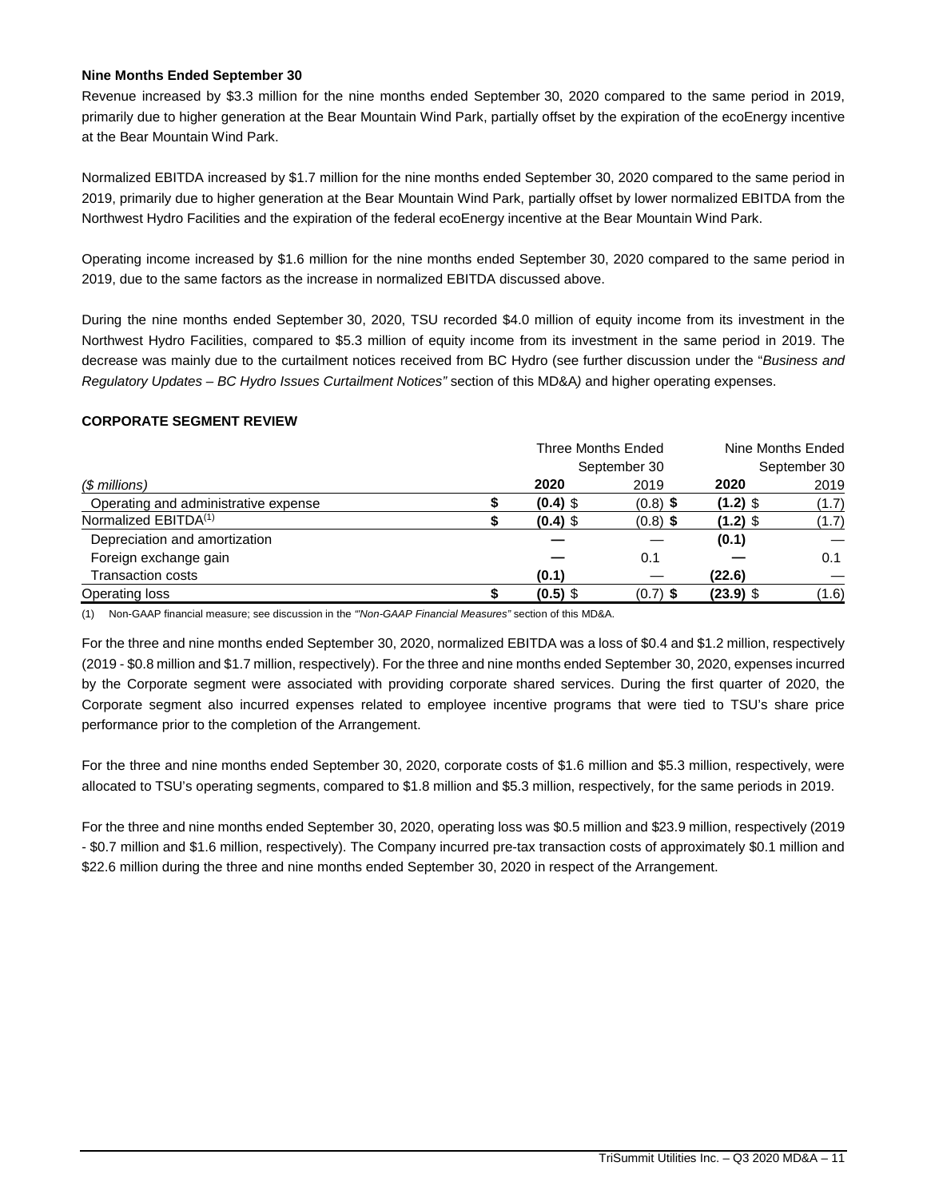**Nine Months Ended September 30**

Revenue increased by $3.3 million for the nine months ended September 30, 2020 compared to the same period in 2019, primarily due to higher generation at the Bear Mountain Wind Park, partially offset by the expiration of the ecoEnergy incentive at the Bear Mountain Wind Park.

Normalized EBITDA increased by $1.7 million for the nine months ended September 30, 2020 compared to the same period in 2019, primarily due to higher generation at the Bear Mountain Wind Park, partially offset by lower normalized EBITDA from the Northwest Hydro Facilities and the expiration of the federal ecoEnergy incentive at the Bear Mountain Wind Park.

Operating income increased by $1.6 million for the nine months ended September 30, 2020 compared to the same period in 2019, due to the same factors as the increase in normalized EBITDA discussed above.

During the nine months ended September 30, 2020, TSU recorded $4.0 million of equity income from its investment in the Northwest Hydro Facilities, compared to $5.3 million of equity income from its investment in the same period in 2019. The decrease was mainly due to the curtailment notices received from BC Hydro (see further discussion under the "*Business and Regulatory Updates – BC Hydro Issues Curtailment Notices"* section of this MD&A*)* and higher operating expenses.

**CORPORATE SEGMENT REVIEW**

| | Three Months Ended September 30 | | Nine Months Ended September 30 | |
|---|---|---|---|---|
| *($ millions)* | **2020** | 2019 | **2020** | 2019 |
| Operating and administrative expense | **$ (0.4)** | $ (0.8) | **$ (1.2)** | $ (1.7) |
| Normalized EBITDA[(1)] | **$ (0.4)** | $ (0.8) | **$ (1.2)** | $ (1.7) |
| Depreciation and amortization | **—** | — | **(0.1)** | — |
| Foreign exchange gain | **—** | 0.1 | **—** | 0.1 |
| Transaction costs | **(0.1)** | — | **(22.6)** | — |
| Operating loss | **$ (0.5)** | $ (0.7) | **$ (23.9)** | $ (1.6) |

(1) Non-GAAP financial measure; see discussion in the *"Non-GAAP Financial Measures"* section of this MD&A.

For the three and nine months ended September 30, 2020, normalized EBITDA was a loss of $0.4 and $1.2 million, respectively (2019 - $0.8 million and $1.7 million, respectively). For the three and nine months ended September 30, 2020, expenses incurred by the Corporate segment were associated with providing corporate shared services. During the first quarter of 2020, the Corporate segment also incurred expenses related to employee incentive programs that were tied to TSU's share price performance prior to the completion of the Arrangement.

For the three and nine months ended September 30, 2020, corporate costs of $1.6 million and $5.3 million, respectively, were allocated to TSU's operating segments, compared to $1.8 million and $5.3 million, respectively, for the same periods in 2019.

For the three and nine months ended September 30, 2020, operating loss was $0.5 million and $23.9 million, respectively (2019 - $0.7 million and $1.6 million, respectively). The Company incurred pre-tax transaction costs of approximately $0.1 million and $22.6 million during the three and nine months ended September 30, 2020 in respect of the Arrangement.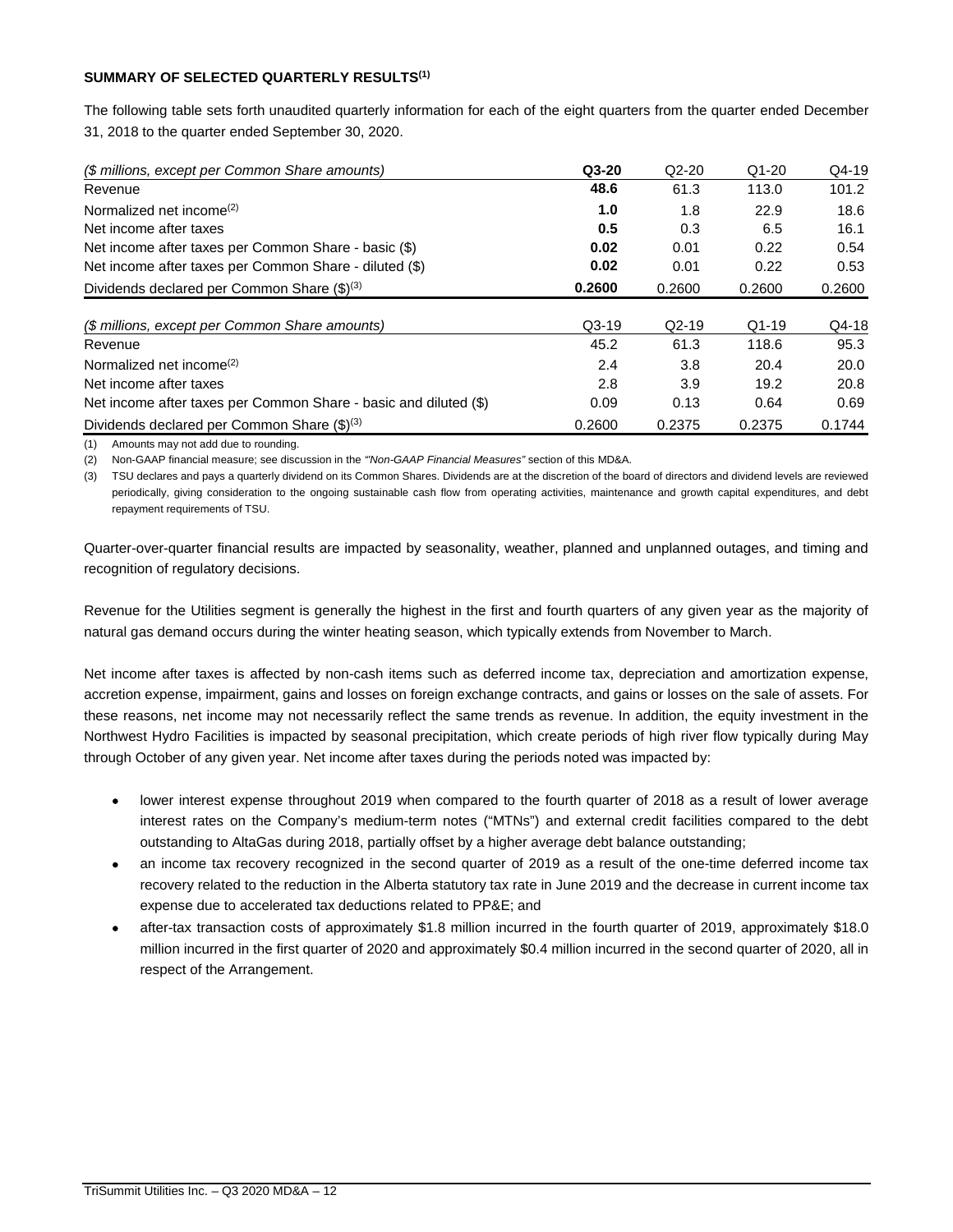**SUMMARY OF SELECTED QUARTERLY RESULTS[1]**

The following table sets forth unaudited quarterly information for each of the eight quarters from the quarter ended December 31, 2018 to the quarter ended September 30, 2020.

| *($ millions, except per Common Share amounts)* | **Q3-20** | Q2-20 | Q1-20 | Q4-19 |
|---|---|---|---|---|
| Revenue | **48.6** | 61.3 | 113.0 | 101.2 |
| Normalized net income[2] | **1.0** | 1.8 | 22.9 | 18.6 |
| Net income after taxes | **0.5** | 0.3 | 6.5 | 16.1 |
| Net income after taxes per Common Share - basic ($) | **0.02** | 0.01 | 0.22 | 0.54 |
| Net income after taxes per Common Share - diluted ($) | **0.02** | 0.01 | 0.22 | 0.53 |
| Dividends declared per Common Share ($)[3] | **0.2600** | 0.2600 | 0.2600 | 0.2600 |

| *($ millions, except per Common Share amounts)* | Q3-19 | Q2-19 | Q1-19 | Q4-18 |
|---|---|---|---|---|
| Revenue | 45.2 | 61.3 | 118.6 | 95.3 |
| Normalized net income[2] | 2.4 | 3.8 | 20.4 | 20.0 |
| Net income after taxes | 2.8 | 3.9 | 19.2 | 20.8 |
| Net income after taxes per Common Share - basic and diluted ($) | 0.09 | 0.13 | 0.64 | 0.69 |
| Dividends declared per Common Share ($)[3] | 0.2600 | 0.2375 | 0.2375 | 0.1744 |

(1) Amounts may not add due to rounding.

(2) Non-GAAP financial measure; see discussion in the *"Non-GAAP Financial Measures"* section of this MD&A.

(3) TSU declares and pays a quarterly dividend on its Common Shares. Dividends are at the discretion of the board of directors and dividend levels are reviewed periodically, giving consideration to the ongoing sustainable cash flow from operating activities, maintenance and growth capital expenditures, and debt repayment requirements of TSU.

Quarter-over-quarter financial results are impacted by seasonality, weather, planned and unplanned outages, and timing and recognition of regulatory decisions.

Revenue for the Utilities segment is generally the highest in the first and fourth quarters of any given year as the majority of natural gas demand occurs during the winter heating season, which typically extends from November to March.

Net income after taxes is affected by non-cash items such as deferred income tax, depreciation and amortization expense, accretion expense, impairment, gains and losses on foreign exchange contracts, and gains or losses on the sale of assets. For these reasons, net income may not necessarily reflect the same trends as revenue. In addition, the equity investment in the Northwest Hydro Facilities is impacted by seasonal precipitation, which create periods of high river flow typically during May through October of any given year. Net income after taxes during the periods noted was impacted by:

- lower interest expense throughout 2019 when compared to the fourth quarter of 2018 as a result of lower average interest rates on the Company's medium-term notes ("MTNs") and external credit facilities compared to the debt outstanding to AltaGas during 2018, partially offset by a higher average debt balance outstanding;
- an income tax recovery recognized in the second quarter of 2019 as a result of the one-time deferred income tax recovery related to the reduction in the Alberta statutory tax rate in June 2019 and the decrease in current income tax expense due to accelerated tax deductions related to PP&E; and
- after-tax transaction costs of approximately $1.8 million incurred in the fourth quarter of 2019, approximately $18.0 million incurred in the first quarter of 2020 and approximately $0.4 million incurred in the second quarter of 2020, all in respect of the Arrangement.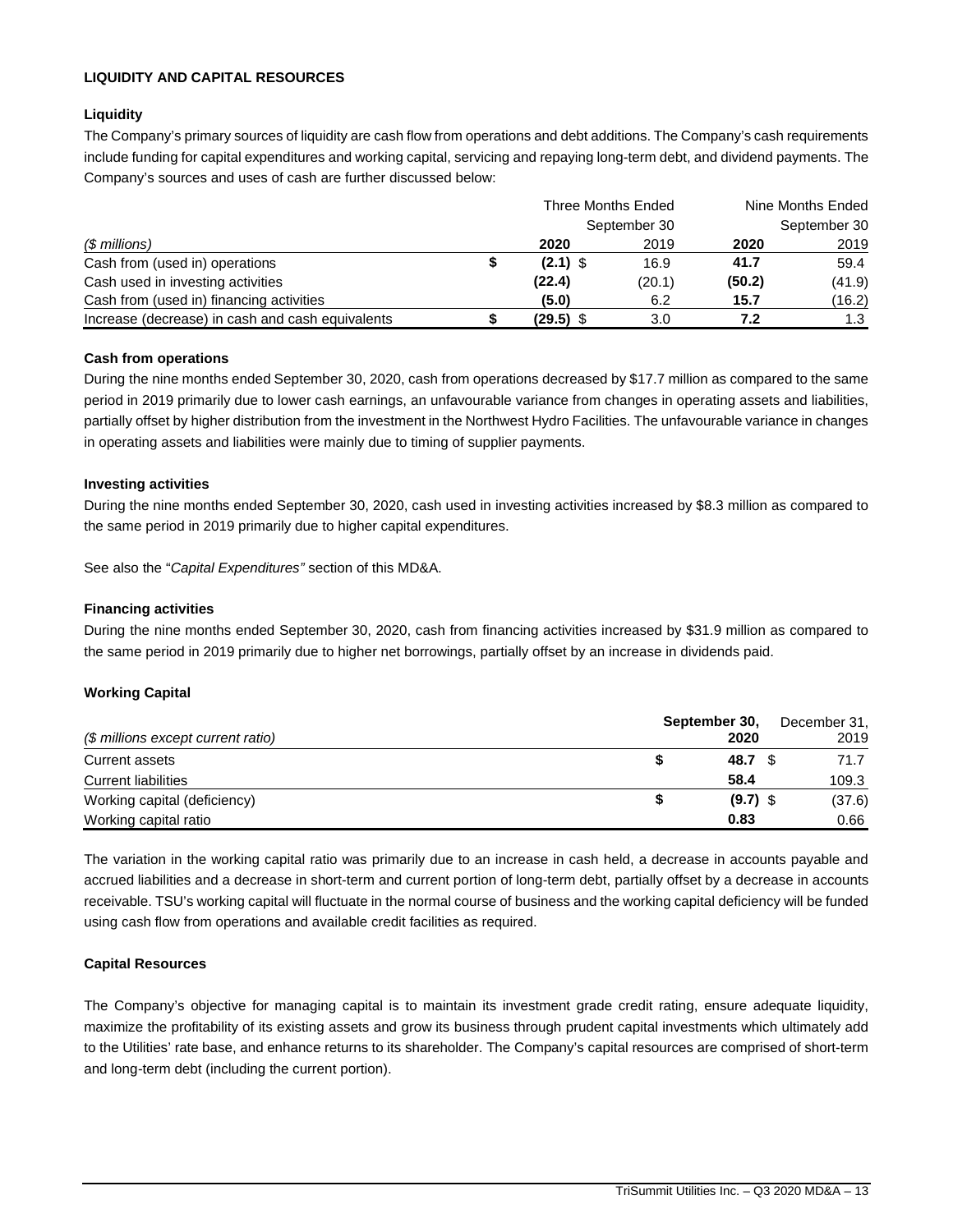## LIQUIDITY AND CAPITAL RESOURCES

### Liquidity

The Company's primary sources of liquidity are cash flow from operations and debt additions. The Company's cash requirements include funding for capital expenditures and working capital, servicing and repaying long-term debt, and dividend payments. The Company's sources and uses of cash are further discussed below:

| | Three Months Ended September 30 | | Nine Months Ended September 30 | |
|---|---|---|---|---|
| *($ millions)* | **2020** | 2019 | **2020** | 2019 |
| Cash from (used in) operations | **$ (2.1)** | $ 16.9 | **41.7** | 59.4 |
| Cash used in investing activities | **(22.4)** | (20.1) | **(50.2)** | (41.9) |
| Cash from (used in) financing activities | **(5.0)** | 6.2 | **15.7** | (16.2) |
| Increase (decrease) in cash and cash equivalents | **$ (29.5)** | $ 3.0 | **7.2** | 1.3 |

### Cash from operations

During the nine months ended September 30, 2020, cash from operations decreased by $17.7 million as compared to the same period in 2019 primarily due to lower cash earnings, an unfavourable variance from changes in operating assets and liabilities, partially offset by higher distribution from the investment in the Northwest Hydro Facilities. The unfavourable variance in changes in operating assets and liabilities were mainly due to timing of supplier payments.

### Investing activities

During the nine months ended September 30, 2020, cash used in investing activities increased by $8.3 million as compared to the same period in 2019 primarily due to higher capital expenditures.

See also the "*Capital Expenditures"* section of this MD&A.

### Financing activities

During the nine months ended September 30, 2020, cash from financing activities increased by $31.9 million as compared to the same period in 2019 primarily due to higher net borrowings, partially offset by an increase in dividends paid.

### Working Capital

| *($ millions except current ratio)* | **September 30, 2020** | December 31, 2019 |
|---|---|---|
| Current assets | **$ 48.7** | $ 71.7 |
| Current liabilities | **58.4** | 109.3 |
| Working capital (deficiency) | **$ (9.7)** | $ (37.6) |
| Working capital ratio | **0.83** | 0.66 |

The variation in the working capital ratio was primarily due to an increase in cash held, a decrease in accounts payable and accrued liabilities and a decrease in short-term and current portion of long-term debt, partially offset by a decrease in accounts receivable. TSU's working capital will fluctuate in the normal course of business and the working capital deficiency will be funded using cash flow from operations and available credit facilities as required.

### Capital Resources

The Company's objective for managing capital is to maintain its investment grade credit rating, ensure adequate liquidity, maximize the profitability of its existing assets and grow its business through prudent capital investments which ultimately add to the Utilities' rate base, and enhance returns to its shareholder. The Company's capital resources are comprised of short-term and long-term debt (including the current portion).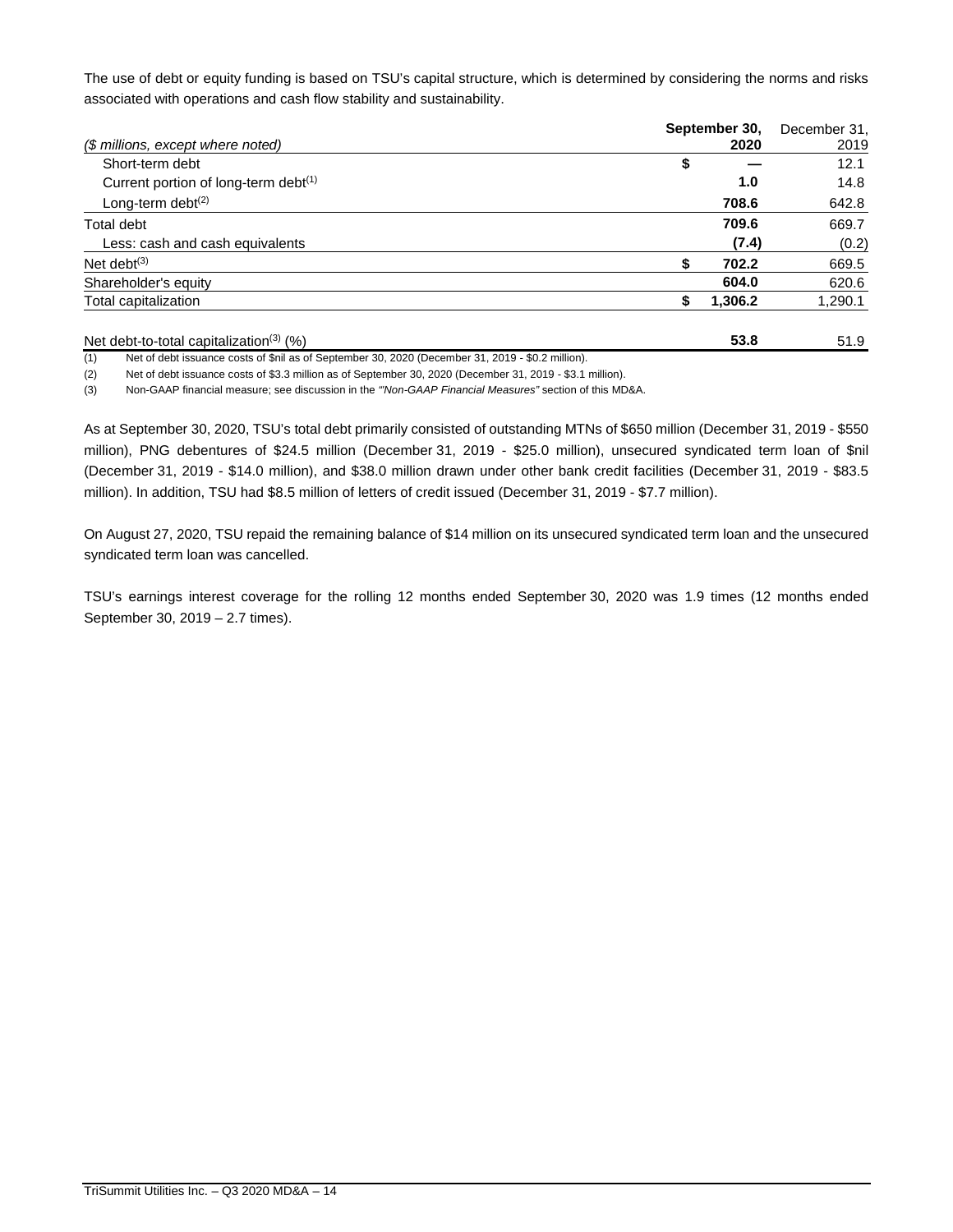The use of debt or equity funding is based on TSU's capital structure, which is determined by considering the norms and risks associated with operations and cash flow stability and sustainability.

| *($ millions, except where noted)* | **September 30, 2020** | December 31, 2019 |
|---|---|---|
| Short-term debt | **$ —** | 12.1 |
| Current portion of long-term debt[(1)] | **1.0** | 14.8 |
| Long-term debt[(2)] | **708.6** | 642.8 |
| Total debt | **709.6** | 669.7 |
| Less: cash and cash equivalents | **(7.4)** | (0.2) |
| Net debt[(3)] | **$ 702.2** | 669.5 |
| Shareholder's equity | **604.0** | 620.6 |
| Total capitalization | **$ 1,306.2** | 1,290.1 |
| | | |
| Net debt-to-total capitalization[(3)] (%) | **53.8** | 51.9 |

(1) Net of debt issuance costs of $nil as of September 30, 2020 (December 31, 2019 - $0.2 million).

(2) Net of debt issuance costs of $3.3 million as of September 30, 2020 (December 31, 2019 - $3.1 million).

(3) Non-GAAP financial measure; see discussion in the *"Non-GAAP Financial Measures"* section of this MD&A.

As at September 30, 2020, TSU's total debt primarily consisted of outstanding MTNs of $650 million (December 31, 2019 - $550 million), PNG debentures of $24.5 million (December 31, 2019 - $25.0 million), unsecured syndicated term loan of $nil (December 31, 2019 - $14.0 million), and $38.0 million drawn under other bank credit facilities (December 31, 2019 - $83.5 million). In addition, TSU had $8.5 million of letters of credit issued (December 31, 2019 - $7.7 million).

On August 27, 2020, TSU repaid the remaining balance of $14 million on its unsecured syndicated term loan and the unsecured syndicated term loan was cancelled.

TSU's earnings interest coverage for the rolling 12 months ended September 30, 2020 was 1.9 times (12 months ended September 30, 2019 – 2.7 times).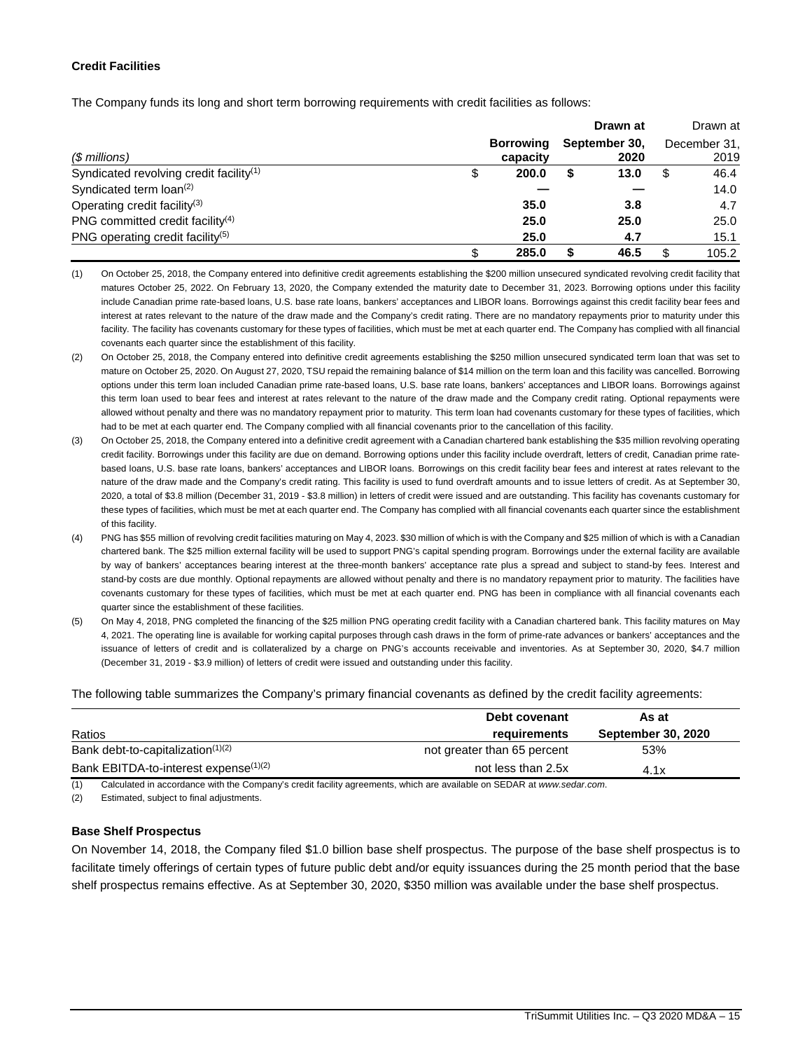### Credit Facilities

The Company funds its long and short term borrowing requirements with credit facilities as follows:

| *($ millions)* | **Borrowing capacity** | **Drawn at September 30, 2020** | Drawn at December 31, 2019 |
|---|---|---|---|
| Syndicated revolving credit facility[1] | $ **200.0** | $ **13.0** | $ 46.4 |
| Syndicated term loan[2] | **—** | **—** | 14.0 |
| Operating credit facility[3] | **35.0** | **3.8** | 4.7 |
| PNG committed credit facility[4] | **25.0** | **25.0** | 25.0 |
| PNG operating credit facility[5] | **25.0** | **4.7** | 15.1 |
| | $ **285.0** | $ **46.5** | $ 105.2 |

(1) On October 25, 2018, the Company entered into definitive credit agreements establishing the $200 million unsecured syndicated revolving credit facility that matures October 25, 2022. On February 13, 2020, the Company extended the maturity date to December 31, 2023. Borrowing options under this facility include Canadian prime rate-based loans, U.S. base rate loans, bankers' acceptances and LIBOR loans. Borrowings against this credit facility bear fees and interest at rates relevant to the nature of the draw made and the Company's credit rating. There are no mandatory repayments prior to maturity under this facility. The facility has covenants customary for these types of facilities, which must be met at each quarter end. The Company has complied with all financial covenants each quarter since the establishment of this facility.

(2) On October 25, 2018, the Company entered into definitive credit agreements establishing the $250 million unsecured syndicated term loan that was set to mature on October 25, 2020. On August 27, 2020, TSU repaid the remaining balance of $14 million on the term loan and this facility was cancelled. Borrowing options under this term loan included Canadian prime rate-based loans, U.S. base rate loans, bankers' acceptances and LIBOR loans. Borrowings against this term loan used to bear fees and interest at rates relevant to the nature of the draw made and the Company credit rating. Optional repayments were allowed without penalty and there was no mandatory repayment prior to maturity. This term loan had covenants customary for these types of facilities, which had to be met at each quarter end. The Company complied with all financial covenants prior to the cancellation of this facility.

(3) On October 25, 2018, the Company entered into a definitive credit agreement with a Canadian chartered bank establishing the $35 million revolving operating credit facility. Borrowings under this facility are due on demand. Borrowing options under this facility include overdraft, letters of credit, Canadian prime rate-based loans, U.S. base rate loans, bankers' acceptances and LIBOR loans. Borrowings on this credit facility bear fees and interest at rates relevant to the nature of the draw made and the Company's credit rating. This facility is used to fund overdraft amounts and to issue letters of credit. As at September 30, 2020, a total of $3.8 million (December 31, 2019 - $3.8 million) in letters of credit were issued and are outstanding. This facility has covenants customary for these types of facilities, which must be met at each quarter end. The Company has complied with all financial covenants each quarter since the establishment of this facility.

(4) PNG has $55 million of revolving credit facilities maturing on May 4, 2023. $30 million of which is with the Company and $25 million of which is with a Canadian chartered bank. The $25 million external facility will be used to support PNG's capital spending program. Borrowings under the external facility are available by way of bankers' acceptances bearing interest at the three-month bankers' acceptance rate plus a spread and subject to stand-by fees. Interest and stand-by costs are due monthly. Optional repayments are allowed without penalty and there is no mandatory repayment prior to maturity. The facilities have covenants customary for these types of facilities, which must be met at each quarter end. PNG has been in compliance with all financial covenants each quarter since the establishment of these facilities.

(5) On May 4, 2018, PNG completed the financing of the $25 million PNG operating credit facility with a Canadian chartered bank. This facility matures on May 4, 2021. The operating line is available for working capital purposes through cash draws in the form of prime-rate advances or bankers' acceptances and the issuance of letters of credit and is collateralized by a charge on PNG's accounts receivable and inventories. As at September 30, 2020, $4.7 million (December 31, 2019 - $3.9 million) of letters of credit were issued and outstanding under this facility.

The following table summarizes the Company's primary financial covenants as defined by the credit facility agreements:

| Ratios | **Debt covenant requirements** | **As at September 30, 2020** |
|---|---|---|
| Bank debt-to-capitalization[1][2] | not greater than 65 percent | 53% |
| Bank EBITDA-to-interest expense[1][2] | not less than 2.5x | 4.1x |

(1) Calculated in accordance with the Company's credit facility agreements, which are available on SEDAR at *www.sedar.com*.

(2) Estimated, subject to final adjustments.

### Base Shelf Prospectus

On November 14, 2018, the Company filed $1.0 billion base shelf prospectus. The purpose of the base shelf prospectus is to facilitate timely offerings of certain types of future public debt and/or equity issuances during the 25 month period that the base shelf prospectus remains effective. As at September 30, 2020, $350 million was available under the base shelf prospectus.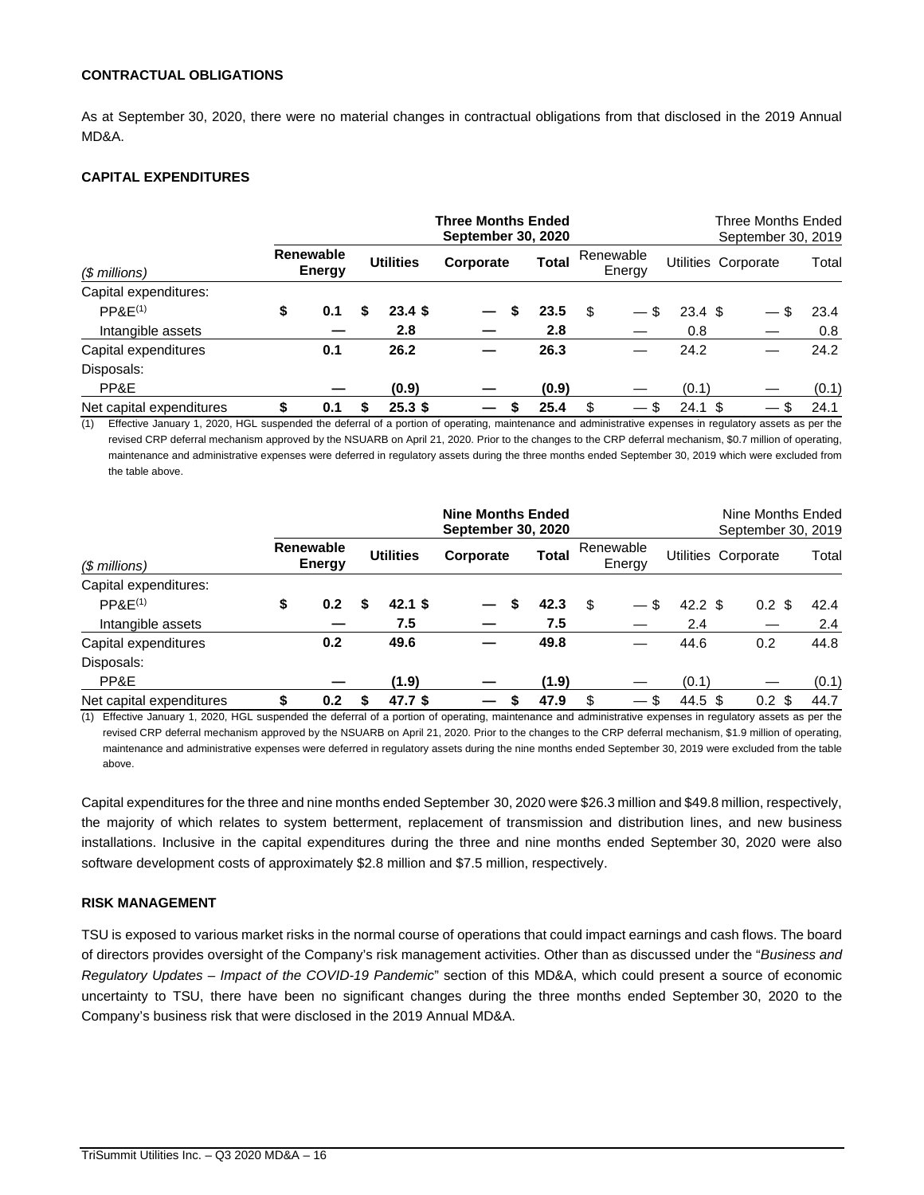**CONTRACTUAL OBLIGATIONS**

As at September 30, 2020, there were no material changes in contractual obligations from that disclosed in the 2019 Annual MD&A.

**CAPITAL EXPENDITURES**

| | **Three Months Ended September 30, 2020** | | | | Three Months Ended September 30, 2019 | | | |
|---|---|---|---|---|---|---|---|---|
| *($ millions)* | **Renewable Energy** | **Utilities** | **Corporate** | **Total** | Renewable Energy | Utilities | Corporate | Total |
| Capital expenditures: | | | | | | | | |
| PP&E[(1)] | **$ 0.1** | **$ 23.4** | **$ —** | **$ 23.5** | $ — | $ 23.4 | $ — | $ 23.4 |
| Intangible assets | **—** | **2.8** | **—** | **2.8** | — | 0.8 | — | 0.8 |
| Capital expenditures | **0.1** | **26.2** | **—** | **26.3** | — | 24.2 | — | 24.2 |
| Disposals: | | | | | | | | |
| PP&E | **—** | **(0.9)** | **—** | **(0.9)** | — | (0.1) | — | (0.1) |
| Net capital expenditures | **$ 0.1** | **$ 25.3** | **$ —** | **$ 25.4** | $ — | $ 24.1 | $ — | $ 24.1 |

(1) Effective January 1, 2020, HGL suspended the deferral of a portion of operating, maintenance and administrative expenses in regulatory assets as per the revised CRP deferral mechanism approved by the NSUARB on April 21, 2020. Prior to the changes to the CRP deferral mechanism, $0.7 million of operating, maintenance and administrative expenses were deferred in regulatory assets during the three months ended September 30, 2019 which were excluded from the table above.

| | **Nine Months Ended September 30, 2020** | | | | Nine Months Ended September 30, 2019 | | | |
|---|---|---|---|---|---|---|---|---|
| *($ millions)* | **Renewable Energy** | **Utilities** | **Corporate** | **Total** | Renewable Energy | Utilities | Corporate | Total |
| Capital expenditures: | | | | | | | | |
| PP&E[(1)] | **$ 0.2** | **$ 42.1** | **$ —** | **$ 42.3** | $ — | $ 42.2 | $ 0.2 | $ 42.4 |
| Intangible assets | **—** | **7.5** | **—** | **7.5** | — | 2.4 | — | 2.4 |
| Capital expenditures | **0.2** | **49.6** | **—** | **49.8** | — | 44.6 | 0.2 | 44.8 |
| Disposals: | | | | | | | | |
| PP&E | **—** | **(1.9)** | **—** | **(1.9)** | — | (0.1) | — | (0.1) |
| Net capital expenditures | **$ 0.2** | **$ 47.7** | **$ —** | **$ 47.9** | $ — | $ 44.5 | $ 0.2 | $ 44.7 |

(1) Effective January 1, 2020, HGL suspended the deferral of a portion of operating, maintenance and administrative expenses in regulatory assets as per the revised CRP deferral mechanism approved by the NSUARB on April 21, 2020. Prior to the changes to the CRP deferral mechanism, $1.9 million of operating, maintenance and administrative expenses were deferred in regulatory assets during the nine months ended September 30, 2019 were excluded from the table above.

Capital expenditures for the three and nine months ended September 30, 2020 were $26.3 million and $49.8 million, respectively, the majority of which relates to system betterment, replacement of transmission and distribution lines, and new business installations. Inclusive in the capital expenditures during the three and nine months ended September 30, 2020 were also software development costs of approximately $2.8 million and $7.5 million, respectively.

**RISK MANAGEMENT**

TSU is exposed to various market risks in the normal course of operations that could impact earnings and cash flows. The board of directors provides oversight of the Company's risk management activities. Other than as discussed under the "*Business and Regulatory Updates – Impact of the COVID-19 Pandemic*" section of this MD&A, which could present a source of economic uncertainty to TSU, there have been no significant changes during the three months ended September 30, 2020 to the Company's business risk that were disclosed in the 2019 Annual MD&A.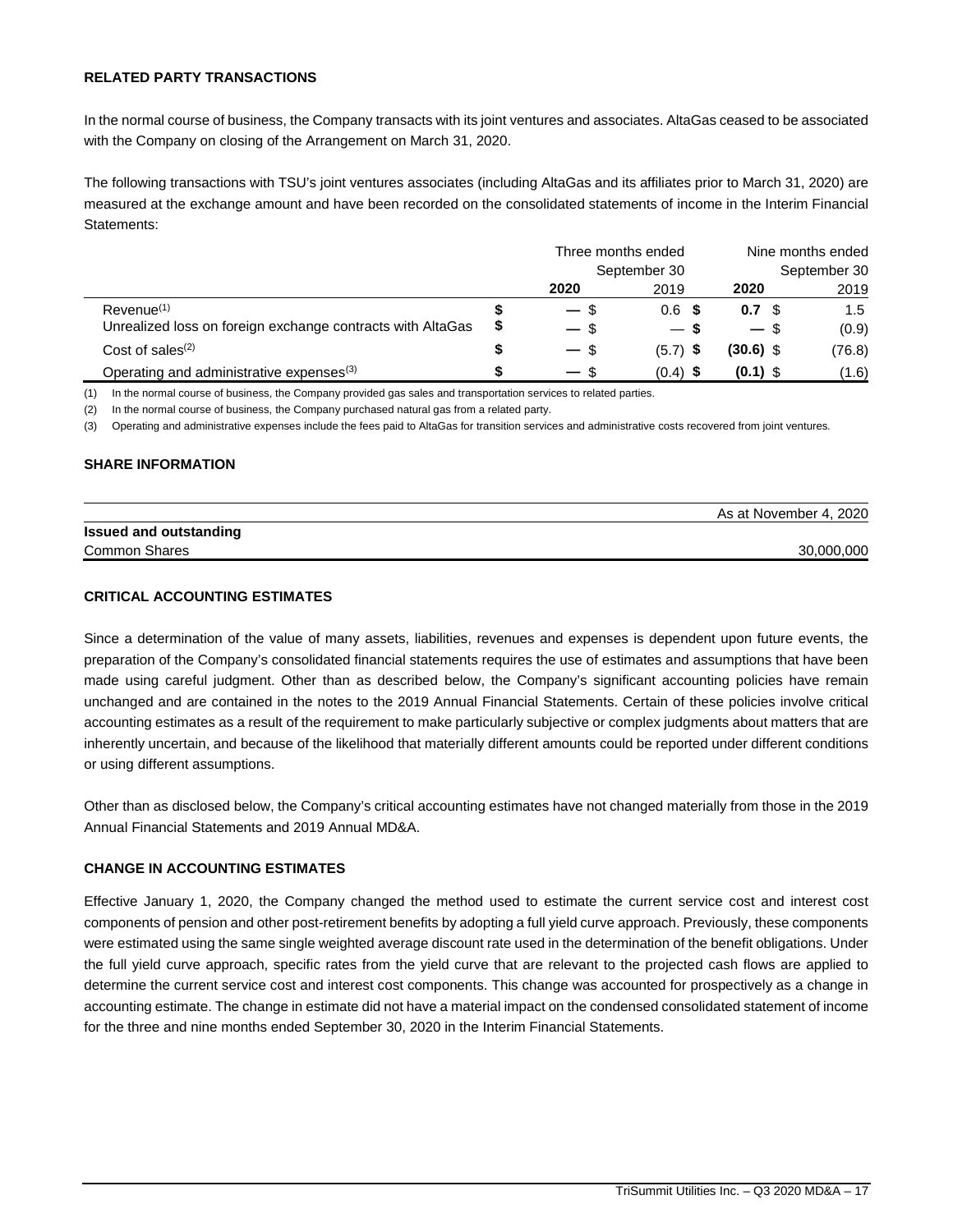## RELATED PARTY TRANSACTIONS

In the normal course of business, the Company transacts with its joint ventures and associates. AltaGas ceased to be associated with the Company on closing of the Arrangement on March 31, 2020.

The following transactions with TSU's joint ventures associates (including AltaGas and its affiliates prior to March 31, 2020) are measured at the exchange amount and have been recorded on the consolidated statements of income in the Interim Financial Statements:

| | Three months ended September 30 | | Nine months ended September 30 | |
|---|---|---|---|---|
| | **2020** | 2019 | **2020** | 2019 |
| Revenue[1] | **$ —** | $ 0.6 | **$ 0.7** | $ 1.5 |
| Unrealized loss on foreign exchange contracts with AltaGas | **$ —** | $ — | **$ —** | $ (0.9) |
| Cost of sales[2] | **$ —** | $ (5.7) | **$ (30.6)** | $ (76.8) |
| Operating and administrative expenses[3] | **$ —** | $ (0.4) | **$ (0.1)** | $ (1.6) |

(1) In the normal course of business, the Company provided gas sales and transportation services to related parties.

(2) In the normal course of business, the Company purchased natural gas from a related party.

(3) Operating and administrative expenses include the fees paid to AltaGas for transition services and administrative costs recovered from joint ventures.

## SHARE INFORMATION

| | As at November 4, 2020 |
|---|---|
| **Issued and outstanding** | |
| Common Shares | 30,000,000 |

## CRITICAL ACCOUNTING ESTIMATES

Since a determination of the value of many assets, liabilities, revenues and expenses is dependent upon future events, the preparation of the Company's consolidated financial statements requires the use of estimates and assumptions that have been made using careful judgment. Other than as described below, the Company's significant accounting policies have remain unchanged and are contained in the notes to the 2019 Annual Financial Statements. Certain of these policies involve critical accounting estimates as a result of the requirement to make particularly subjective or complex judgments about matters that are inherently uncertain, and because of the likelihood that materially different amounts could be reported under different conditions or using different assumptions.

Other than as disclosed below, the Company's critical accounting estimates have not changed materially from those in the 2019 Annual Financial Statements and 2019 Annual MD&A.

## CHANGE IN ACCOUNTING ESTIMATES

Effective January 1, 2020, the Company changed the method used to estimate the current service cost and interest cost components of pension and other post-retirement benefits by adopting a full yield curve approach. Previously, these components were estimated using the same single weighted average discount rate used in the determination of the benefit obligations. Under the full yield curve approach, specific rates from the yield curve that are relevant to the projected cash flows are applied to determine the current service cost and interest cost components. This change was accounted for prospectively as a change in accounting estimate. The change in estimate did not have a material impact on the condensed consolidated statement of income for the three and nine months ended September 30, 2020 in the Interim Financial Statements.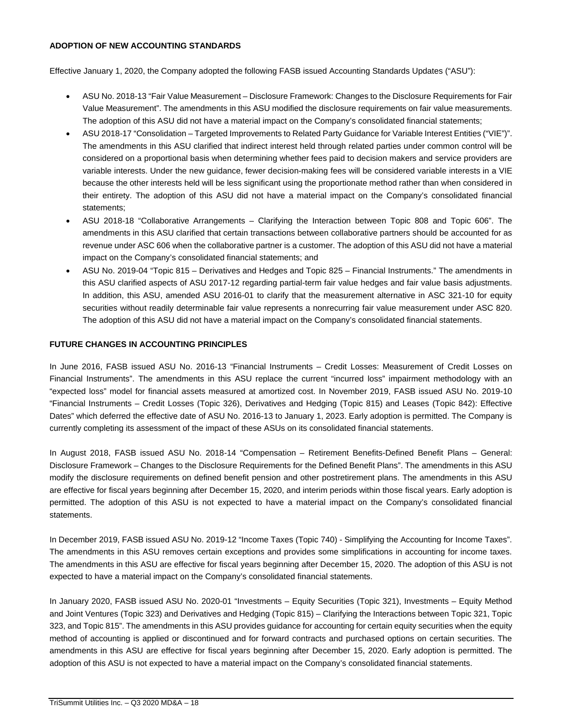**ADOPTION OF NEW ACCOUNTING STANDARDS**

Effective January 1, 2020, the Company adopted the following FASB issued Accounting Standards Updates ("ASU"):

- ASU No. 2018-13 "Fair Value Measurement – Disclosure Framework: Changes to the Disclosure Requirements for Fair Value Measurement". The amendments in this ASU modified the disclosure requirements on fair value measurements. The adoption of this ASU did not have a material impact on the Company's consolidated financial statements;
- ASU 2018-17 "Consolidation – Targeted Improvements to Related Party Guidance for Variable Interest Entities ("VIE")". The amendments in this ASU clarified that indirect interest held through related parties under common control will be considered on a proportional basis when determining whether fees paid to decision makers and service providers are variable interests. Under the new guidance, fewer decision-making fees will be considered variable interests in a VIE because the other interests held will be less significant using the proportionate method rather than when considered in their entirety. The adoption of this ASU did not have a material impact on the Company's consolidated financial statements;
- ASU 2018-18 "Collaborative Arrangements – Clarifying the Interaction between Topic 808 and Topic 606". The amendments in this ASU clarified that certain transactions between collaborative partners should be accounted for as revenue under ASC 606 when the collaborative partner is a customer. The adoption of this ASU did not have a material impact on the Company's consolidated financial statements; and
- ASU No. 2019-04 "Topic 815 – Derivatives and Hedges and Topic 825 – Financial Instruments." The amendments in this ASU clarified aspects of ASU 2017-12 regarding partial-term fair value hedges and fair value basis adjustments. In addition, this ASU, amended ASU 2016-01 to clarify that the measurement alternative in ASC 321-10 for equity securities without readily determinable fair value represents a nonrecurring fair value measurement under ASC 820. The adoption of this ASU did not have a material impact on the Company's consolidated financial statements.

**FUTURE CHANGES IN ACCOUNTING PRINCIPLES**

In June 2016, FASB issued ASU No. 2016-13 "Financial Instruments – Credit Losses: Measurement of Credit Losses on Financial Instruments". The amendments in this ASU replace the current "incurred loss" impairment methodology with an "expected loss" model for financial assets measured at amortized cost. In November 2019, FASB issued ASU No. 2019-10 "Financial Instruments – Credit Losses (Topic 326), Derivatives and Hedging (Topic 815) and Leases (Topic 842): Effective Dates" which deferred the effective date of ASU No. 2016-13 to January 1, 2023. Early adoption is permitted. The Company is currently completing its assessment of the impact of these ASUs on its consolidated financial statements.

In August 2018, FASB issued ASU No. 2018-14 "Compensation – Retirement Benefits-Defined Benefit Plans – General: Disclosure Framework – Changes to the Disclosure Requirements for the Defined Benefit Plans". The amendments in this ASU modify the disclosure requirements on defined benefit pension and other postretirement plans. The amendments in this ASU are effective for fiscal years beginning after December 15, 2020, and interim periods within those fiscal years. Early adoption is permitted. The adoption of this ASU is not expected to have a material impact on the Company's consolidated financial statements.

In December 2019, FASB issued ASU No. 2019-12 "Income Taxes (Topic 740) - Simplifying the Accounting for Income Taxes". The amendments in this ASU removes certain exceptions and provides some simplifications in accounting for income taxes. The amendments in this ASU are effective for fiscal years beginning after December 15, 2020. The adoption of this ASU is not expected to have a material impact on the Company's consolidated financial statements.

In January 2020, FASB issued ASU No. 2020-01 "Investments – Equity Securities (Topic 321), Investments – Equity Method and Joint Ventures (Topic 323) and Derivatives and Hedging (Topic 815) – Clarifying the Interactions between Topic 321, Topic 323, and Topic 815". The amendments in this ASU provides guidance for accounting for certain equity securities when the equity method of accounting is applied or discontinued and for forward contracts and purchased options on certain securities. The amendments in this ASU are effective for fiscal years beginning after December 15, 2020. Early adoption is permitted. The adoption of this ASU is not expected to have a material impact on the Company's consolidated financial statements.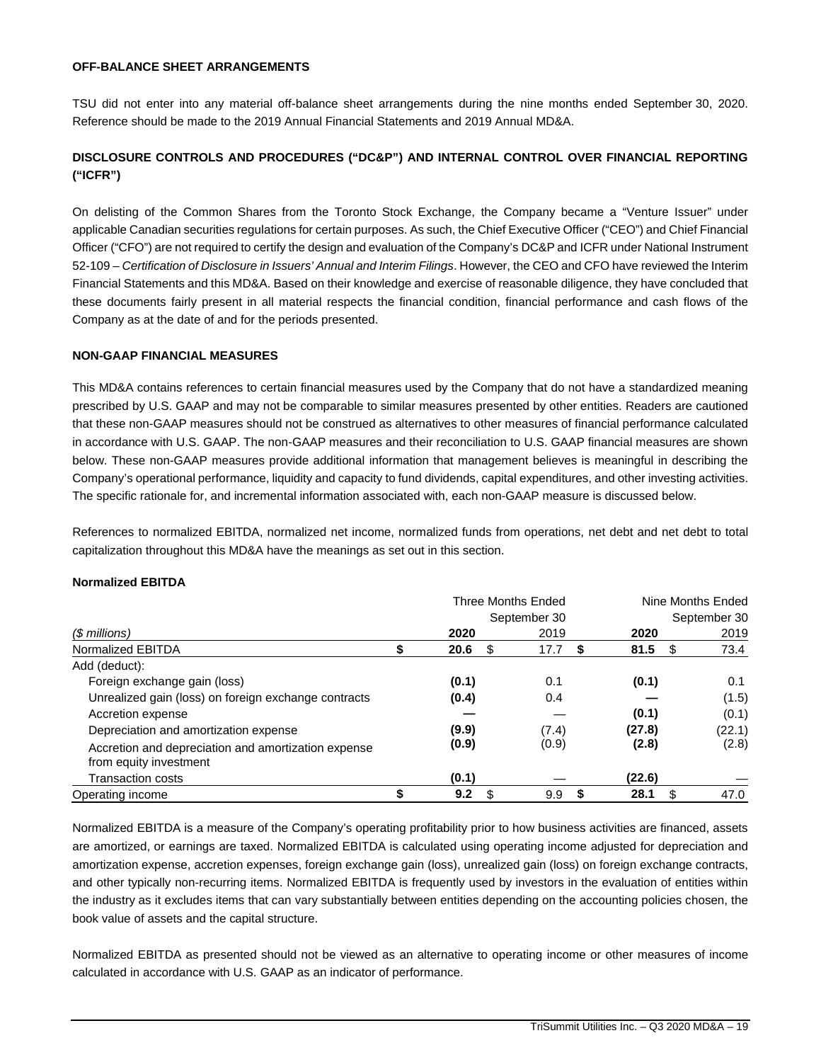**OFF-BALANCE SHEET ARRANGEMENTS**

TSU did not enter into any material off-balance sheet arrangements during the nine months ended September 30, 2020. Reference should be made to the 2019 Annual Financial Statements and 2019 Annual MD&A.

**DISCLOSURE CONTROLS AND PROCEDURES ("DC&P") AND INTERNAL CONTROL OVER FINANCIAL REPORTING ("ICFR")**

On delisting of the Common Shares from the Toronto Stock Exchange, the Company became a "Venture Issuer" under applicable Canadian securities regulations for certain purposes. As such, the Chief Executive Officer ("CEO") and Chief Financial Officer ("CFO") are not required to certify the design and evaluation of the Company's DC&P and ICFR under National Instrument 52-109 – *Certification of Disclosure in Issuers' Annual and Interim Filings*. However, the CEO and CFO have reviewed the Interim Financial Statements and this MD&A. Based on their knowledge and exercise of reasonable diligence, they have concluded that these documents fairly present in all material respects the financial condition, financial performance and cash flows of the Company as at the date of and for the periods presented.

**NON-GAAP FINANCIAL MEASURES**

This MD&A contains references to certain financial measures used by the Company that do not have a standardized meaning prescribed by U.S. GAAP and may not be comparable to similar measures presented by other entities. Readers are cautioned that these non-GAAP measures should not be construed as alternatives to other measures of financial performance calculated in accordance with U.S. GAAP. The non-GAAP measures and their reconciliation to U.S. GAAP financial measures are shown below. These non-GAAP measures provide additional information that management believes is meaningful in describing the Company's operational performance, liquidity and capacity to fund dividends, capital expenditures, and other investing activities. The specific rationale for, and incremental information associated with, each non-GAAP measure is discussed below.

References to normalized EBITDA, normalized net income, normalized funds from operations, net debt and net debt to total capitalization throughout this MD&A have the meanings as set out in this section.

**Normalized EBITDA**

| | Three Months Ended September 30 | | Nine Months Ended September 30 | |
|---|---|---|---|---|
| *($ millions)* | **2020** | 2019 | **2020** | 2019 |
| Normalized EBITDA | **$ 20.6** | $ 17.7 | **$ 81.5** | $ 73.4 |
| Add (deduct): | | | | |
| Foreign exchange gain (loss) | **(0.1)** | 0.1 | **(0.1)** | 0.1 |
| Unrealized gain (loss) on foreign exchange contracts | **(0.4)** | 0.4 | **—** | (1.5) |
| Accretion expense | **—** | — | **(0.1)** | (0.1) |
| Depreciation and amortization expense | **(9.9)** | (7.4) | **(27.8)** | (22.1) |
| Accretion and depreciation and amortization expense from equity investment | **(0.9)** | (0.9) | **(2.8)** | (2.8) |
| Transaction costs | **(0.1)** | — | **(22.6)** | — |
| Operating income | **$ 9.2** | $ 9.9 | **$ 28.1** | $ 47.0 |

Normalized EBITDA is a measure of the Company's operating profitability prior to how business activities are financed, assets are amortized, or earnings are taxed. Normalized EBITDA is calculated using operating income adjusted for depreciation and amortization expense, accretion expenses, foreign exchange gain (loss), unrealized gain (loss) on foreign exchange contracts, and other typically non-recurring items. Normalized EBITDA is frequently used by investors in the evaluation of entities within the industry as it excludes items that can vary substantially between entities depending on the accounting policies chosen, the book value of assets and the capital structure.

Normalized EBITDA as presented should not be viewed as an alternative to operating income or other measures of income calculated in accordance with U.S. GAAP as an indicator of performance.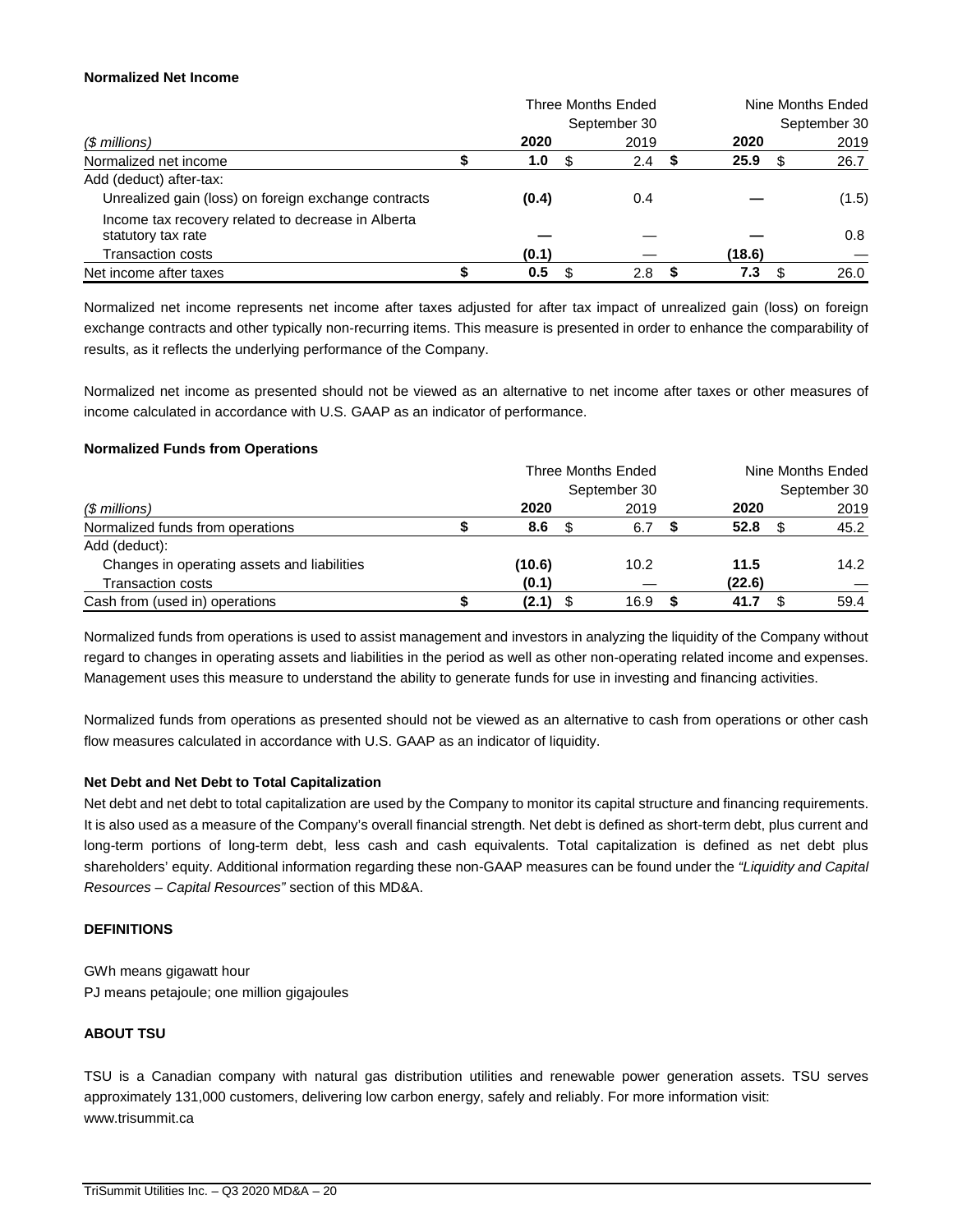**Normalized Net Income**

| ($ millions) | Three Months Ended September 30 | | Nine Months Ended September 30 | |
|---|---|---|---|---|
| | **2020** | 2019 | **2020** | 2019 |
| Normalized net income | **$ 1.0** | $ 2.4 | **$ 25.9** | $ 26.7 |
| Add (deduct) after-tax: | | | | |
| Unrealized gain (loss) on foreign exchange contracts | **(0.4)** | 0.4 | **—** | (1.5) |
| Income tax recovery related to decrease in Alberta statutory tax rate | **—** | — | **—** | 0.8 |
| Transaction costs | **(0.1)** | — | **(18.6)** | — |
| Net income after taxes | **$ 0.5** | $ 2.8 | **$ 7.3** | $ 26.0 |

Normalized net income represents net income after taxes adjusted for after tax impact of unrealized gain (loss) on foreign exchange contracts and other typically non-recurring items. This measure is presented in order to enhance the comparability of results, as it reflects the underlying performance of the Company.

Normalized net income as presented should not be viewed as an alternative to net income after taxes or other measures of income calculated in accordance with U.S. GAAP as an indicator of performance.

**Normalized Funds from Operations**

| ($ millions) | Three Months Ended September 30 | | Nine Months Ended September 30 | |
|---|---|---|---|---|
| | **2020** | 2019 | **2020** | 2019 |
| Normalized funds from operations | **$ 8.6** | $ 6.7 | **$ 52.8** | $ 45.2 |
| Add (deduct): | | | | |
| Changes in operating assets and liabilities | **(10.6)** | 10.2 | **11.5** | 14.2 |
| Transaction costs | **(0.1)** | — | **(22.6)** | — |
| Cash from (used in) operations | **$ (2.1)** | $ 16.9 | **$ 41.7** | $ 59.4 |

Normalized funds from operations is used to assist management and investors in analyzing the liquidity of the Company without regard to changes in operating assets and liabilities in the period as well as other non-operating related income and expenses. Management uses this measure to understand the ability to generate funds for use in investing and financing activities.

Normalized funds from operations as presented should not be viewed as an alternative to cash from operations or other cash flow measures calculated in accordance with U.S. GAAP as an indicator of liquidity.

**Net Debt and Net Debt to Total Capitalization**

Net debt and net debt to total capitalization are used by the Company to monitor its capital structure and financing requirements. It is also used as a measure of the Company's overall financial strength. Net debt is defined as short-term debt, plus current and long-term portions of long-term debt, less cash and cash equivalents. Total capitalization is defined as net debt plus shareholders' equity. Additional information regarding these non-GAAP measures can be found under the *"Liquidity and Capital Resources – Capital Resources"* section of this MD&A.

**DEFINITIONS**

GWh means gigawatt hour
PJ means petajoule; one million gigajoules

**ABOUT TSU**

TSU is a Canadian company with natural gas distribution utilities and renewable power generation assets. TSU serves approximately 131,000 customers, delivering low carbon energy, safely and reliably. For more information visit: www.trisummit.ca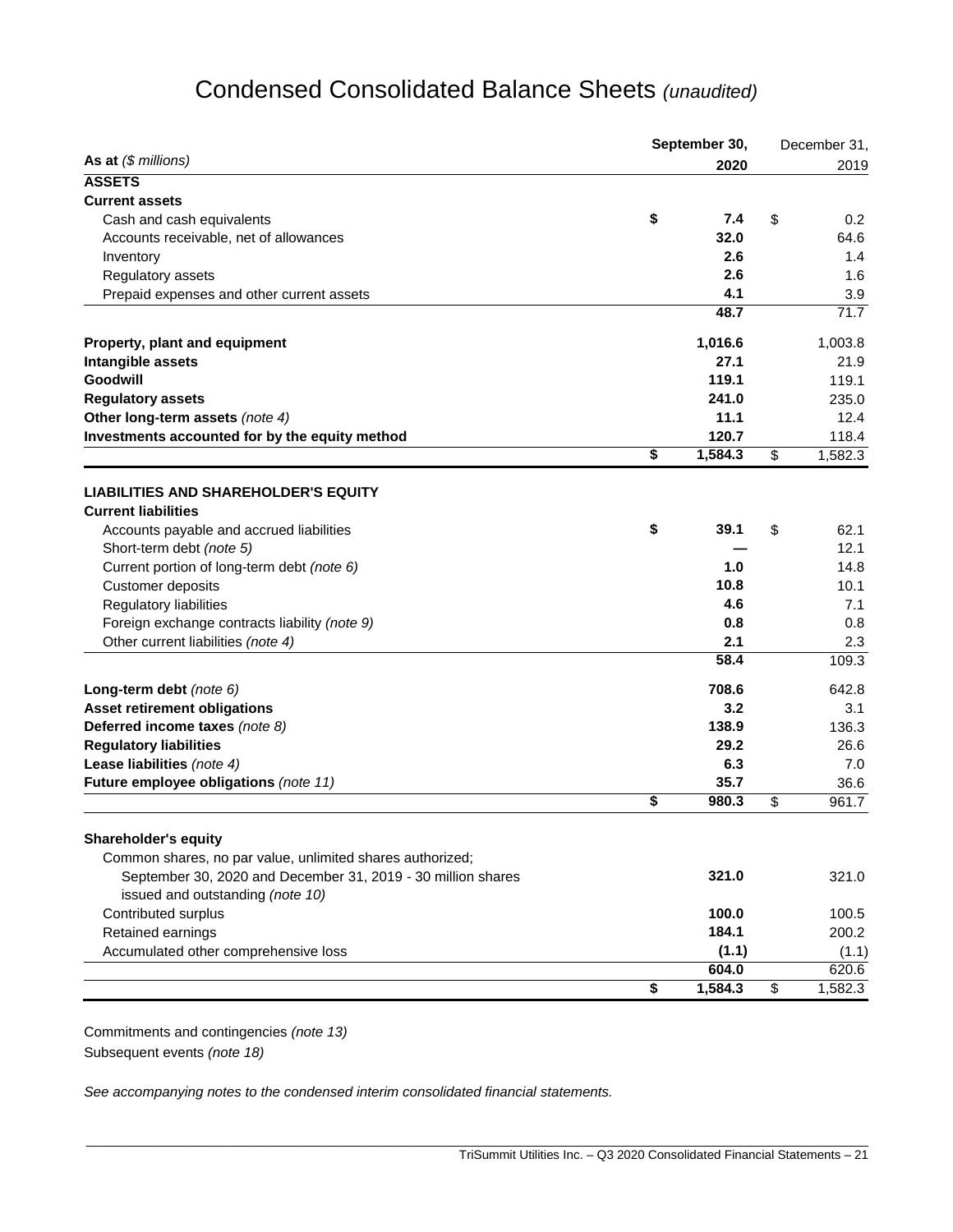# Condensed Consolidated Balance Sheets *(unaudited)*

| **As at** *($ millions)* | **September 30, 2020** | December 31, 2019 |
|---|---|---|
| **ASSETS** | | |
| **Current assets** | | |
| Cash and cash equivalents | **$ 7.4** | $ 0.2 |
| Accounts receivable, net of allowances | **32.0** | 64.6 |
| Inventory | **2.6** | 1.4 |
| Regulatory assets | **2.6** | 1.6 |
| Prepaid expenses and other current assets | **4.1** | 3.9 |
| | **48.7** | 71.7 |
| **Property, plant and equipment** | **1,016.6** | 1,003.8 |
| **Intangible assets** | **27.1** | 21.9 |
| **Goodwill** | **119.1** | 119.1 |
| **Regulatory assets** | **241.0** | 235.0 |
| **Other long-term assets** *(note 4)* | **11.1** | 12.4 |
| **Investments accounted for by the equity method** | **120.7** | 118.4 |
| | **$ 1,584.3** | $ 1,582.3 |
| **LIABILITIES AND SHAREHOLDER'S EQUITY** | | |
| **Current liabilities** | | |
| Accounts payable and accrued liabilities | **$ 39.1** | $ 62.1 |
| Short-term debt *(note 5)* | **—** | 12.1 |
| Current portion of long-term debt *(note 6)* | **1.0** | 14.8 |
| Customer deposits | **10.8** | 10.1 |
| Regulatory liabilities | **4.6** | 7.1 |
| Foreign exchange contracts liability *(note 9)* | **0.8** | 0.8 |
| Other current liabilities *(note 4)* | **2.1** | 2.3 |
| | **58.4** | 109.3 |
| **Long-term debt** *(note 6)* | **708.6** | 642.8 |
| **Asset retirement obligations** | **3.2** | 3.1 |
| **Deferred income taxes** *(note 8)* | **138.9** | 136.3 |
| **Regulatory liabilities** | **29.2** | 26.6 |
| **Lease liabilities** *(note 4)* | **6.3** | 7.0 |
| **Future employee obligations** *(note 11)* | **35.7** | 36.6 |
| | **$ 980.3** | $ 961.7 |
| **Shareholder's equity** | | |
| Common shares, no par value, unlimited shares authorized; September 30, 2020 and December 31, 2019 - 30 million shares issued and outstanding *(note 10)* | **321.0** | 321.0 |
| Contributed surplus | **100.0** | 100.5 |
| Retained earnings | **184.1** | 200.2 |
| Accumulated other comprehensive loss | **(1.1)** | (1.1) |
| | **604.0** | 620.6 |
| | **$ 1,584.3** | $ 1,582.3 |

Commitments and contingencies *(note 13)*

Subsequent events *(note 18)*

*See accompanying notes to the condensed interim consolidated financial statements.*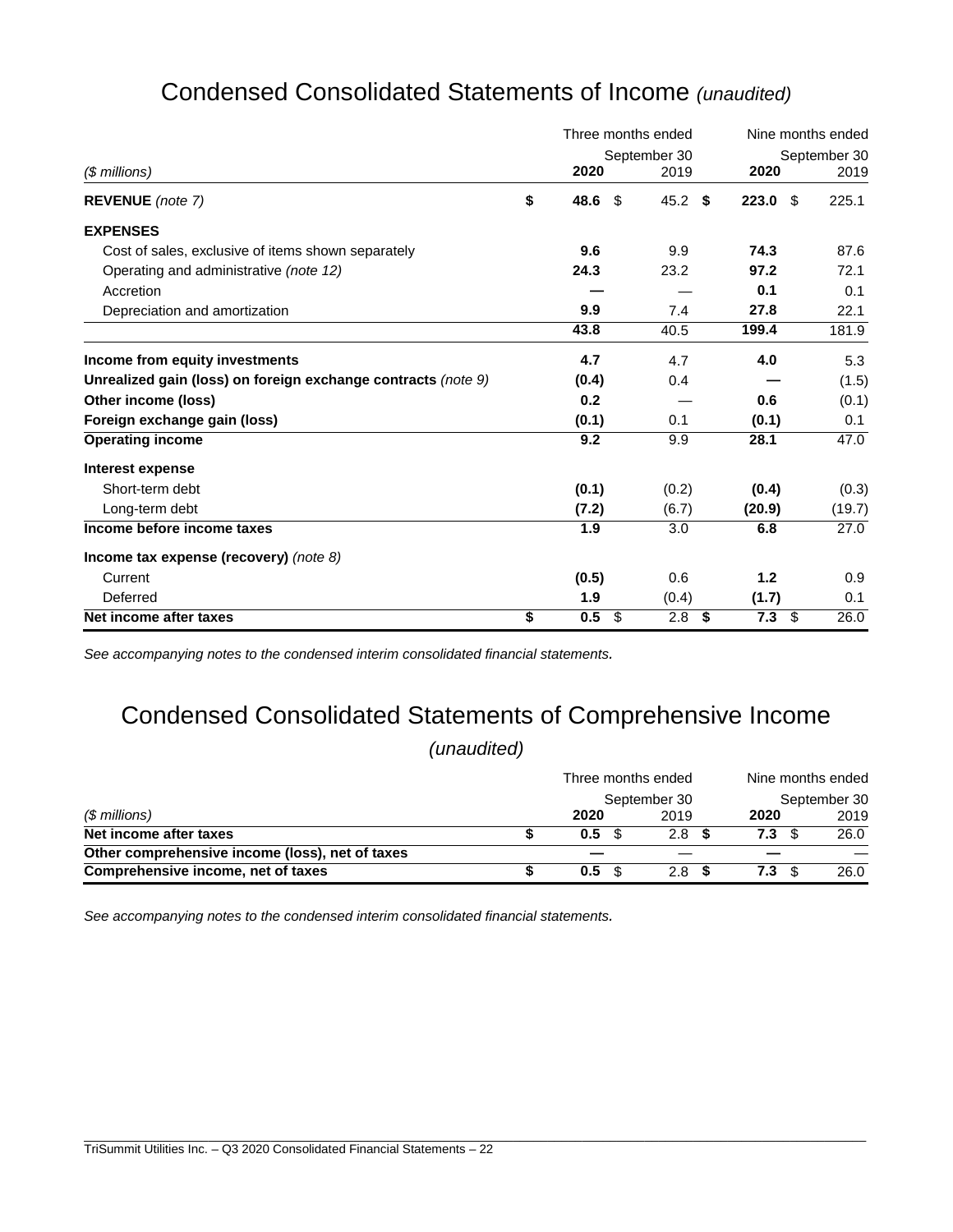# Condensed Consolidated Statements of Income *(unaudited)*

| *($ millions)* | Three months ended September 30 2020 | 2019 | Nine months ended September 30 2020 | 2019 |
|---|---|---|---|---|
| **REVENUE** *(note 7)* | **$ 48.6** | $ 45.2 | **$ 223.0** | $ 225.1 |
| **EXPENSES** | | | | |
| Cost of sales, exclusive of items shown separately | **9.6** | 9.9 | **74.3** | 87.6 |
| Operating and administrative *(note 12)* | **24.3** | 23.2 | **97.2** | 72.1 |
| Accretion | **—** | — | **0.1** | 0.1 |
| Depreciation and amortization | **9.9** | 7.4 | **27.8** | 22.1 |
| | **43.8** | 40.5 | **199.4** | 181.9 |
| **Income from equity investments** | **4.7** | 4.7 | **4.0** | 5.3 |
| **Unrealized gain (loss) on foreign exchange contracts** *(note 9)* | **(0.4)** | 0.4 | **—** | (1.5) |
| **Other income (loss)** | **0.2** | — | **0.6** | (0.1) |
| **Foreign exchange gain (loss)** | **(0.1)** | 0.1 | **(0.1)** | 0.1 |
| **Operating income** | **9.2** | 9.9 | **28.1** | 47.0 |
| **Interest expense** | | | | |
| Short-term debt | **(0.1)** | (0.2) | **(0.4)** | (0.3) |
| Long-term debt | **(7.2)** | (6.7) | **(20.9)** | (19.7) |
| **Income before income taxes** | **1.9** | 3.0 | **6.8** | 27.0 |
| **Income tax expense (recovery)** *(note 8)* | | | | |
| Current | **(0.5)** | 0.6 | **1.2** | 0.9 |
| Deferred | **1.9** | (0.4) | **(1.7)** | 0.1 |
| **Net income after taxes** | **$ 0.5** | $ 2.8 | **$ 7.3** | $ 26.0 |

*See accompanying notes to the condensed interim consolidated financial statements.*

# Condensed Consolidated Statements of Comprehensive Income *(unaudited)*

| *($ millions)* | Three months ended September 30 2020 | 2019 | Nine months ended September 30 2020 | 2019 |
|---|---|---|---|---|
| **Net income after taxes** | **$ 0.5** | $ 2.8 | **$ 7.3** | $ 26.0 |
| **Other comprehensive income (loss), net of taxes** | **—** | — | **—** | — |
| **Comprehensive income, net of taxes** | **$ 0.5** | $ 2.8 | **$ 7.3** | $ 26.0 |

*See accompanying notes to the condensed interim consolidated financial statements.*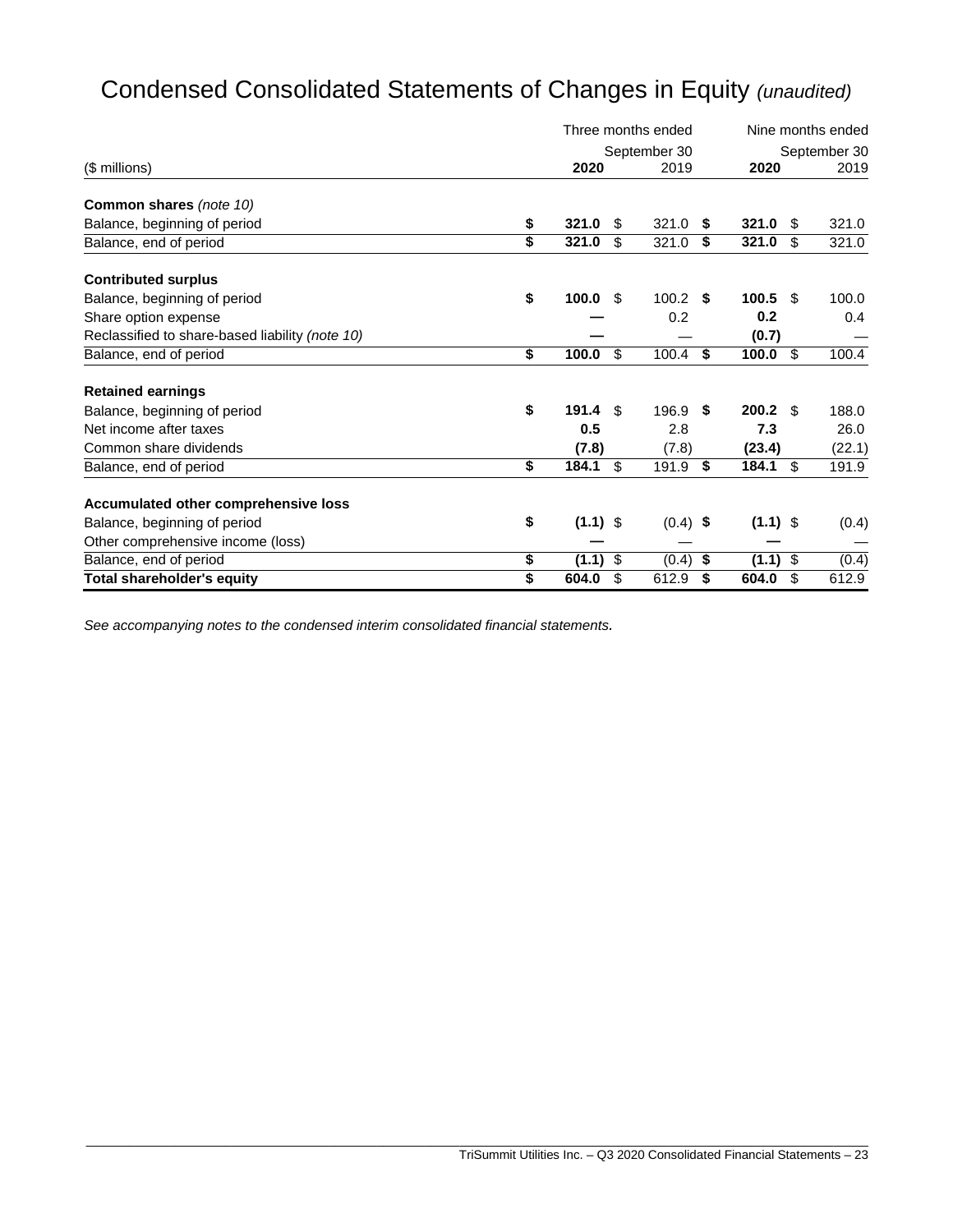# Condensed Consolidated Statements of Changes in Equity *(unaudited)*

| ($ millions) | Three months ended September 30 **2020** | Three months ended September 30 2019 | Nine months ended September 30 **2020** | Nine months ended September 30 2019 |
|---|---|---|---|---|
| **Common shares** *(note 10)* | | | | |
| Balance, beginning of period | **$ 321.0** | $ 321.0 | **$ 321.0** | $ 321.0 |
| Balance, end of period | **$ 321.0** | $ 321.0 | **$ 321.0** | $ 321.0 |
| **Contributed surplus** | | | | |
| Balance, beginning of period | **$ 100.0** | $ 100.2 | **$ 100.5** | $ 100.0 |
| Share option expense | **—** | 0.2 | **0.2** | 0.4 |
| Reclassified to share-based liability *(note 10)* | **—** | — | **(0.7)** | — |
| Balance, end of period | **$ 100.0** | $ 100.4 | **$ 100.0** | $ 100.4 |
| **Retained earnings** | | | | |
| Balance, beginning of period | **$ 191.4** | $ 196.9 | **$ 200.2** | $ 188.0 |
| Net income after taxes | **0.5** | 2.8 | **7.3** | 26.0 |
| Common share dividends | **(7.8)** | (7.8) | **(23.4)** | (22.1) |
| Balance, end of period | **$ 184.1** | $ 191.9 | **$ 184.1** | $ 191.9 |
| **Accumulated other comprehensive loss** | | | | |
| Balance, beginning of period | **$ (1.1)** | $ (0.4) | **$ (1.1)** | $ (0.4) |
| Other comprehensive income (loss) | **—** | — | **—** | — |
| Balance, end of period | **$ (1.1)** | $ (0.4) | **$ (1.1)** | $ (0.4) |
| **Total shareholder's equity** | **$ 604.0** | $ 612.9 | **$ 604.0** | $ 612.9 |

*See accompanying notes to the condensed interim consolidated financial statements.*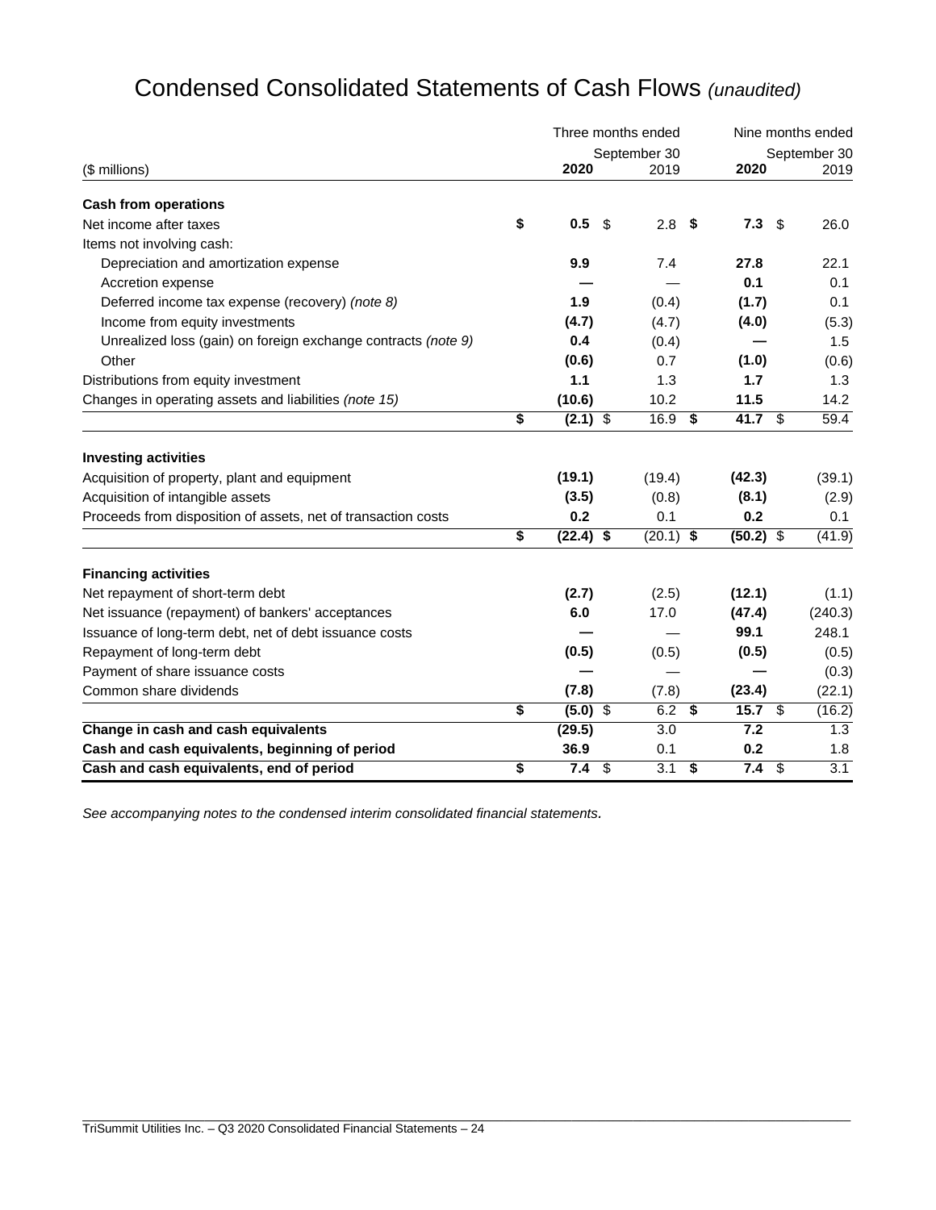# Condensed Consolidated Statements of Cash Flows *(unaudited)*

| ($ millions) | Three months ended September 30 2020 | Three months ended September 30 2019 | Nine months ended September 30 2020 | Nine months ended September 30 2019 |
|---|---|---|---|---|
| **Cash from operations** | | | | |
| Net income after taxes | **$ 0.5** | $ 2.8 | **$ 7.3** | $ 26.0 |
| Items not involving cash: | | | | |
| Depreciation and amortization expense | **9.9** | 7.4 | **27.8** | 22.1 |
| Accretion expense | **—** | — | **0.1** | 0.1 |
| Deferred income tax expense (recovery) *(note 8)* | **1.9** | (0.4) | **(1.7)** | 0.1 |
| Income from equity investments | **(4.7)** | (4.7) | **(4.0)** | (5.3) |
| Unrealized loss (gain) on foreign exchange contracts *(note 9)* | **0.4** | (0.4) | **—** | 1.5 |
| Other | **(0.6)** | 0.7 | **(1.0)** | (0.6) |
| Distributions from equity investment | **1.1** | 1.3 | **1.7** | 1.3 |
| Changes in operating assets and liabilities *(note 15)* | **(10.6)** | 10.2 | **11.5** | 14.2 |
| | **$ (2.1)** | $ 16.9 | **$ 41.7** | $ 59.4 |
| **Investing activities** | | | | |
| Acquisition of property, plant and equipment | **(19.1)** | (19.4) | **(42.3)** | (39.1) |
| Acquisition of intangible assets | **(3.5)** | (0.8) | **(8.1)** | (2.9) |
| Proceeds from disposition of assets, net of transaction costs | **0.2** | 0.1 | **0.2** | 0.1 |
| | **$ (22.4)** | $ (20.1) | **$ (50.2)** | $ (41.9) |
| **Financing activities** | | | | |
| Net repayment of short-term debt | **(2.7)** | (2.5) | **(12.1)** | (1.1) |
| Net issuance (repayment) of bankers' acceptances | **6.0** | 17.0 | **(47.4)** | (240.3) |
| Issuance of long-term debt, net of debt issuance costs | **—** | — | **99.1** | 248.1 |
| Repayment of long-term debt | **(0.5)** | (0.5) | **(0.5)** | (0.5) |
| Payment of share issuance costs | **—** | — | **—** | (0.3) |
| Common share dividends | **(7.8)** | (7.8) | **(23.4)** | (22.1) |
| | **$ (5.0)** | $ 6.2 | **$ 15.7** | $ (16.2) |
| **Change in cash and cash equivalents** | **(29.5)** | 3.0 | **7.2** | 1.3 |
| **Cash and cash equivalents, beginning of period** | **36.9** | 0.1 | **0.2** | 1.8 |
| **Cash and cash equivalents, end of period** | **$ 7.4** | $ 3.1 | **$ 7.4** | $ 3.1 |

*See accompanying notes to the condensed interim consolidated financial statements.*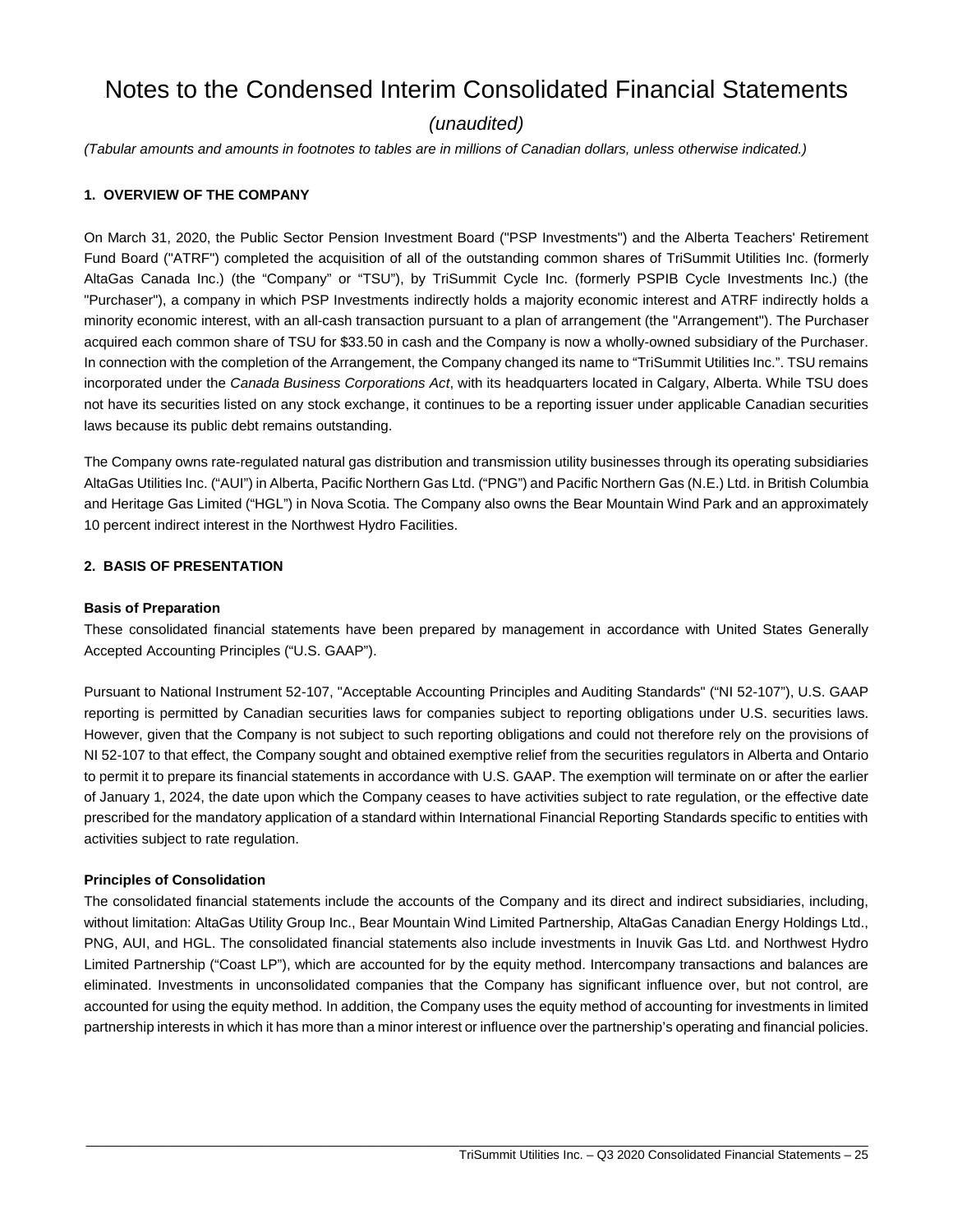# Notes to the Condensed Interim Consolidated Financial Statements

*(unaudited)*

*(Tabular amounts and amounts in footnotes to tables are in millions of Canadian dollars, unless otherwise indicated.)*

## 1. OVERVIEW OF THE COMPANY

On March 31, 2020, the Public Sector Pension Investment Board ("PSP Investments") and the Alberta Teachers' Retirement Fund Board ("ATRF") completed the acquisition of all of the outstanding common shares of TriSummit Utilities Inc. (formerly AltaGas Canada Inc.) (the "Company" or "TSU"), by TriSummit Cycle Inc. (formerly PSPIB Cycle Investments Inc.) (the "Purchaser"), a company in which PSP Investments indirectly holds a majority economic interest and ATRF indirectly holds a minority economic interest, with an all-cash transaction pursuant to a plan of arrangement (the "Arrangement"). The Purchaser acquired each common share of TSU for $33.50 in cash and the Company is now a wholly-owned subsidiary of the Purchaser. In connection with the completion of the Arrangement, the Company changed its name to "TriSummit Utilities Inc.". TSU remains incorporated under the *Canada Business Corporations Act*, with its headquarters located in Calgary, Alberta. While TSU does not have its securities listed on any stock exchange, it continues to be a reporting issuer under applicable Canadian securities laws because its public debt remains outstanding.

The Company owns rate-regulated natural gas distribution and transmission utility businesses through its operating subsidiaries AltaGas Utilities Inc. ("AUI") in Alberta, Pacific Northern Gas Ltd. ("PNG") and Pacific Northern Gas (N.E.) Ltd. in British Columbia and Heritage Gas Limited ("HGL") in Nova Scotia. The Company also owns the Bear Mountain Wind Park and an approximately 10 percent indirect interest in the Northwest Hydro Facilities.

## 2. BASIS OF PRESENTATION

### Basis of Preparation

These consolidated financial statements have been prepared by management in accordance with United States Generally Accepted Accounting Principles ("U.S. GAAP").

Pursuant to National Instrument 52-107, "Acceptable Accounting Principles and Auditing Standards" ("NI 52-107"), U.S. GAAP reporting is permitted by Canadian securities laws for companies subject to reporting obligations under U.S. securities laws. However, given that the Company is not subject to such reporting obligations and could not therefore rely on the provisions of NI 52-107 to that effect, the Company sought and obtained exemptive relief from the securities regulators in Alberta and Ontario to permit it to prepare its financial statements in accordance with U.S. GAAP. The exemption will terminate on or after the earlier of January 1, 2024, the date upon which the Company ceases to have activities subject to rate regulation, or the effective date prescribed for the mandatory application of a standard within International Financial Reporting Standards specific to entities with activities subject to rate regulation.

### Principles of Consolidation

The consolidated financial statements include the accounts of the Company and its direct and indirect subsidiaries, including, without limitation: AltaGas Utility Group Inc., Bear Mountain Wind Limited Partnership, AltaGas Canadian Energy Holdings Ltd., PNG, AUI, and HGL. The consolidated financial statements also include investments in Inuvik Gas Ltd. and Northwest Hydro Limited Partnership ("Coast LP"), which are accounted for by the equity method. Intercompany transactions and balances are eliminated. Investments in unconsolidated companies that the Company has significant influence over, but not control, are accounted for using the equity method. In addition, the Company uses the equity method of accounting for investments in limited partnership interests in which it has more than a minor interest or influence over the partnership's operating and financial policies.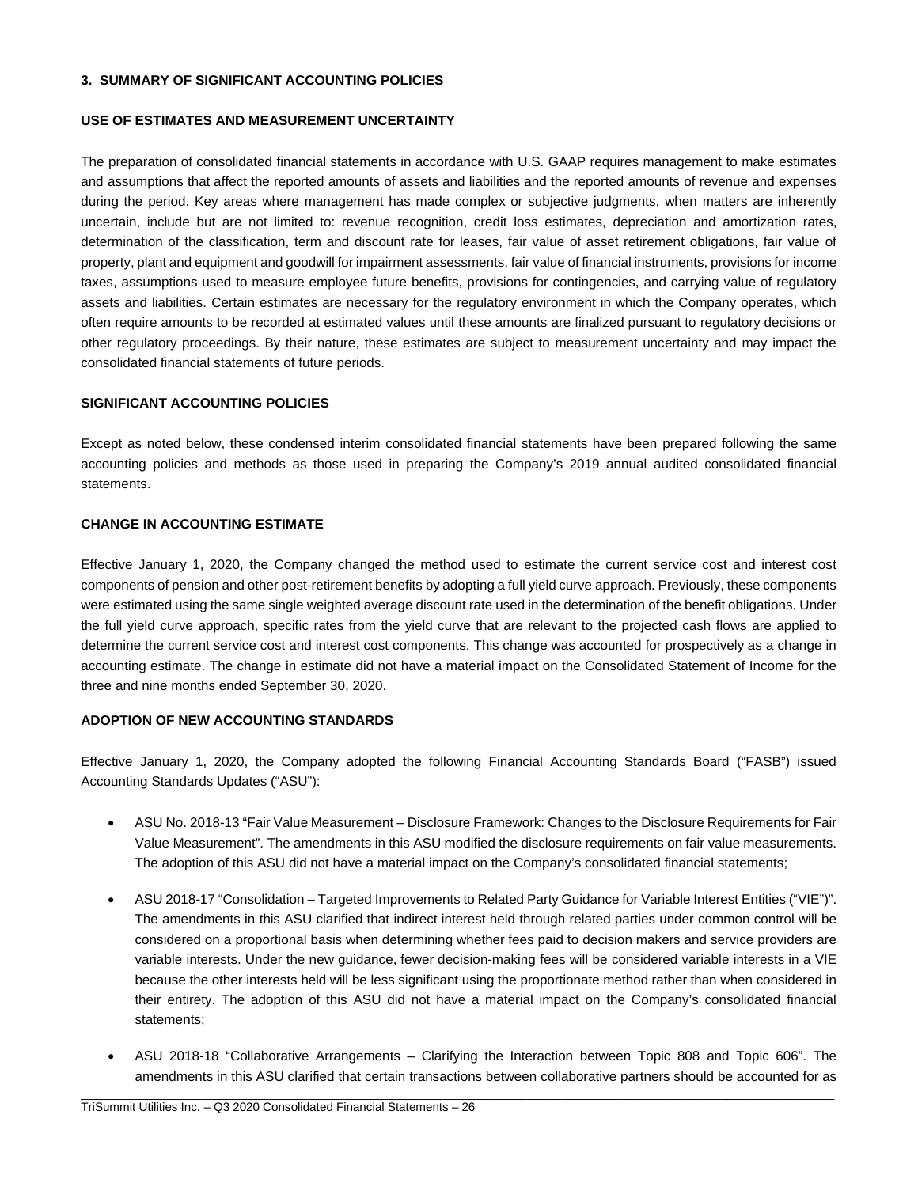### 3. SUMMARY OF SIGNIFICANT ACCOUNTING POLICIES

#### USE OF ESTIMATES AND MEASUREMENT UNCERTAINTY

The preparation of consolidated financial statements in accordance with U.S. GAAP requires management to make estimates and assumptions that affect the reported amounts of assets and liabilities and the reported amounts of revenue and expenses during the period. Key areas where management has made complex or subjective judgments, when matters are inherently uncertain, include but are not limited to: revenue recognition, credit loss estimates, depreciation and amortization rates, determination of the classification, term and discount rate for leases, fair value of asset retirement obligations, fair value of property, plant and equipment and goodwill for impairment assessments, fair value of financial instruments, provisions for income taxes, assumptions used to measure employee future benefits, provisions for contingencies, and carrying value of regulatory assets and liabilities. Certain estimates are necessary for the regulatory environment in which the Company operates, which often require amounts to be recorded at estimated values until these amounts are finalized pursuant to regulatory decisions or other regulatory proceedings. By their nature, these estimates are subject to measurement uncertainty and may impact the consolidated financial statements of future periods.

#### SIGNIFICANT ACCOUNTING POLICIES

Except as noted below, these condensed interim consolidated financial statements have been prepared following the same accounting policies and methods as those used in preparing the Company's 2019 annual audited consolidated financial statements.

#### CHANGE IN ACCOUNTING ESTIMATE

Effective January 1, 2020, the Company changed the method used to estimate the current service cost and interest cost components of pension and other post-retirement benefits by adopting a full yield curve approach. Previously, these components were estimated using the same single weighted average discount rate used in the determination of the benefit obligations. Under the full yield curve approach, specific rates from the yield curve that are relevant to the projected cash flows are applied to determine the current service cost and interest cost components. This change was accounted for prospectively as a change in accounting estimate. The change in estimate did not have a material impact on the Consolidated Statement of Income for the three and nine months ended September 30, 2020.

#### ADOPTION OF NEW ACCOUNTING STANDARDS

Effective January 1, 2020, the Company adopted the following Financial Accounting Standards Board ("FASB") issued Accounting Standards Updates ("ASU"):

- ASU No. 2018-13 "Fair Value Measurement – Disclosure Framework: Changes to the Disclosure Requirements for Fair Value Measurement". The amendments in this ASU modified the disclosure requirements on fair value measurements. The adoption of this ASU did not have a material impact on the Company's consolidated financial statements;

- ASU 2018-17 "Consolidation – Targeted Improvements to Related Party Guidance for Variable Interest Entities ("VIE")". The amendments in this ASU clarified that indirect interest held through related parties under common control will be considered on a proportional basis when determining whether fees paid to decision makers and service providers are variable interests. Under the new guidance, fewer decision-making fees will be considered variable interests in a VIE because the other interests held will be less significant using the proportionate method rather than when considered in their entirety. The adoption of this ASU did not have a material impact on the Company's consolidated financial statements;

- ASU 2018-18 "Collaborative Arrangements – Clarifying the Interaction between Topic 808 and Topic 606". The amendments in this ASU clarified that certain transactions between collaborative partners should be accounted for as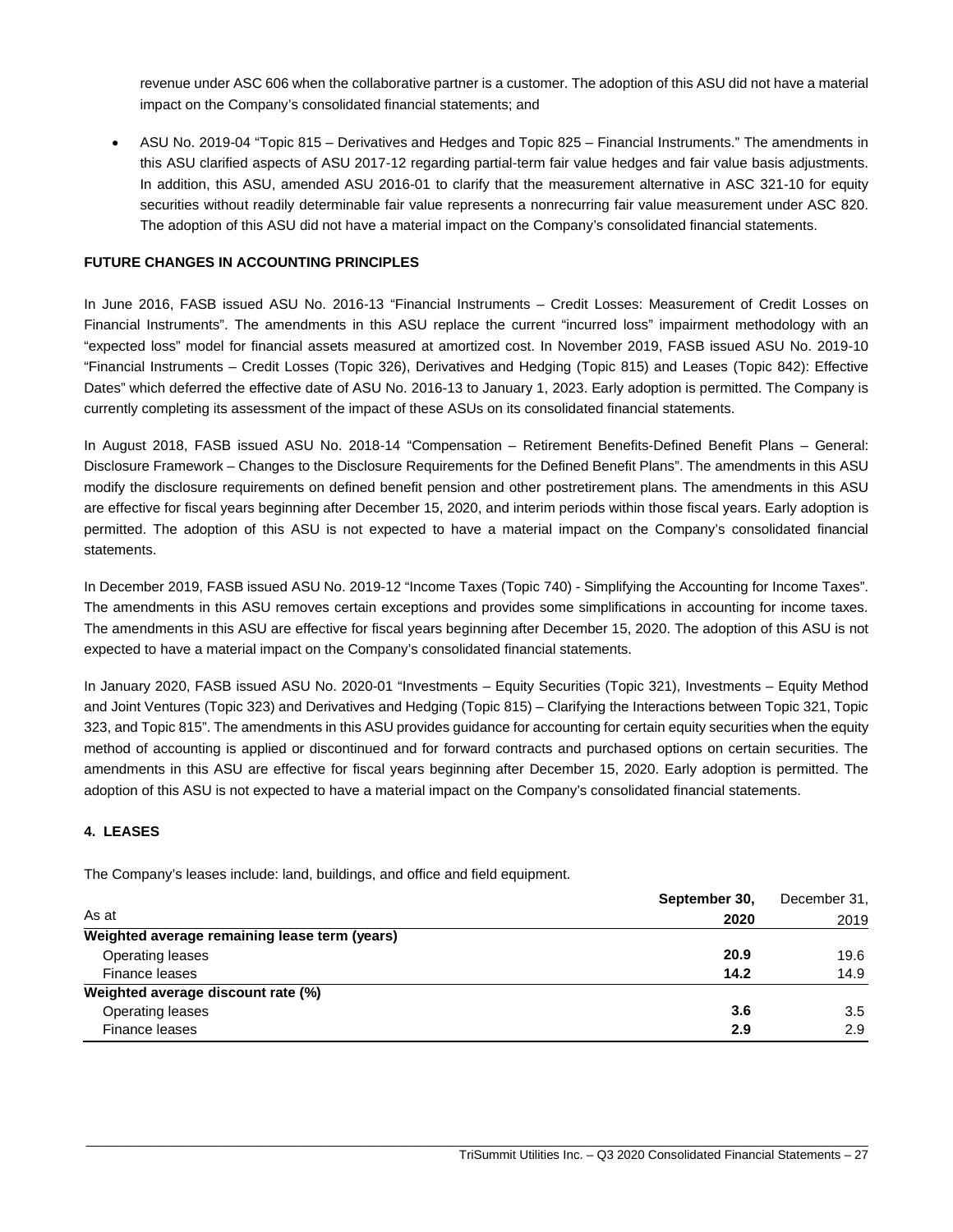revenue under ASC 606 when the collaborative partner is a customer. The adoption of this ASU did not have a material impact on the Company's consolidated financial statements; and

- ASU No. 2019-04 "Topic 815 – Derivatives and Hedges and Topic 825 – Financial Instruments." The amendments in this ASU clarified aspects of ASU 2017-12 regarding partial-term fair value hedges and fair value basis adjustments. In addition, this ASU, amended ASU 2016-01 to clarify that the measurement alternative in ASC 321-10 for equity securities without readily determinable fair value represents a nonrecurring fair value measurement under ASC 820. The adoption of this ASU did not have a material impact on the Company's consolidated financial statements.

**FUTURE CHANGES IN ACCOUNTING PRINCIPLES**

In June 2016, FASB issued ASU No. 2016-13 "Financial Instruments – Credit Losses: Measurement of Credit Losses on Financial Instruments". The amendments in this ASU replace the current "incurred loss" impairment methodology with an "expected loss" model for financial assets measured at amortized cost. In November 2019, FASB issued ASU No. 2019-10 "Financial Instruments – Credit Losses (Topic 326), Derivatives and Hedging (Topic 815) and Leases (Topic 842): Effective Dates" which deferred the effective date of ASU No. 2016-13 to January 1, 2023. Early adoption is permitted. The Company is currently completing its assessment of the impact of these ASUs on its consolidated financial statements.

In August 2018, FASB issued ASU No. 2018-14 "Compensation – Retirement Benefits-Defined Benefit Plans – General: Disclosure Framework – Changes to the Disclosure Requirements for the Defined Benefit Plans". The amendments in this ASU modify the disclosure requirements on defined benefit pension and other postretirement plans. The amendments in this ASU are effective for fiscal years beginning after December 15, 2020, and interim periods within those fiscal years. Early adoption is permitted. The adoption of this ASU is not expected to have a material impact on the Company's consolidated financial statements.

In December 2019, FASB issued ASU No. 2019-12 "Income Taxes (Topic 740) - Simplifying the Accounting for Income Taxes". The amendments in this ASU removes certain exceptions and provides some simplifications in accounting for income taxes. The amendments in this ASU are effective for fiscal years beginning after December 15, 2020. The adoption of this ASU is not expected to have a material impact on the Company's consolidated financial statements.

In January 2020, FASB issued ASU No. 2020-01 "Investments – Equity Securities (Topic 321), Investments – Equity Method and Joint Ventures (Topic 323) and Derivatives and Hedging (Topic 815) – Clarifying the Interactions between Topic 321, Topic 323, and Topic 815". The amendments in this ASU provides guidance for accounting for certain equity securities when the equity method of accounting is applied or discontinued and for forward contracts and purchased options on certain securities. The amendments in this ASU are effective for fiscal years beginning after December 15, 2020. Early adoption is permitted. The adoption of this ASU is not expected to have a material impact on the Company's consolidated financial statements.

**4. LEASES**

The Company's leases include: land, buildings, and office and field equipment.

| As at | **September 30, 2020** | December 31, 2019 |
|---|---|---|
| **Weighted average remaining lease term (years)** | | |
| Operating leases | **20.9** | 19.6 |
| Finance leases | **14.2** | 14.9 |
| **Weighted average discount rate (%)** | | |
| Operating leases | **3.6** | 3.5 |
| Finance leases | **2.9** | 2.9 |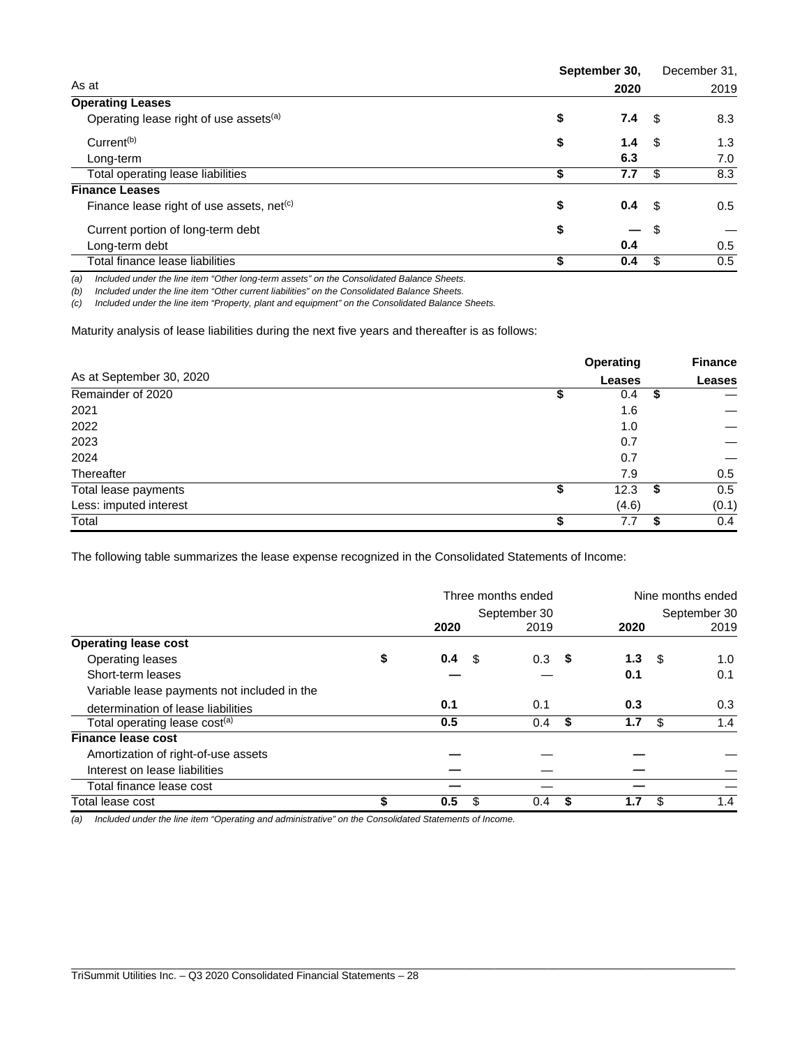| As at | September 30, 2020 | December 31, 2019 |
|---|---|---|
| **Operating Leases** | | |
| Operating lease right of use assets[(a)] | $ **7.4** | $ 8.3 |
| Current[(b)] | $ **1.4** | $ 1.3 |
| Long-term | **6.3** | 7.0 |
| Total operating lease liabilities | $ **7.7** | $ 8.3 |
| **Finance Leases** | | |
| Finance lease right of use assets, net[(c)] | $ **0.4** | $ 0.5 |
| Current portion of long-term debt | $ **—** | $ — |
| Long-term debt | **0.4** | 0.5 |
| Total finance lease liabilities | $ **0.4** | $ 0.5 |

*(a) Included under the line item "Other long-term assets" on the Consolidated Balance Sheets.*
*(b) Included under the line item "Other current liabilities" on the Consolidated Balance Sheets.*
*(c) Included under the line item "Property, plant and equipment" on the Consolidated Balance Sheets.*

Maturity analysis of lease liabilities during the next five years and thereafter is as follows:

| As at September 30, 2020 | Operating Leases | Finance Leases |
|---|---|---|
| Remainder of 2020 | $ 0.4 | $ — |
| 2021 | 1.6 | — |
| 2022 | 1.0 | — |
| 2023 | 0.7 | — |
| 2024 | 0.7 | — |
| Thereafter | 7.9 | 0.5 |
| Total lease payments | $ 12.3 | $ 0.5 |
| Less: imputed interest | (4.6) | (0.1) |
| Total | $ 7.7 | $ 0.4 |

The following table summarizes the lease expense recognized in the Consolidated Statements of Income:

| | Three months ended September 30 | | Nine months ended September 30 | |
|---|---|---|---|---|
| | **2020** | 2019 | **2020** | 2019 |
| **Operating lease cost** | | | | |
| Operating leases | $ **0.4** | $ 0.3 | $ **1.3** | $ 1.0 |
| Short-term leases | **—** | — | **0.1** | 0.1 |
| Variable lease payments not included in the determination of lease liabilities | **0.1** | 0.1 | **0.3** | 0.3 |
| Total operating lease cost[(a)] | **0.5** | 0.4 | $ **1.7** | $ 1.4 |
| **Finance lease cost** | | | | |
| Amortization of right-of-use assets | **—** | — | **—** | — |
| Interest on lease liabilities | **—** | — | **—** | — |
| Total finance lease cost | **—** | — | **—** | — |
| Total lease cost | $ **0.5** | $ 0.4 | $ **1.7** | $ 1.4 |

*(a) Included under the line item "Operating and administrative" on the Consolidated Statements of Income.*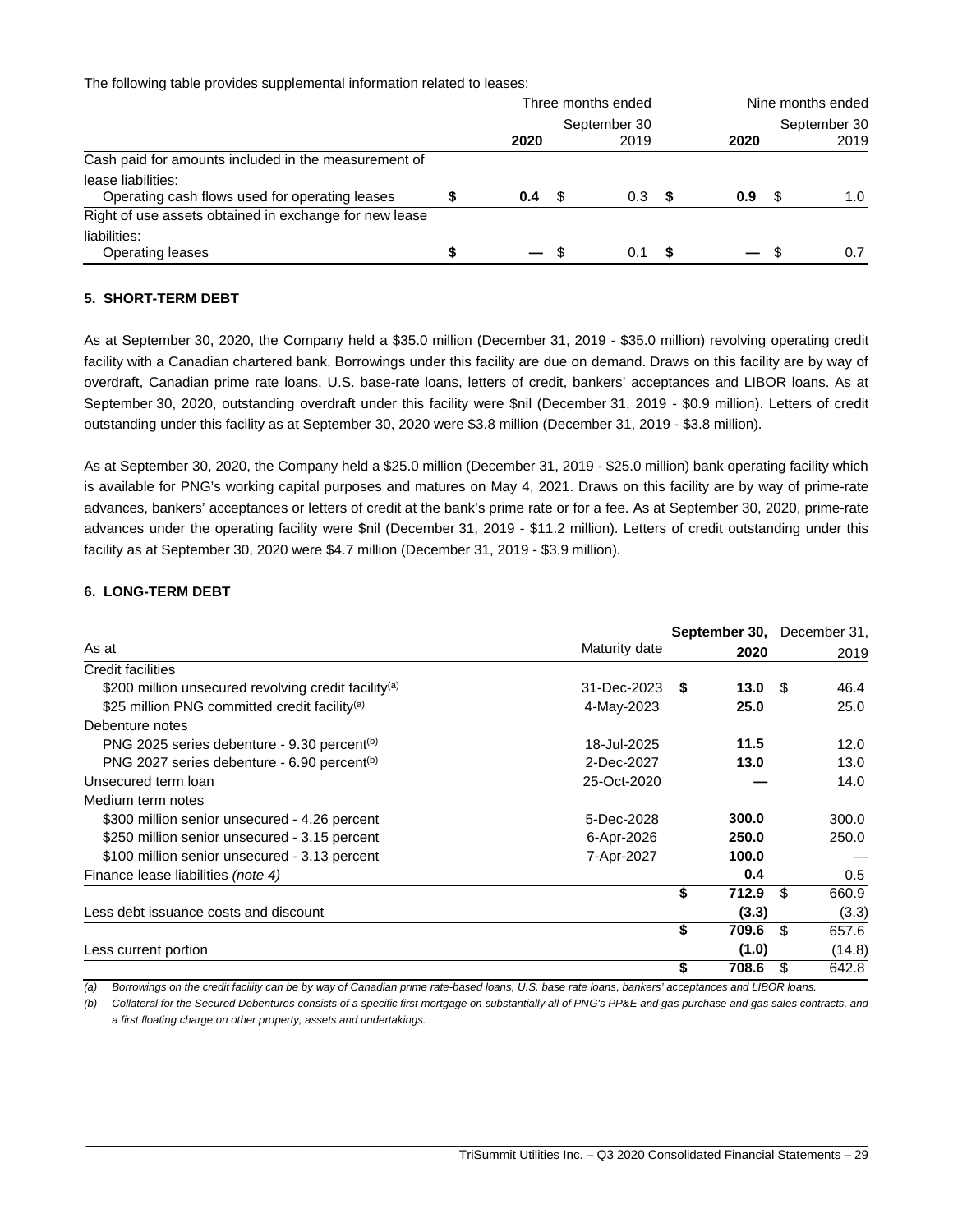The following table provides supplemental information related to leases:

| | Three months ended September 30 | | Nine months ended September 30 | |
|---|---|---|---|---|
| | **2020** | 2019 | **2020** | 2019 |
| Cash paid for amounts included in the measurement of lease liabilities: | | | | |
| Operating cash flows used for operating leases | **$ 0.4** | $ 0.3 | **$ 0.9** | $ 1.0 |
| Right of use assets obtained in exchange for new lease liabilities: | | | | |
| Operating leases | **$ —** | $ 0.1 | **$ —** | $ 0.7 |

### 5. SHORT-TERM DEBT

As at September 30, 2020, the Company held a $35.0 million (December 31, 2019 - $35.0 million) revolving operating credit facility with a Canadian chartered bank. Borrowings under this facility are due on demand. Draws on this facility are by way of overdraft, Canadian prime rate loans, U.S. base-rate loans, letters of credit, bankers' acceptances and LIBOR loans. As at September 30, 2020, outstanding overdraft under this facility were $nil (December 31, 2019 - $0.9 million). Letters of credit outstanding under this facility as at September 30, 2020 were $3.8 million (December 31, 2019 - $3.8 million).

As at September 30, 2020, the Company held a $25.0 million (December 31, 2019 - $25.0 million) bank operating facility which is available for PNG's working capital purposes and matures on May 4, 2021. Draws on this facility are by way of prime-rate advances, bankers' acceptances or letters of credit at the bank's prime rate or for a fee. As at September 30, 2020, prime-rate advances under the operating facility were $nil (December 31, 2019 - $11.2 million). Letters of credit outstanding under this facility as at September 30, 2020 were $4.7 million (December 31, 2019 - $3.9 million).

### 6. LONG-TERM DEBT

| As at | Maturity date | **September 30, 2020** | December 31, 2019 |
|---|---|---|---|
| Credit facilities | | | |
| $200 million unsecured revolving credit facility[(a)] | 31-Dec-2023 | **$ 13.0** | $ 46.4 |
| $25 million PNG committed credit facility[(a)] | 4-May-2023 | **25.0** | 25.0 |
| Debenture notes | | | |
| PNG 2025 series debenture - 9.30 percent[(b)] | 18-Jul-2025 | **11.5** | 12.0 |
| PNG 2027 series debenture - 6.90 percent[(b)] | 2-Dec-2027 | **13.0** | 13.0 |
| Unsecured term loan | 25-Oct-2020 | **—** | 14.0 |
| Medium term notes | | | |
| $300 million senior unsecured - 4.26 percent | 5-Dec-2028 | **300.0** | 300.0 |
| $250 million senior unsecured - 3.15 percent | 6-Apr-2026 | **250.0** | 250.0 |
| $100 million senior unsecured - 3.13 percent | 7-Apr-2027 | **100.0** | — |
| Finance lease liabilities *(note 4)* | | **0.4** | 0.5 |
| | | **$ 712.9** | $ 660.9 |
| Less debt issuance costs and discount | | **(3.3)** | (3.3) |
| | | **$ 709.6** | $ 657.6 |
| Less current portion | | **(1.0)** | (14.8) |
| | | **$ 708.6** | $ 642.8 |

*(a) Borrowings on the credit facility can be by way of Canadian prime rate-based loans, U.S. base rate loans, bankers' acceptances and LIBOR loans.*

*(b) Collateral for the Secured Debentures consists of a specific first mortgage on substantially all of PNG's PP&E and gas purchase and gas sales contracts, and a first floating charge on other property, assets and undertakings.*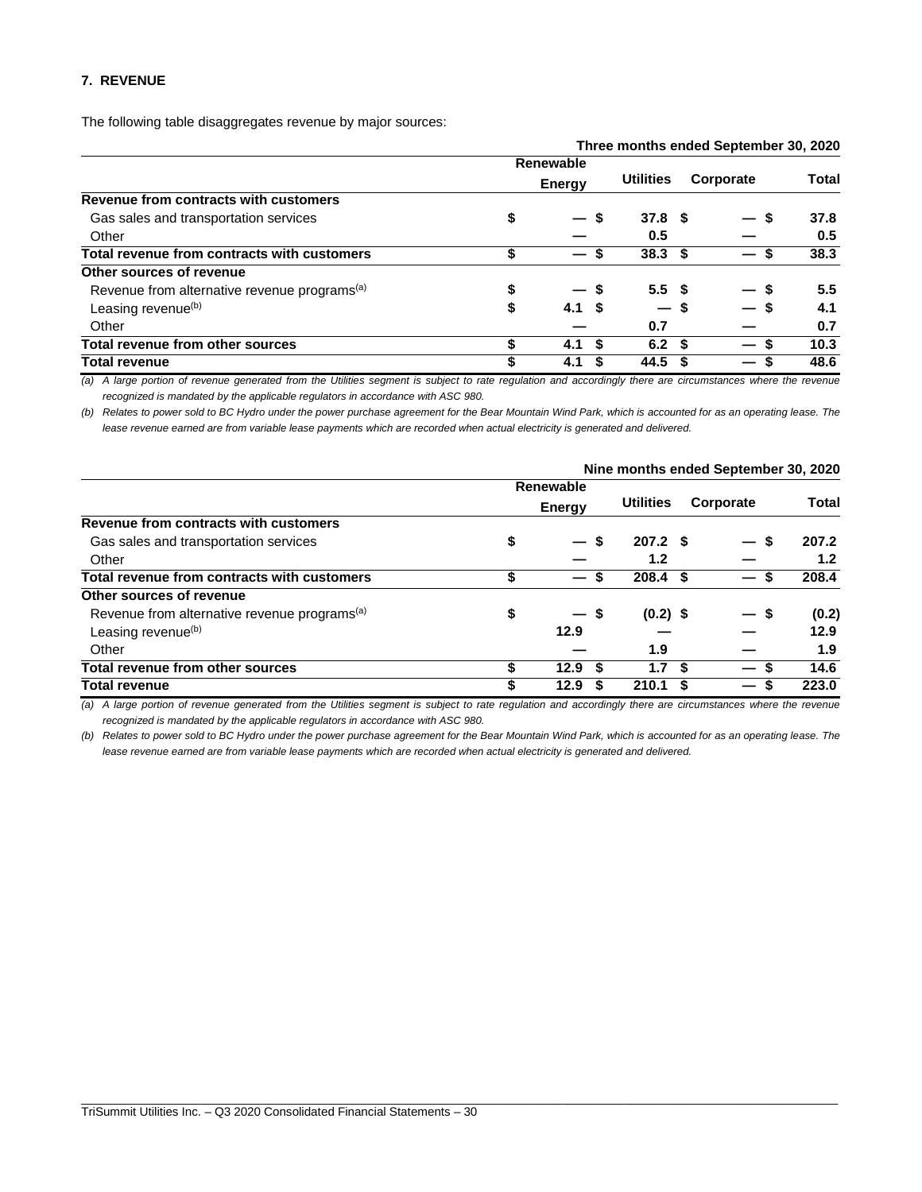## 7. REVENUE

The following table disaggregates revenue by major sources:

| Three months ended September 30, 2020 | Renewable Energy | Utilities | Corporate | Total |
|---|---|---|---|---|
| **Revenue from contracts with customers** | | | | |
| Gas sales and transportation services | $ — | $ 37.8 | $ — | $ 37.8 |
| Other | — | 0.5 | — | 0.5 |
| **Total revenue from contracts with customers** | $ — | $ 38.3 | $ — | $ 38.3 |
| **Other sources of revenue** | | | | |
| Revenue from alternative revenue programs[(a)] | $ — | $ 5.5 | $ — | $ 5.5 |
| Leasing revenue[(b)] | $ 4.1 | $ — | $ — | $ 4.1 |
| Other | — | 0.7 | — | 0.7 |
| **Total revenue from other sources** | $ 4.1 | $ 6.2 | $ — | $ 10.3 |
| **Total revenue** | $ 4.1 | $ 44.5 | $ — | $ 48.6 |

*(a) A large portion of revenue generated from the Utilities segment is subject to rate regulation and accordingly there are circumstances where the revenue recognized is mandated by the applicable regulators in accordance with ASC 980.*

*(b) Relates to power sold to BC Hydro under the power purchase agreement for the Bear Mountain Wind Park, which is accounted for as an operating lease. The lease revenue earned are from variable lease payments which are recorded when actual electricity is generated and delivered.*

| Nine months ended September 30, 2020 | Renewable Energy | Utilities | Corporate | Total |
|---|---|---|---|---|
| **Revenue from contracts with customers** | | | | |
| Gas sales and transportation services | $ — | $ 207.2 | $ — | $ 207.2 |
| Other | — | 1.2 | — | 1.2 |
| **Total revenue from contracts with customers** | $ — | $ 208.4 | $ — | $ 208.4 |
| **Other sources of revenue** | | | | |
| Revenue from alternative revenue programs[(a)] | $ — | $ (0.2) | $ — | $ (0.2) |
| Leasing revenue[(b)] | 12.9 | — | — | 12.9 |
| Other | — | 1.9 | — | 1.9 |
| **Total revenue from other sources** | $ 12.9 | $ 1.7 | $ — | $ 14.6 |
| **Total revenue** | $ 12.9 | $ 210.1 | $ — | $ 223.0 |

*(a) A large portion of revenue generated from the Utilities segment is subject to rate regulation and accordingly there are circumstances where the revenue recognized is mandated by the applicable regulators in accordance with ASC 980.*

*(b) Relates to power sold to BC Hydro under the power purchase agreement for the Bear Mountain Wind Park, which is accounted for as an operating lease. The lease revenue earned are from variable lease payments which are recorded when actual electricity is generated and delivered.*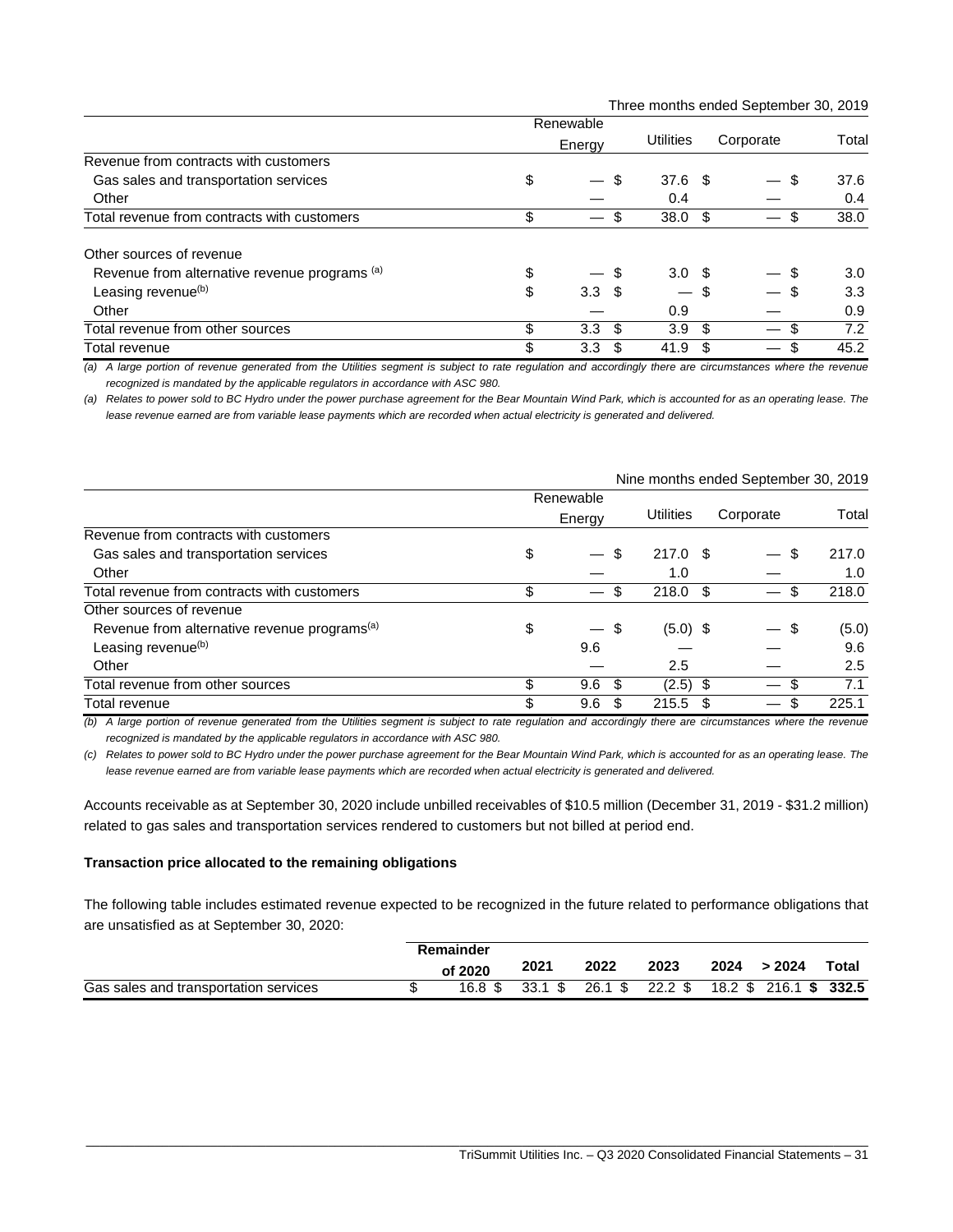| | Three months ended September 30, 2019 | | | |
|---|---|---|---|---|
| | Renewable Energy | Utilities | Corporate | Total |
| Revenue from contracts with customers | | | | |
| Gas sales and transportation services | $ — | $ 37.6 | $ — | $ 37.6 |
| Other | — | 0.4 | — | 0.4 |
| Total revenue from contracts with customers | $ — | $ 38.0 | $ — | $ 38.0 |
| Other sources of revenue | | | | |
| Revenue from alternative revenue programs [(a)] | $ — | $ 3.0 | $ — | $ 3.0 |
| Leasing revenue[(b)] | $ 3.3 | $ — | $ — | $ 3.3 |
| Other | — | 0.9 | — | 0.9 |
| Total revenue from other sources | $ 3.3 | $ 3.9 | $ — | $ 7.2 |
| Total revenue | $ 3.3 | $ 41.9 | $ — | $ 45.2 |

*(a) A large portion of revenue generated from the Utilities segment is subject to rate regulation and accordingly there are circumstances where the revenue recognized is mandated by the applicable regulators in accordance with ASC 980.*

*(a) Relates to power sold to BC Hydro under the power purchase agreement for the Bear Mountain Wind Park, which is accounted for as an operating lease. The lease revenue earned are from variable lease payments which are recorded when actual electricity is generated and delivered.*

| | Nine months ended September 30, 2019 | | | |
|---|---|---|---|---|
| | Renewable Energy | Utilities | Corporate | Total |
| Revenue from contracts with customers | | | | |
| Gas sales and transportation services | $ — | $ 217.0 | $ — | $ 217.0 |
| Other | — | 1.0 | — | 1.0 |
| Total revenue from contracts with customers | $ — | $ 218.0 | $ — | $ 218.0 |
| Other sources of revenue | | | | |
| Revenue from alternative revenue programs[(a)] | $ — | $ (5.0) | $ — | $ (5.0) |
| Leasing revenue[(b)] | 9.6 | — | — | 9.6 |
| Other | — | 2.5 | — | 2.5 |
| Total revenue from other sources | $ 9.6 | $ (2.5) | $ — | $ 7.1 |
| Total revenue | $ 9.6 | $ 215.5 | $ — | $ 225.1 |

*(b) A large portion of revenue generated from the Utilities segment is subject to rate regulation and accordingly there are circumstances where the revenue recognized is mandated by the applicable regulators in accordance with ASC 980.*

*(c) Relates to power sold to BC Hydro under the power purchase agreement for the Bear Mountain Wind Park, which is accounted for as an operating lease. The lease revenue earned are from variable lease payments which are recorded when actual electricity is generated and delivered.*

Accounts receivable as at September 30, 2020 include unbilled receivables of $10.5 million (December 31, 2019 - $31.2 million) related to gas sales and transportation services rendered to customers but not billed at period end.

**Transaction price allocated to the remaining obligations**

The following table includes estimated revenue expected to be recognized in the future related to performance obligations that are unsatisfied as at September 30, 2020:

| | Remainder of 2020 | 2021 | 2022 | 2023 | 2024 | > 2024 | Total |
|---|---|---|---|---|---|---|---|
| Gas sales and transportation services | $ 16.8 | $ 33.1 | $ 26.1 | $ 22.2 | $ 18.2 | $ 216.1 | **$ 332.5** |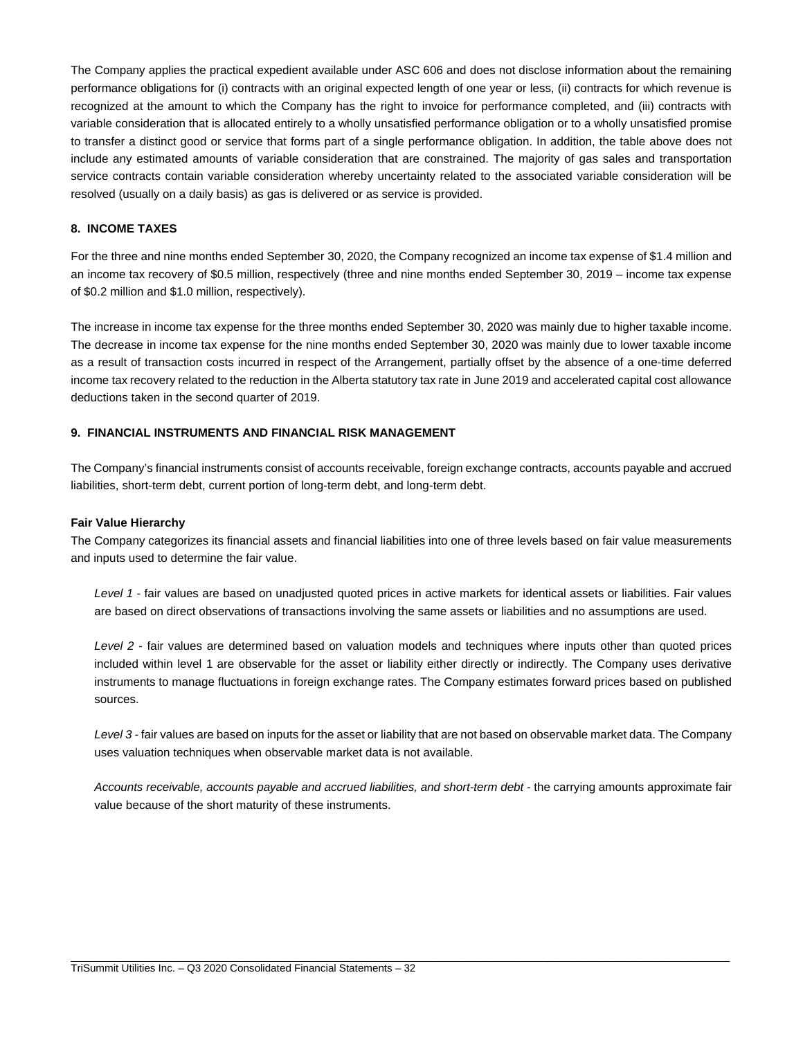The Company applies the practical expedient available under ASC 606 and does not disclose information about the remaining performance obligations for (i) contracts with an original expected length of one year or less, (ii) contracts for which revenue is recognized at the amount to which the Company has the right to invoice for performance completed, and (iii) contracts with variable consideration that is allocated entirely to a wholly unsatisfied performance obligation or to a wholly unsatisfied promise to transfer a distinct good or service that forms part of a single performance obligation. In addition, the table above does not include any estimated amounts of variable consideration that are constrained. The majority of gas sales and transportation service contracts contain variable consideration whereby uncertainty related to the associated variable consideration will be resolved (usually on a daily basis) as gas is delivered or as service is provided.

## 8. INCOME TAXES

For the three and nine months ended September 30, 2020, the Company recognized an income tax expense of $1.4 million and an income tax recovery of $0.5 million, respectively (three and nine months ended September 30, 2019 – income tax expense of $0.2 million and $1.0 million, respectively).

The increase in income tax expense for the three months ended September 30, 2020 was mainly due to higher taxable income. The decrease in income tax expense for the nine months ended September 30, 2020 was mainly due to lower taxable income as a result of transaction costs incurred in respect of the Arrangement, partially offset by the absence of a one-time deferred income tax recovery related to the reduction in the Alberta statutory tax rate in June 2019 and accelerated capital cost allowance deductions taken in the second quarter of 2019.

## 9. FINANCIAL INSTRUMENTS AND FINANCIAL RISK MANAGEMENT

The Company's financial instruments consist of accounts receivable, foreign exchange contracts, accounts payable and accrued liabilities, short-term debt, current portion of long-term debt, and long-term debt.

### Fair Value Hierarchy

The Company categorizes its financial assets and financial liabilities into one of three levels based on fair value measurements and inputs used to determine the fair value.

*Level 1* - fair values are based on unadjusted quoted prices in active markets for identical assets or liabilities. Fair values are based on direct observations of transactions involving the same assets or liabilities and no assumptions are used.

*Level 2* - fair values are determined based on valuation models and techniques where inputs other than quoted prices included within level 1 are observable for the asset or liability either directly or indirectly. The Company uses derivative instruments to manage fluctuations in foreign exchange rates. The Company estimates forward prices based on published sources.

*Level 3* - fair values are based on inputs for the asset or liability that are not based on observable market data. The Company uses valuation techniques when observable market data is not available.

*Accounts receivable, accounts payable and accrued liabilities, and short-term debt* - the carrying amounts approximate fair value because of the short maturity of these instruments.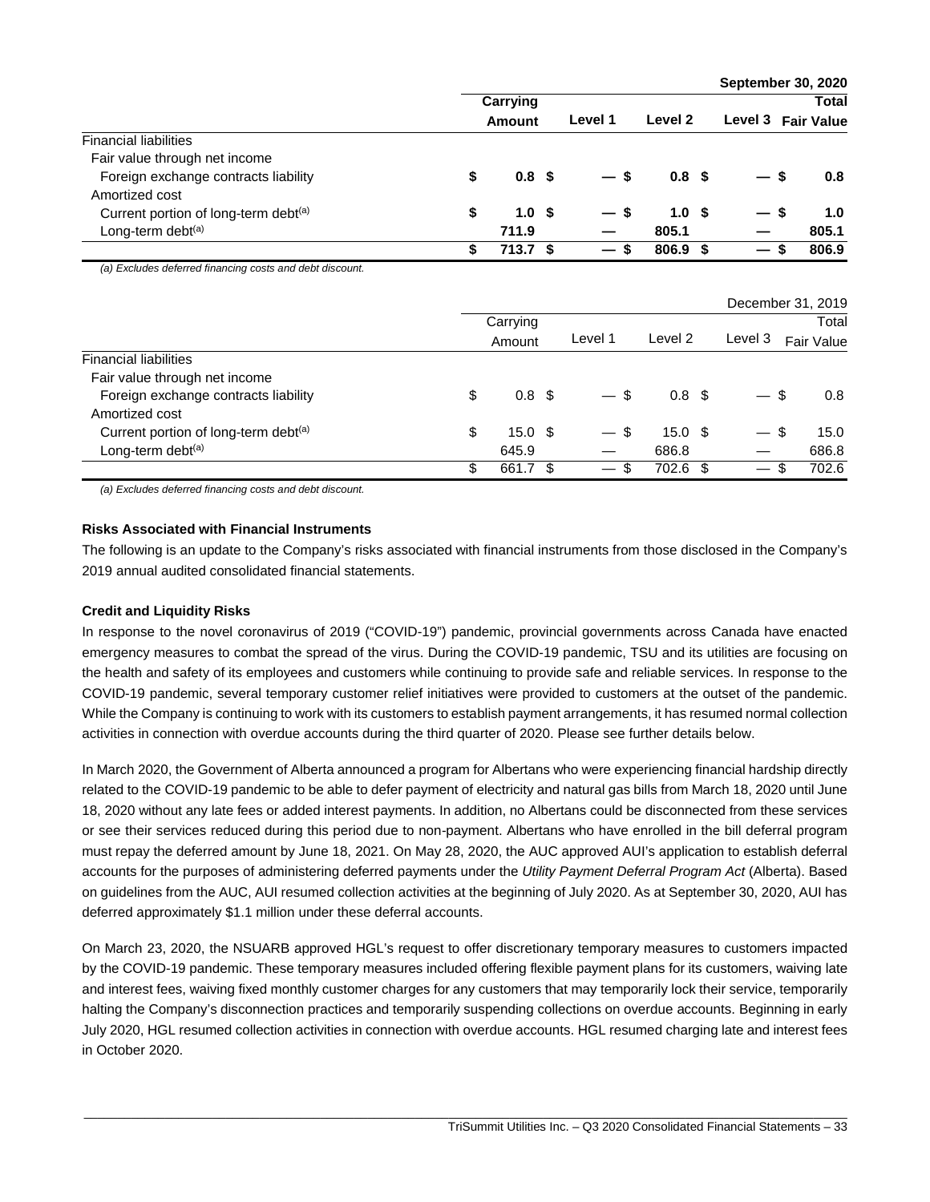| | Carrying Amount | Level 1 | Level 2 | Level 3 | September 30, 2020 Total Fair Value |
|---|---|---|---|---|---|
| **Financial liabilities** | | | | | |
| Fair value through net income | | | | | |
| Foreign exchange contracts liability | **$ 0.8** | **$ —** | **$ 0.8** | **$ —** | **$ 0.8** |
| Amortized cost | | | | | |
| Current portion of long-term debt[(a)] | **$ 1.0** | **$ —** | **$ 1.0** | **$ —** | **$ 1.0** |
| Long-term debt[(a)] | **711.9** | **—** | **805.1** | **—** | **805.1** |
| | **$ 713.7** | **$ —** | **$ 806.9** | **$ —** | **$ 806.9** |

*(a) Excludes deferred financing costs and debt discount.*

| | Carrying Amount | Level 1 | Level 2 | Level 3 | December 31, 2019 Total Fair Value |
|---|---|---|---|---|---|
| Financial liabilities | | | | | |
| Fair value through net income | | | | | |
| Foreign exchange contracts liability | $ 0.8 | $ — | $ 0.8 | $ — | $ 0.8 |
| Amortized cost | | | | | |
| Current portion of long-term debt[(a)] | $ 15.0 | $ — | $ 15.0 | $ — | $ 15.0 |
| Long-term debt[(a)] | 645.9 | — | 686.8 | — | 686.8 |
| | $ 661.7 | $ — | $ 702.6 | $ — | $ 702.6 |

*(a) Excludes deferred financing costs and debt discount.*

**Risks Associated with Financial Instruments**

The following is an update to the Company's risks associated with financial instruments from those disclosed in the Company's 2019 annual audited consolidated financial statements.

**Credit and Liquidity Risks**

In response to the novel coronavirus of 2019 ("COVID-19") pandemic, provincial governments across Canada have enacted emergency measures to combat the spread of the virus. During the COVID-19 pandemic, TSU and its utilities are focusing on the health and safety of its employees and customers while continuing to provide safe and reliable services. In response to the COVID-19 pandemic, several temporary customer relief initiatives were provided to customers at the outset of the pandemic. While the Company is continuing to work with its customers to establish payment arrangements, it has resumed normal collection activities in connection with overdue accounts during the third quarter of 2020. Please see further details below.

In March 2020, the Government of Alberta announced a program for Albertans who were experiencing financial hardship directly related to the COVID-19 pandemic to be able to defer payment of electricity and natural gas bills from March 18, 2020 until June 18, 2020 without any late fees or added interest payments. In addition, no Albertans could be disconnected from these services or see their services reduced during this period due to non-payment. Albertans who have enrolled in the bill deferral program must repay the deferred amount by June 18, 2021. On May 28, 2020, the AUC approved AUI's application to establish deferral accounts for the purposes of administering deferred payments under the *Utility Payment Deferral Program Act* (Alberta). Based on guidelines from the AUC, AUI resumed collection activities at the beginning of July 2020. As at September 30, 2020, AUI has deferred approximately $1.1 million under these deferral accounts.

On March 23, 2020, the NSUARB approved HGL's request to offer discretionary temporary measures to customers impacted by the COVID-19 pandemic. These temporary measures included offering flexible payment plans for its customers, waiving late and interest fees, waiving fixed monthly customer charges for any customers that may temporarily lock their service, temporarily halting the Company's disconnection practices and temporarily suspending collections on overdue accounts. Beginning in early July 2020, HGL resumed collection activities in connection with overdue accounts. HGL resumed charging late and interest fees in October 2020.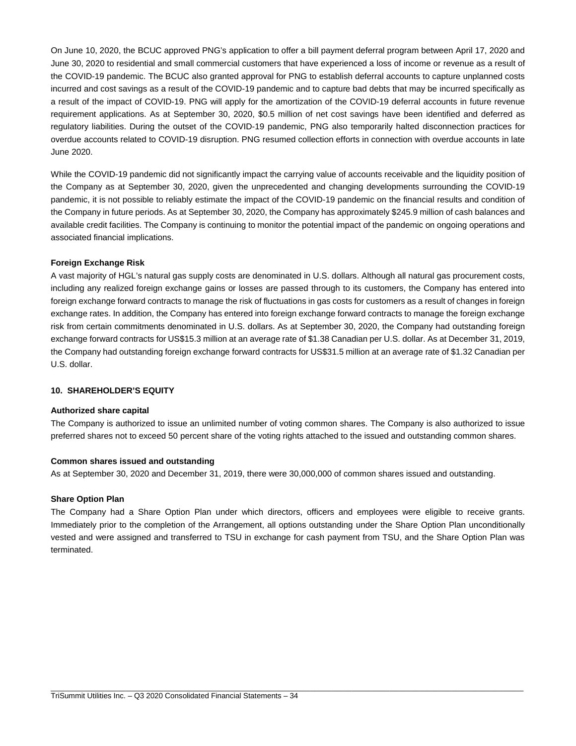On June 10, 2020, the BCUC approved PNG's application to offer a bill payment deferral program between April 17, 2020 and June 30, 2020 to residential and small commercial customers that have experienced a loss of income or revenue as a result of the COVID-19 pandemic. The BCUC also granted approval for PNG to establish deferral accounts to capture unplanned costs incurred and cost savings as a result of the COVID-19 pandemic and to capture bad debts that may be incurred specifically as a result of the impact of COVID-19. PNG will apply for the amortization of the COVID-19 deferral accounts in future revenue requirement applications. As at September 30, 2020, $0.5 million of net cost savings have been identified and deferred as regulatory liabilities. During the outset of the COVID-19 pandemic, PNG also temporarily halted disconnection practices for overdue accounts related to COVID-19 disruption. PNG resumed collection efforts in connection with overdue accounts in late June 2020.

While the COVID-19 pandemic did not significantly impact the carrying value of accounts receivable and the liquidity position of the Company as at September 30, 2020, given the unprecedented and changing developments surrounding the COVID-19 pandemic, it is not possible to reliably estimate the impact of the COVID-19 pandemic on the financial results and condition of the Company in future periods. As at September 30, 2020, the Company has approximately $245.9 million of cash balances and available credit facilities. The Company is continuing to monitor the potential impact of the pandemic on ongoing operations and associated financial implications.

**Foreign Exchange Risk**

A vast majority of HGL's natural gas supply costs are denominated in U.S. dollars. Although all natural gas procurement costs, including any realized foreign exchange gains or losses are passed through to its customers, the Company has entered into foreign exchange forward contracts to manage the risk of fluctuations in gas costs for customers as a result of changes in foreign exchange rates. In addition, the Company has entered into foreign exchange forward contracts to manage the foreign exchange risk from certain commitments denominated in U.S. dollars. As at September 30, 2020, the Company had outstanding foreign exchange forward contracts for US$15.3 million at an average rate of $1.38 Canadian per U.S. dollar. As at December 31, 2019, the Company had outstanding foreign exchange forward contracts for US$31.5 million at an average rate of $1.32 Canadian per U.S. dollar.

## 10. SHAREHOLDER'S EQUITY

**Authorized share capital**

The Company is authorized to issue an unlimited number of voting common shares. The Company is also authorized to issue preferred shares not to exceed 50 percent share of the voting rights attached to the issued and outstanding common shares.

**Common shares issued and outstanding**

As at September 30, 2020 and December 31, 2019, there were 30,000,000 of common shares issued and outstanding.

**Share Option Plan**

The Company had a Share Option Plan under which directors, officers and employees were eligible to receive grants. Immediately prior to the completion of the Arrangement, all options outstanding under the Share Option Plan unconditionally vested and were assigned and transferred to TSU in exchange for cash payment from TSU, and the Share Option Plan was terminated.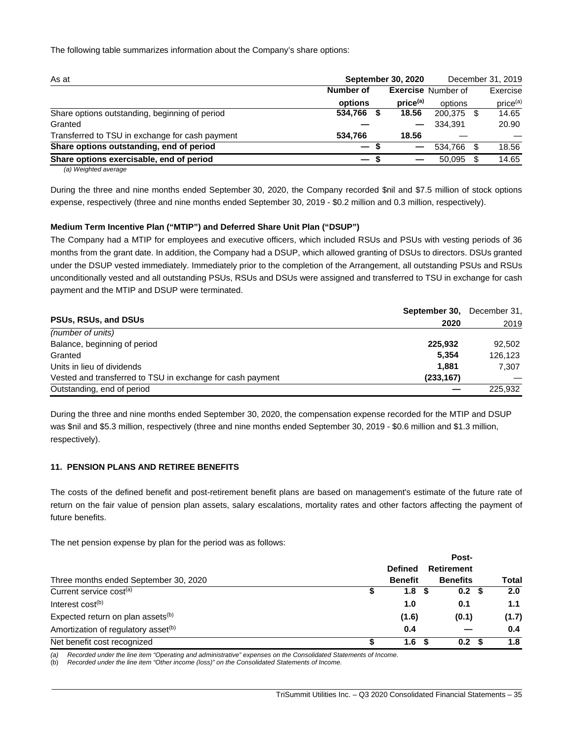The following table summarizes information about the Company's share options:

| As at | **September 30, 2020** | | December 31, 2019 | |
|---|---|---|---|---|
| | **Number of options** | **Exercise price(a)** | Number of options | Exercise price(a) |
| Share options outstanding, beginning of period | **534,766** | **$ 18.56** | 200,375 | $ 14.65 |
| Granted | **—** | **—** | 334,391 | 20.90 |
| Transferred to TSU in exchange for cash payment | **534,766** | **18.56** | — | — |
| **Share options outstanding, end of period** | **—** | **$ —** | 534,766 | $ 18.56 |
| **Share options exercisable, end of period** | **—** | **$ —** | 50,095 | $ 14.65 |

*(a) Weighted average*

During the three and nine months ended September 30, 2020, the Company recorded $nil and $7.5 million of stock options expense, respectively (three and nine months ended September 30, 2019 - $0.2 million and 0.3 million, respectively).

**Medium Term Incentive Plan ("MTIP") and Deferred Share Unit Plan ("DSUP")**

The Company had a MTIP for employees and executive officers, which included RSUs and PSUs with vesting periods of 36 months from the grant date. In addition, the Company had a DSUP, which allowed granting of DSUs to directors. DSUs granted under the DSUP vested immediately. Immediately prior to the completion of the Arrangement, all outstanding PSUs and RSUs unconditionally vested and all outstanding PSUs, RSUs and DSUs were assigned and transferred to TSU in exchange for cash payment and the MTIP and DSUP were terminated.

| **PSUs, RSUs, and DSUs** | **September 30, 2020** | December 31, 2019 |
|---|---|---|
| *(number of units)* | | |
| Balance, beginning of period | **225,932** | 92,502 |
| Granted | **5,354** | 126,123 |
| Units in lieu of dividends | **1,881** | 7,307 |
| Vested and transferred to TSU in exchange for cash payment | **(233,167)** | — |
| Outstanding, end of period | **—** | 225,932 |

During the three and nine months ended September 30, 2020, the compensation expense recorded for the MTIP and DSUP was $nil and $5.3 million, respectively (three and nine months ended September 30, 2019 - $0.6 million and $1.3 million, respectively).

## 11. PENSION PLANS AND RETIREE BENEFITS

The costs of the defined benefit and post-retirement benefit plans are based on management's estimate of the future rate of return on the fair value of pension plan assets, salary escalations, mortality rates and other factors affecting the payment of future benefits.

The net pension expense by plan for the period was as follows:

| Three months ended September 30, 2020 | **Defined Benefit** | **Post-Retirement Benefits** | **Total** |
|---|---|---|---|
| Current service cost(a) | **$ 1.8** | **$ 0.2** | **$ 2.0** |
| Interest cost(b) | **1.0** | **0.1** | **1.1** |
| Expected return on plan assets(b) | **(1.6)** | **(0.1)** | **(1.7)** |
| Amortization of regulatory asset(b) | **0.4** | **—** | **0.4** |
| Net benefit cost recognized | **$ 1.6** | **$ 0.2** | **$ 1.8** |

(a) *Recorded under the line item "Operating and administrative" expenses on the Consolidated Statements of Income.*
(b) *Recorded under the line item "Other income (loss)" on the Consolidated Statements of Income.*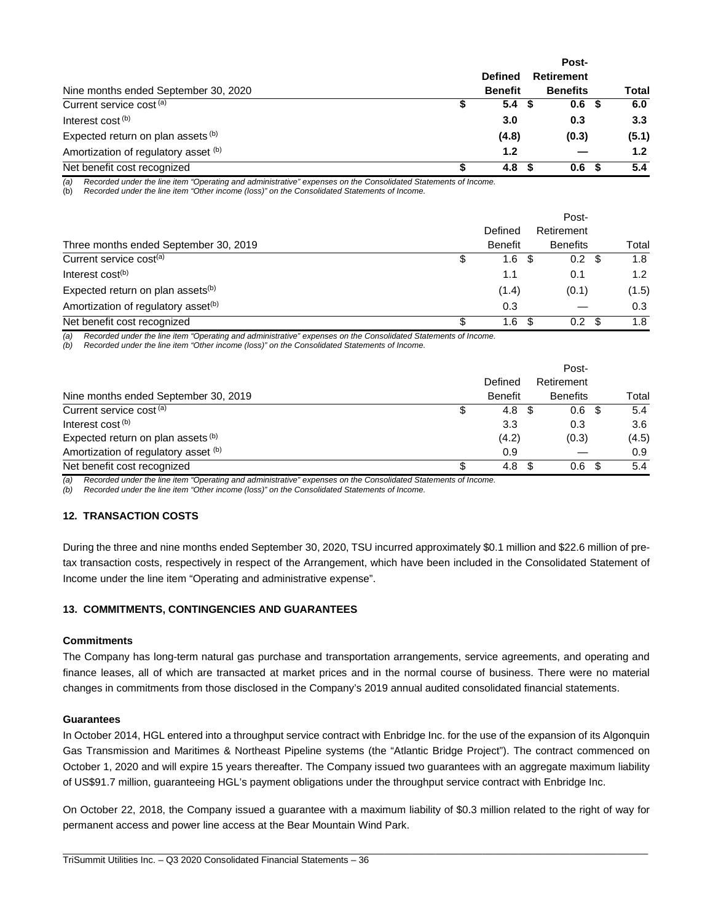| Nine months ended September 30, 2020 | | Defined Benefit | | Post-Retirement Benefits | | Total |
|---|---|---|---|---|---|---|
| Current service cost [(a)] | $ | **5.4** | $ | **0.6** | $ | **6.0** |
| Interest cost [(b)] | | **3.0** | | **0.3** | | **3.3** |
| Expected return on plan assets [(b)] | | **(4.8)** | | **(0.3)** | | **(5.1)** |
| Amortization of regulatory asset [(b)] | | **1.2** | | **—** | | **1.2** |
| Net benefit cost recognized | $ | **4.8** | $ | **0.6** | $ | **5.4** |

*(a) Recorded under the line item "Operating and administrative" expenses on the Consolidated Statements of Income.*
*(b) Recorded under the line item "Other income (loss)" on the Consolidated Statements of Income.*

| Three months ended September 30, 2019 | | Defined Benefit | | Post-Retirement Benefits | | Total |
|---|---|---|---|---|---|---|
| Current service cost[(a)] | $ | 1.6 | $ | 0.2 | $ | 1.8 |
| Interest cost[(b)] | | 1.1 | | 0.1 | | 1.2 |
| Expected return on plan assets[(b)] | | (1.4) | | (0.1) | | (1.5) |
| Amortization of regulatory asset[(b)] | | 0.3 | | — | | 0.3 |
| Net benefit cost recognized | $ | 1.6 | $ | 0.2 | $ | 1.8 |

*(a) Recorded under the line item "Operating and administrative" expenses on the Consolidated Statements of Income.*
*(b) Recorded under the line item "Other income (loss)" on the Consolidated Statements of Income.*

| Nine months ended September 30, 2019 | | Defined Benefit | | Post-Retirement Benefits | | Total |
|---|---|---|---|---|---|---|
| Current service cost [(a)] | $ | 4.8 | $ | 0.6 | $ | 5.4 |
| Interest cost [(b)] | | 3.3 | | 0.3 | | 3.6 |
| Expected return on plan assets [(b)] | | (4.2) | | (0.3) | | (4.5) |
| Amortization of regulatory asset [(b)] | | 0.9 | | — | | 0.9 |
| Net benefit cost recognized | $ | 4.8 | $ | 0.6 | $ | 5.4 |

*(a) Recorded under the line item "Operating and administrative" expenses on the Consolidated Statements of Income.*
*(b) Recorded under the line item "Other income (loss)" on the Consolidated Statements of Income.*

## 12. TRANSACTION COSTS

During the three and nine months ended September 30, 2020, TSU incurred approximately $0.1 million and $22.6 million of pre-tax transaction costs, respectively in respect of the Arrangement, which have been included in the Consolidated Statement of Income under the line item "Operating and administrative expense".

## 13. COMMITMENTS, CONTINGENCIES AND GUARANTEES

### Commitments

The Company has long-term natural gas purchase and transportation arrangements, service agreements, and operating and finance leases, all of which are transacted at market prices and in the normal course of business. There were no material changes in commitments from those disclosed in the Company's 2019 annual audited consolidated financial statements.

### Guarantees

In October 2014, HGL entered into a throughput service contract with Enbridge Inc. for the use of the expansion of its Algonquin Gas Transmission and Maritimes & Northeast Pipeline systems (the "Atlantic Bridge Project"). The contract commenced on October 1, 2020 and will expire 15 years thereafter. The Company issued two guarantees with an aggregate maximum liability of US$91.7 million, guaranteeing HGL's payment obligations under the throughput service contract with Enbridge Inc.

On October 22, 2018, the Company issued a guarantee with a maximum liability of $0.3 million related to the right of way for permanent access and power line access at the Bear Mountain Wind Park.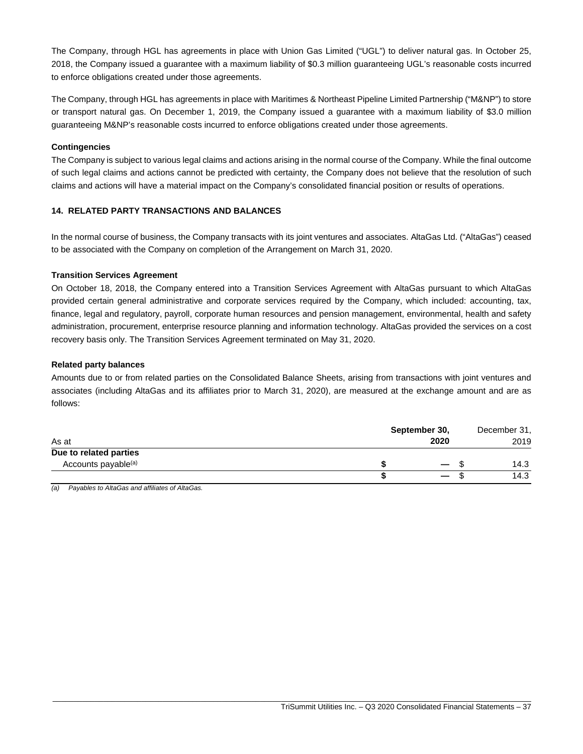The Company, through HGL has agreements in place with Union Gas Limited ("UGL") to deliver natural gas. In October 25, 2018, the Company issued a guarantee with a maximum liability of $0.3 million guaranteeing UGL's reasonable costs incurred to enforce obligations created under those agreements.

The Company, through HGL has agreements in place with Maritimes & Northeast Pipeline Limited Partnership ("M&NP") to store or transport natural gas. On December 1, 2019, the Company issued a guarantee with a maximum liability of $3.0 million guaranteeing M&NP's reasonable costs incurred to enforce obligations created under those agreements.

**Contingencies**

The Company is subject to various legal claims and actions arising in the normal course of the Company. While the final outcome of such legal claims and actions cannot be predicted with certainty, the Company does not believe that the resolution of such claims and actions will have a material impact on the Company's consolidated financial position or results of operations.

## 14. RELATED PARTY TRANSACTIONS AND BALANCES

In the normal course of business, the Company transacts with its joint ventures and associates. AltaGas Ltd. ("AltaGas") ceased to be associated with the Company on completion of the Arrangement on March 31, 2020.

**Transition Services Agreement**

On October 18, 2018, the Company entered into a Transition Services Agreement with AltaGas pursuant to which AltaGas provided certain general administrative and corporate services required by the Company, which included: accounting, tax, finance, legal and regulatory, payroll, corporate human resources and pension management, environmental, health and safety administration, procurement, enterprise resource planning and information technology. AltaGas provided the services on a cost recovery basis only. The Transition Services Agreement terminated on May 31, 2020.

**Related party balances**

Amounts due to or from related parties on the Consolidated Balance Sheets, arising from transactions with joint ventures and associates (including AltaGas and its affiliates prior to March 31, 2020), are measured at the exchange amount and are as follows:

| As at | **September 30, 2020** | December 31, 2019 |
|---|---|---|
| **Due to related parties** | | |
| Accounts payable[(a)] | **$ —** | $ 14.3 |
| | **$ —** | $ 14.3 |

*(a) Payables to AltaGas and affiliates of AltaGas.*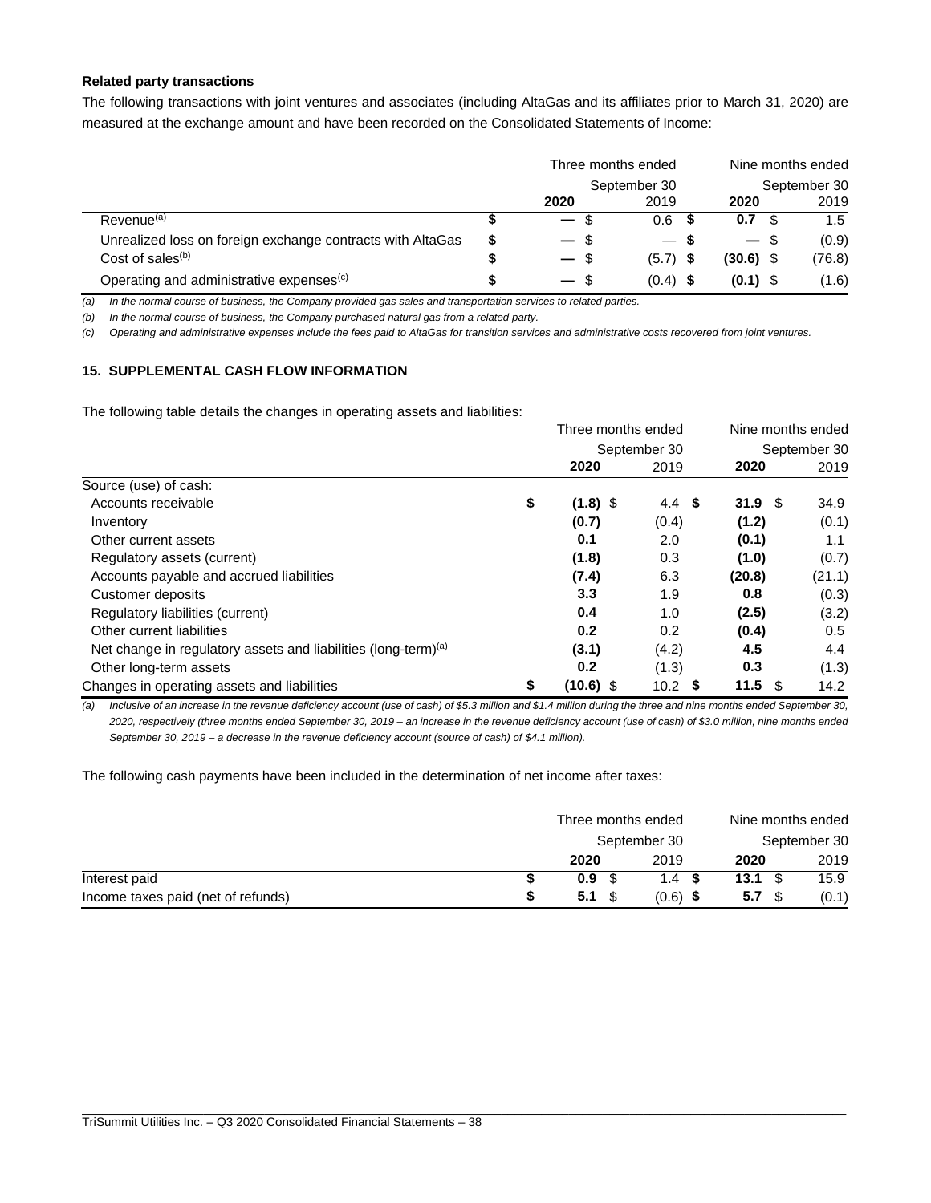**Related party transactions**

The following transactions with joint ventures and associates (including AltaGas and its affiliates prior to March 31, 2020) are measured at the exchange amount and have been recorded on the Consolidated Statements of Income:

| | Three months ended September 30 | | Nine months ended September 30 | |
|---|---|---|---|---|
| | **2020** | 2019 | **2020** | 2019 |
| Revenue[(a)] | **$ —** | $ 0.6 | **$ 0.7** | $ 1.5 |
| Unrealized loss on foreign exchange contracts with AltaGas | **$ —** | $ — | **$ —** | $ (0.9) |
| Cost of sales[(b)] | **$ —** | $ (5.7) | **$ (30.6)** | $ (76.8) |
| Operating and administrative expenses[(c)] | **$ —** | $ (0.4) | **$ (0.1)** | $ (1.6) |

*(a) In the normal course of business, the Company provided gas sales and transportation services to related parties.*

*(b) In the normal course of business, the Company purchased natural gas from a related party.*

*(c) Operating and administrative expenses include the fees paid to AltaGas for transition services and administrative costs recovered from joint ventures.*

## 15. SUPPLEMENTAL CASH FLOW INFORMATION

The following table details the changes in operating assets and liabilities:

| | Three months ended September 30 | | Nine months ended September 30 | |
|---|---|---|---|---|
| | **2020** | 2019 | **2020** | 2019 |
| Source (use) of cash: | | | | |
| Accounts receivable | **$ (1.8)** | $ 4.4 | **$ 31.9** | $ 34.9 |
| Inventory | **(0.7)** | (0.4) | **(1.2)** | (0.1) |
| Other current assets | **0.1** | 2.0 | **(0.1)** | 1.1 |
| Regulatory assets (current) | **(1.8)** | 0.3 | **(1.0)** | (0.7) |
| Accounts payable and accrued liabilities | **(7.4)** | 6.3 | **(20.8)** | (21.1) |
| Customer deposits | **3.3** | 1.9 | **0.8** | (0.3) |
| Regulatory liabilities (current) | **0.4** | 1.0 | **(2.5)** | (3.2) |
| Other current liabilities | **0.2** | 0.2 | **(0.4)** | 0.5 |
| Net change in regulatory assets and liabilities (long-term)[(a)] | **(3.1)** | (4.2) | **4.5** | 4.4 |
| Other long-term assets | **0.2** | (1.3) | **0.3** | (1.3) |
| Changes in operating assets and liabilities | **$ (10.6)** | $ 10.2 | **$ 11.5** | $ 14.2 |

*(a) Inclusive of an increase in the revenue deficiency account (use of cash) of $5.3 million and $1.4 million during the three and nine months ended September 30, 2020, respectively (three months ended September 30, 2019 – an increase in the revenue deficiency account (use of cash) of $3.0 million, nine months ended September 30, 2019 – a decrease in the revenue deficiency account (source of cash) of $4.1 million).*

The following cash payments have been included in the determination of net income after taxes:

| | Three months ended September 30 | | Nine months ended September 30 | |
|---|---|---|---|---|
| | **2020** | 2019 | **2020** | 2019 |
| Interest paid | **$ 0.9** | $ 1.4 | **$ 13.1** | $ 15.9 |
| Income taxes paid (net of refunds) | **$ 5.1** | $ (0.6) | **$ 5.7** | $ (0.1) |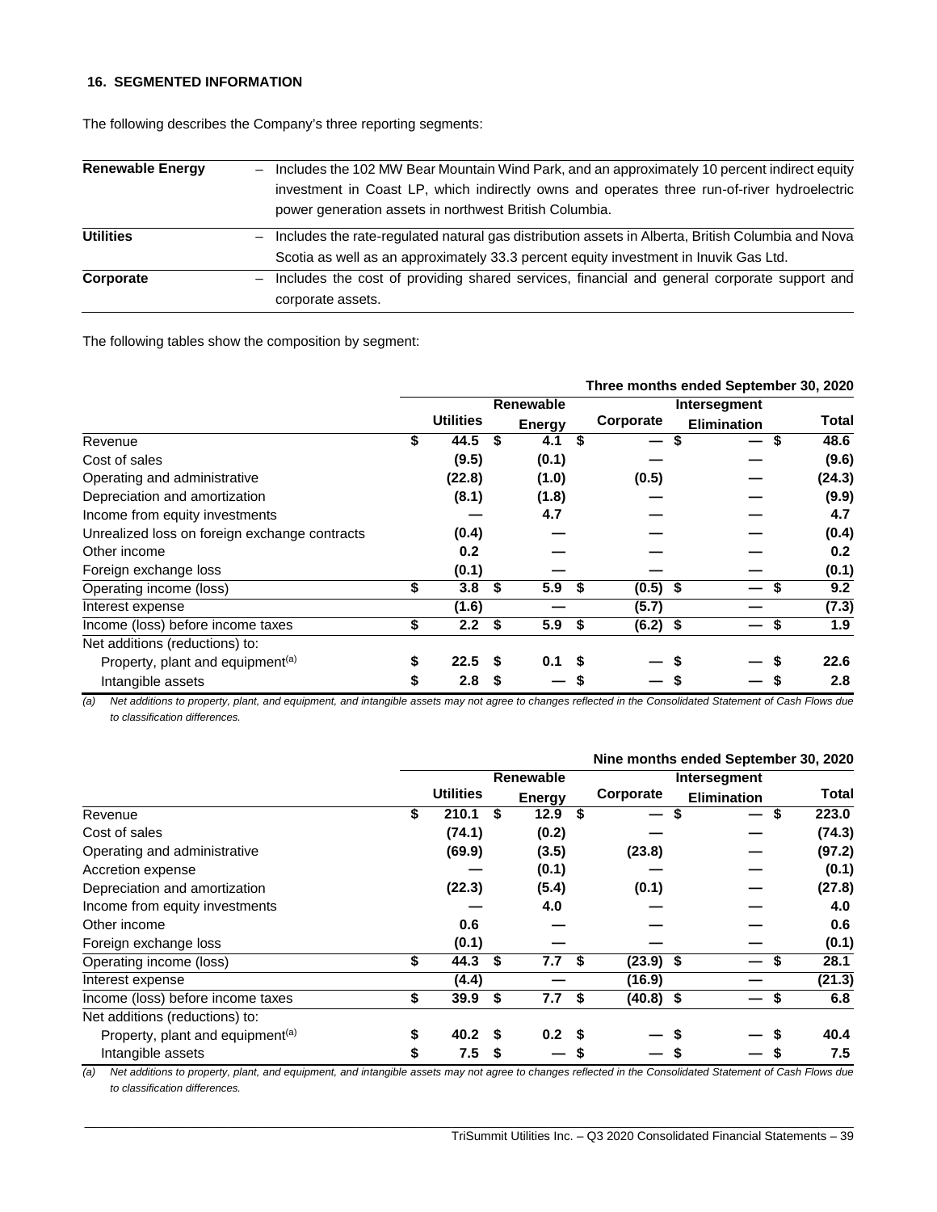### 16. SEGMENTED INFORMATION

The following describes the Company's three reporting segments:

| | |
|---|---|
| **Renewable Energy** | – Includes the 102 MW Bear Mountain Wind Park, and an approximately 10 percent indirect equity investment in Coast LP, which indirectly owns and operates three run-of-river hydroelectric power generation assets in northwest British Columbia. |
| **Utilities** | – Includes the rate-regulated natural gas distribution assets in Alberta, British Columbia and Nova Scotia as well as an approximately 33.3 percent equity investment in Inuvik Gas Ltd. |
| **Corporate** | – Includes the cost of providing shared services, financial and general corporate support and corporate assets. |

The following tables show the composition by segment:

| | **Three months ended September 30, 2020** | | | | |
|---|---|---|---|---|---|
| | **Utilities** | **Renewable Energy** | **Corporate** | **Intersegment Elimination** | **Total** |
| Revenue | $ 44.5 | $ 4.1 | $ — | $ — | $ 48.6 |
| Cost of sales | (9.5) | (0.1) | — | — | (9.6) |
| Operating and administrative | (22.8) | (1.0) | (0.5) | — | (24.3) |
| Depreciation and amortization | (8.1) | (1.8) | — | — | (9.9) |
| Income from equity investments | — | 4.7 | — | — | 4.7 |
| Unrealized loss on foreign exchange contracts | (0.4) | — | — | — | (0.4) |
| Other income | 0.2 | — | — | — | 0.2 |
| Foreign exchange loss | (0.1) | — | — | — | (0.1) |
| Operating income (loss) | $ 3.8 | $ 5.9 | $ (0.5) | $ — | $ 9.2 |
| Interest expense | (1.6) | — | (5.7) | — | (7.3) |
| Income (loss) before income taxes | $ 2.2 | $ 5.9 | $ (6.2) | $ — | $ 1.9 |
| Net additions (reductions) to: | | | | | |
| Property, plant and equipment[(a)] | $ 22.5 | $ 0.1 | $ — | $ — | $ 22.6 |
| Intangible assets | $ 2.8 | $ — | $ — | $ — | $ 2.8 |

*(a) Net additions to property, plant, and equipment, and intangible assets may not agree to changes reflected in the Consolidated Statement of Cash Flows due to classification differences.*

| | **Nine months ended September 30, 2020** | | | | |
|---|---|---|---|---|---|
| | **Utilities** | **Renewable Energy** | **Corporate** | **Intersegment Elimination** | **Total** |
| Revenue | $ 210.1 | $ 12.9 | $ — | $ — | $ 223.0 |
| Cost of sales | (74.1) | (0.2) | — | — | (74.3) |
| Operating and administrative | (69.9) | (3.5) | (23.8) | — | (97.2) |
| Accretion expense | — | (0.1) | — | — | (0.1) |
| Depreciation and amortization | (22.3) | (5.4) | (0.1) | — | (27.8) |
| Income from equity investments | — | 4.0 | — | — | 4.0 |
| Other income | 0.6 | — | — | — | 0.6 |
| Foreign exchange loss | (0.1) | — | — | — | (0.1) |
| Operating income (loss) | $ 44.3 | $ 7.7 | $ (23.9) | $ — | $ 28.1 |
| Interest expense | (4.4) | — | (16.9) | — | (21.3) |
| Income (loss) before income taxes | $ 39.9 | $ 7.7 | $ (40.8) | $ — | $ 6.8 |
| Net additions (reductions) to: | | | | | |
| Property, plant and equipment[(a)] | $ 40.2 | $ 0.2 | $ — | $ — | $ 40.4 |
| Intangible assets | $ 7.5 | $ — | $ — | $ — | $ 7.5 |

*(a) Net additions to property, plant, and equipment, and intangible assets may not agree to changes reflected in the Consolidated Statement of Cash Flows due to classification differences.*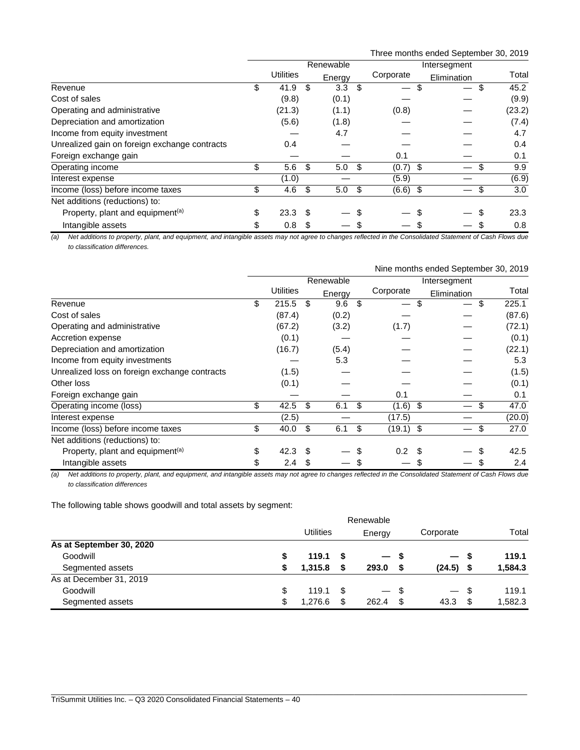Three months ended September 30, 2019

| | Utilities | Renewable Energy | Corporate | Intersegment Elimination | Total |
|---|---|---|---|---|---|
| Revenue | $ 41.9 | $ 3.3 | $ — | $ — | $ 45.2 |
| Cost of sales | (9.8) | (0.1) | — | — | (9.9) |
| Operating and administrative | (21.3) | (1.1) | (0.8) | — | (23.2) |
| Depreciation and amortization | (5.6) | (1.8) | — | — | (7.4) |
| Income from equity investment | — | 4.7 | — | — | 4.7 |
| Unrealized gain on foreign exchange contracts | 0.4 | — | — | — | 0.4 |
| Foreign exchange gain | — | — | 0.1 | — | 0.1 |
| Operating income | $ 5.6 | $ 5.0 | $ (0.7) | $ — | $ 9.9 |
| Interest expense | (1.0) | — | (5.9) | — | (6.9) |
| Income (loss) before income taxes | $ 4.6 | $ 5.0 | $ (6.6) | $ — | $ 3.0 |
| Net additions (reductions) to: | | | | | |
| Property, plant and equipment[(a)] | $ 23.3 | $ — | $ — | $ — | $ 23.3 |
| Intangible assets | $ 0.8 | $ — | $ — | $ — | $ 0.8 |

*(a) Net additions to property, plant, and equipment, and intangible assets may not agree to changes reflected in the Consolidated Statement of Cash Flows due to classification differences.*

Nine months ended September 30, 2019

| | Utilities | Renewable Energy | Corporate | Intersegment Elimination | Total |
|---|---|---|---|---|---|
| Revenue | $ 215.5 | $ 9.6 | $ — | $ — | $ 225.1 |
| Cost of sales | (87.4) | (0.2) | — | — | (87.6) |
| Operating and administrative | (67.2) | (3.2) | (1.7) | — | (72.1) |
| Accretion expense | (0.1) | — | — | — | (0.1) |
| Depreciation and amortization | (16.7) | (5.4) | — | — | (22.1) |
| Income from equity investments | — | 5.3 | — | — | 5.3 |
| Unrealized loss on foreign exchange contracts | (1.5) | — | — | — | (1.5) |
| Other loss | (0.1) | — | — | — | (0.1) |
| Foreign exchange gain | — | — | 0.1 | — | 0.1 |
| Operating income (loss) | $ 42.5 | $ 6.1 | $ (1.6) | $ — | $ 47.0 |
| Interest expense | (2.5) | — | (17.5) | — | (20.0) |
| Income (loss) before income taxes | $ 40.0 | $ 6.1 | $ (19.1) | $ — | $ 27.0 |
| Net additions (reductions) to: | | | | | |
| Property, plant and equipment[(a)] | $ 42.3 | $ — | $ 0.2 | $ — | $ 42.5 |
| Intangible assets | $ 2.4 | $ — | $ — | $ — | $ 2.4 |

*(a) Net additions to property, plant, and equipment, and intangible assets may not agree to changes reflected in the Consolidated Statement of Cash Flows due to classification differences*

The following table shows goodwill and total assets by segment:

| | Utilities | Renewable Energy | Corporate | Total |
|---|---|---|---|---|
| **As at September 30, 2020** | | | | |
| Goodwill | **$ 119.1** | **$ —** | **$ —** | **$ 119.1** |
| Segmented assets | **$ 1,315.8** | **$ 293.0** | **$ (24.5)** | **$ 1,584.3** |
| As at December 31, 2019 | | | | |
| Goodwill | $ 119.1 | $ — | $ — | $ 119.1 |
| Segmented assets | $ 1,276.6 | $ 262.4 | $ 43.3 | $ 1,582.3 |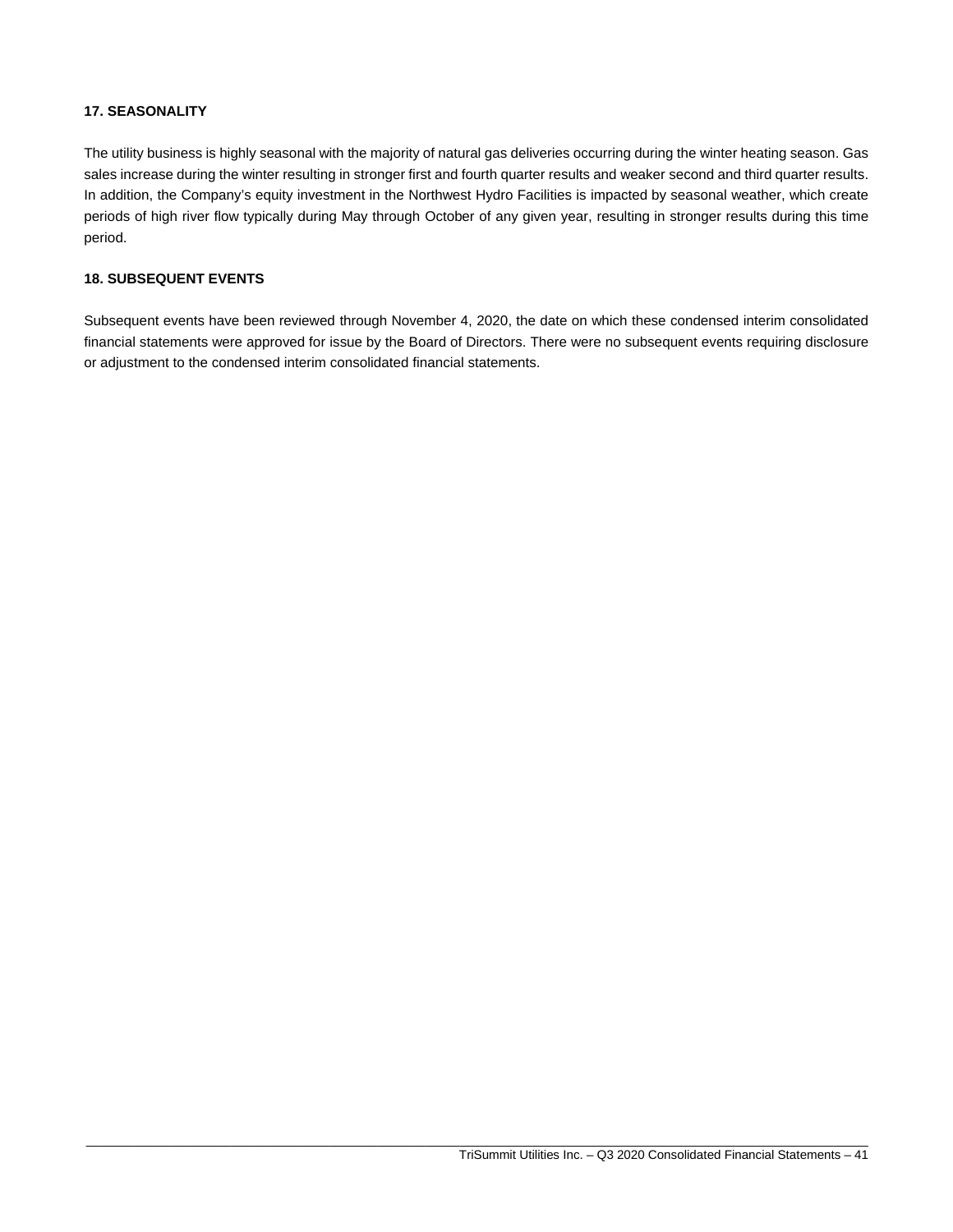**17. SEASONALITY**

The utility business is highly seasonal with the majority of natural gas deliveries occurring during the winter heating season. Gas sales increase during the winter resulting in stronger first and fourth quarter results and weaker second and third quarter results. In addition, the Company's equity investment in the Northwest Hydro Facilities is impacted by seasonal weather, which create periods of high river flow typically during May through October of any given year, resulting in stronger results during this time period.

**18. SUBSEQUENT EVENTS**

Subsequent events have been reviewed through November 4, 2020, the date on which these condensed interim consolidated financial statements were approved for issue by the Board of Directors. There were no subsequent events requiring disclosure or adjustment to the condensed interim consolidated financial statements.